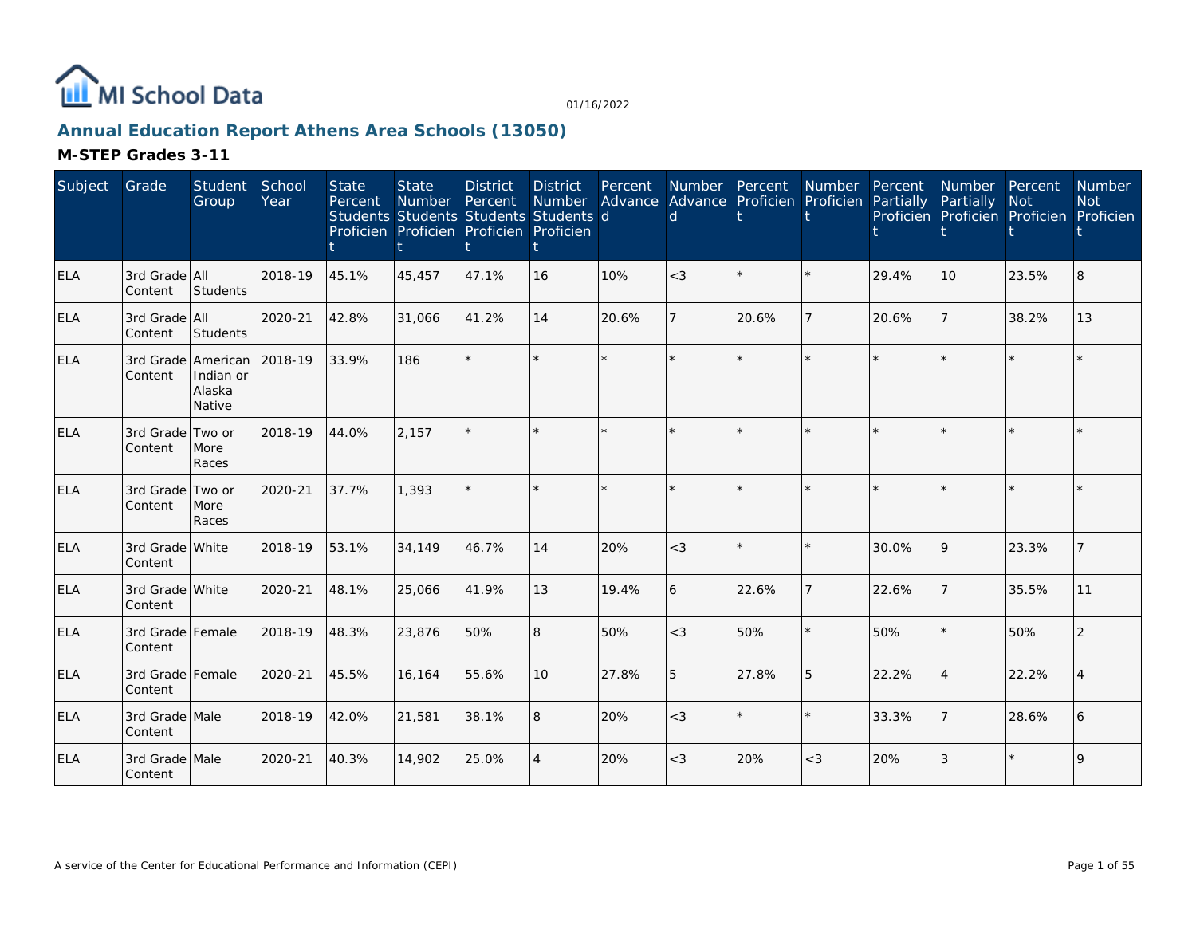MI School Data

01/16/2022

## Annual Education Report Athens Area Schools (13050)

### M-STEP Grades 3-11

| Subject | Grade | Student Group | School Year | State Percent Students Proficient | State Number Students Proficient | District Percent Students Proficient | District Number Students Proficient | Percent Advanced | Number Advanced | Percent Proficient | Number Proficient | Percent Partially Proficient | Number Partially Proficient | Percent Not Proficient | Number Not Proficient |
|---|---|---|---|---|---|---|---|---|---|---|---|---|---|---|---|
| ELA | 3rd Grade Content | All Students | 2018-19 | 45.1% | 45,457 | 47.1% | 16 | 10% | <3 | * | * | 29.4% | 10 | 23.5% | 8 |
| ELA | 3rd Grade Content | All Students | 2020-21 | 42.8% | 31,066 | 41.2% | 14 | 20.6% | 7 | 20.6% | 7 | 20.6% | 7 | 38.2% | 13 |
| ELA | 3rd Grade Content | American Indian or Alaska Native | 2018-19 | 33.9% | 186 | * | * | * | * | * | * | * | * | * | * |
| ELA | 3rd Grade Content | Two or More Races | 2018-19 | 44.0% | 2,157 | * | * | * | * | * | * | * | * | * | * |
| ELA | 3rd Grade Content | Two or More Races | 2020-21 | 37.7% | 1,393 | * | * | * | * | * | * | * | * | * | * |
| ELA | 3rd Grade Content | White | 2018-19 | 53.1% | 34,149 | 46.7% | 14 | 20% | <3 | * | * | 30.0% | 9 | 23.3% | 7 |
| ELA | 3rd Grade Content | White | 2020-21 | 48.1% | 25,066 | 41.9% | 13 | 19.4% | 6 | 22.6% | 7 | 22.6% | 7 | 35.5% | 11 |
| ELA | 3rd Grade Content | Female | 2018-19 | 48.3% | 23,876 | 50% | 8 | 50% | <3 | 50% | * | 50% | * | 50% | 2 |
| ELA | 3rd Grade Content | Female | 2020-21 | 45.5% | 16,164 | 55.6% | 10 | 27.8% | 5 | 27.8% | 5 | 22.2% | 4 | 22.2% | 4 |
| ELA | 3rd Grade Content | Male | 2018-19 | 42.0% | 21,581 | 38.1% | 8 | 20% | <3 | * | * | 33.3% | 7 | 28.6% | 6 |
| ELA | 3rd Grade Content | Male | 2020-21 | 40.3% | 14,902 | 25.0% | 4 | 20% | <3 | 20% | <3 | 20% | 3 | * | 9 |

A service of the Center for Educational Performance and Information (CEPI)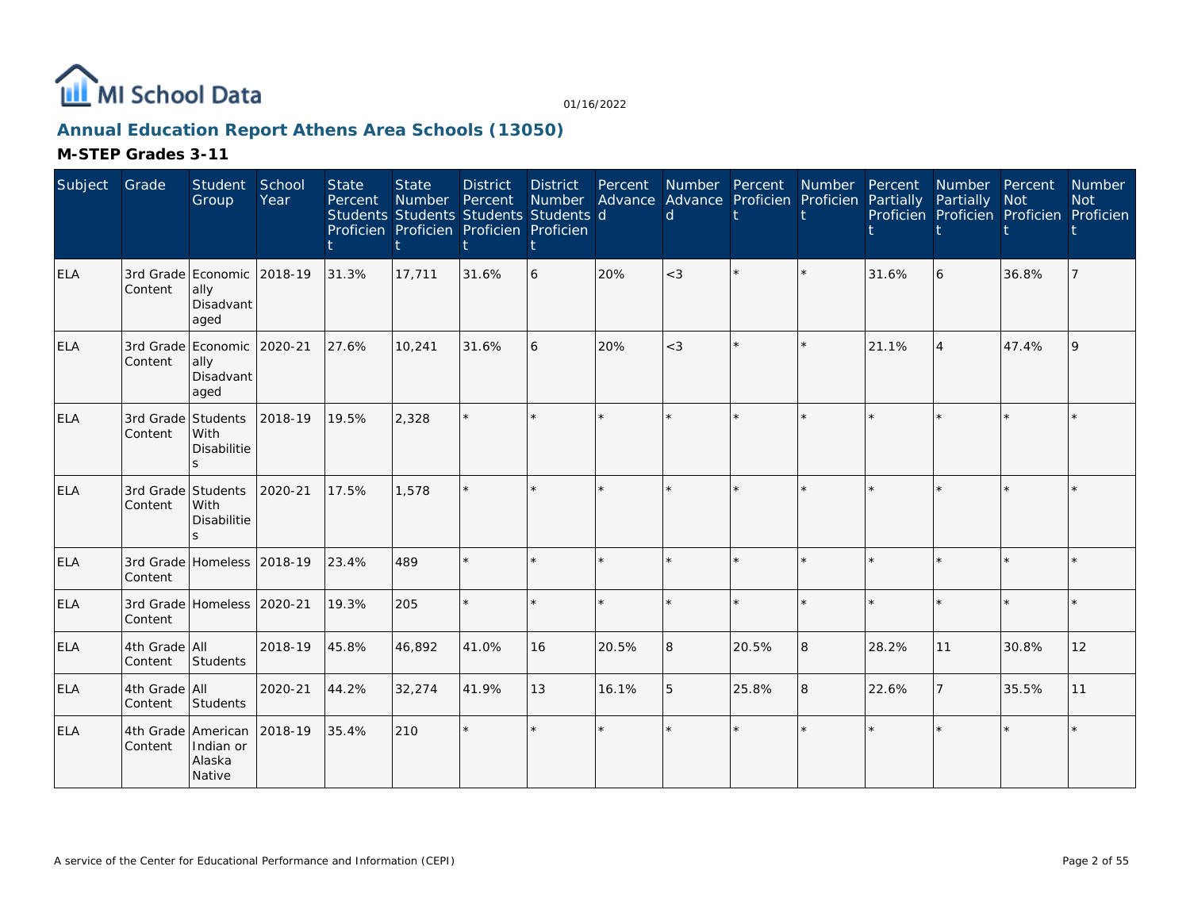# Annual Education Report Athens Area Schools (13050)

## M-STEP Grades 3-11

| Subject | Grade | Student Group | School Year | State Percent Students Proficient | State Number Students Proficient | District Percent Students Proficient | District Number Students Proficient | Percent Advanced | Number Advanced | Percent Proficient | Number Proficient | Percent Partially Proficient | Number Partially Proficient | Percent Not Proficient | Number Not Proficient |
|---|---|---|---|---|---|---|---|---|---|---|---|---|---|---|---|
| ELA | 3rd Grade Content | Economically Disadvantaged | 2018-19 | 31.3% | 17,711 | 31.6% | 6 | 20% | <3 | * | * | 31.6% | 6 | 36.8% | 7 |
| ELA | 3rd Grade Content | Economically Disadvantaged | 2020-21 | 27.6% | 10,241 | 31.6% | 6 | 20% | <3 | * | * | 21.1% | 4 | 47.4% | 9 |
| ELA | 3rd Grade Content | Students With Disabilities | 2018-19 | 19.5% | 2,328 | * | * | * | * | * | * | * | * | * | * |
| ELA | 3rd Grade Content | Students With Disabilities | 2020-21 | 17.5% | 1,578 | * | * | * | * | * | * | * | * | * | * |
| ELA | 3rd Grade Content | Homeless | 2018-19 | 23.4% | 489 | * | * | * | * | * | * | * | * | * | * |
| ELA | 3rd Grade Content | Homeless | 2020-21 | 19.3% | 205 | * | * | * | * | * | * | * | * | * | * |
| ELA | 4th Grade Content | All Students | 2018-19 | 45.8% | 46,892 | 41.0% | 16 | 20.5% | 8 | 20.5% | 8 | 28.2% | 11 | 30.8% | 12 |
| ELA | 4th Grade Content | All Students | 2020-21 | 44.2% | 32,274 | 41.9% | 13 | 16.1% | 5 | 25.8% | 8 | 22.6% | 7 | 35.5% | 11 |
| ELA | 4th Grade Content | American Indian or Alaska Native | 2018-19 | 35.4% | 210 | * | * | * | * | * | * | * | * | * | * |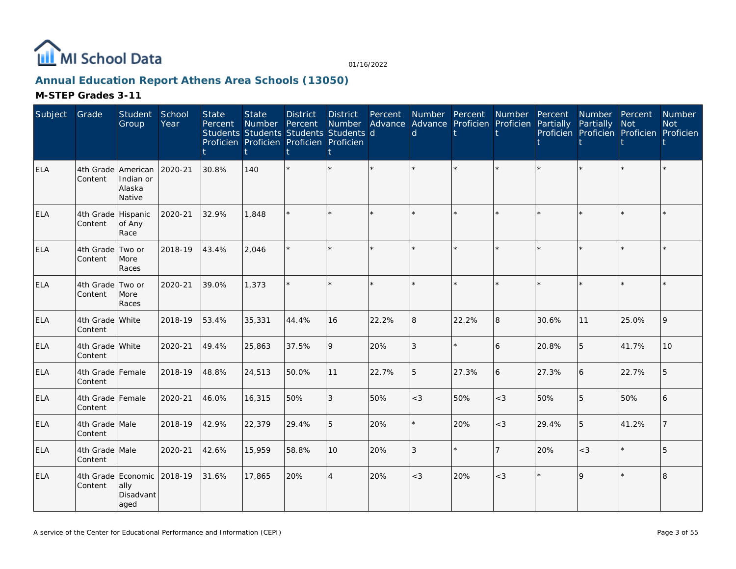MI School Data

01/16/2022

## Annual Education Report Athens Area Schools (13050)

### M-STEP Grades 3-11

| Subject | Grade | Student Group | School Year | State Percent Students Proficient | State Number Students Proficient | District Percent Students Proficient | District Number Students Proficient | Percent Advanced | Number Advanced | Percent Proficient | Number Proficient | Percent Partially Proficient | Number Partially Proficient | Percent Not Proficient | Number Not Proficient |
|---|---|---|---|---|---|---|---|---|---|---|---|---|---|---|---|
| ELA | 4th Grade Content | American Indian or Alaska Native | 2020-21 | 30.8% | 140 | * | * | * | * | * | * | * | * | * | * |
| ELA | 4th Grade Content | Hispanic of Any Race | 2020-21 | 32.9% | 1,848 | * | * | * | * | * | * | * | * | * | * |
| ELA | 4th Grade Content | Two or More Races | 2018-19 | 43.4% | 2,046 | * | * | * | * | * | * | * | * | * | * |
| ELA | 4th Grade Content | Two or More Races | 2020-21 | 39.0% | 1,373 | * | * | * | * | * | * | * | * | * | * |
| ELA | 4th Grade Content | White | 2018-19 | 53.4% | 35,331 | 44.4% | 16 | 22.2% | 8 | 22.2% | 8 | 30.6% | 11 | 25.0% | 9 |
| ELA | 4th Grade Content | White | 2020-21 | 49.4% | 25,863 | 37.5% | 9 | 20% | 3 | * | 6 | 20.8% | 5 | 41.7% | 10 |
| ELA | 4th Grade Content | Female | 2018-19 | 48.8% | 24,513 | 50.0% | 11 | 22.7% | 5 | 27.3% | 6 | 27.3% | 6 | 22.7% | 5 |
| ELA | 4th Grade Content | Female | 2020-21 | 46.0% | 16,315 | 50% | 3 | 50% | <3 | 50% | <3 | 50% | 5 | 50% | 6 |
| ELA | 4th Grade Content | Male | 2018-19 | 42.9% | 22,379 | 29.4% | 5 | 20% | * | 20% | <3 | 29.4% | 5 | 41.2% | 7 |
| ELA | 4th Grade Content | Male | 2020-21 | 42.6% | 15,959 | 58.8% | 10 | 20% | 3 | * | 7 | 20% | <3 | * | 5 |
| ELA | 4th Grade Content | Economically Disadvantaged | 2018-19 | 31.6% | 17,865 | 20% | 4 | 20% | <3 | 20% | <3 | * | 9 | * | 8 |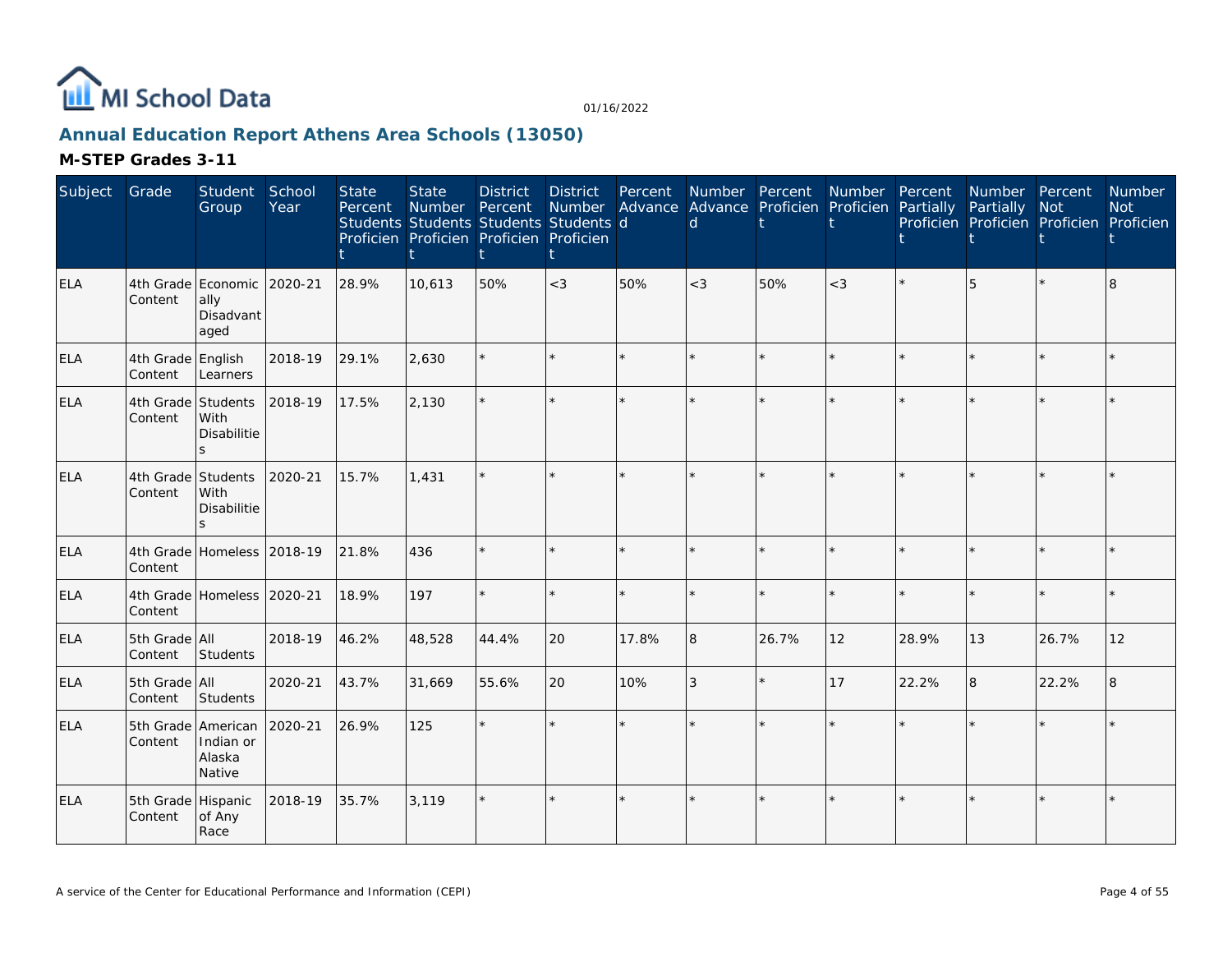# Annual Education Report Athens Area Schools (13050)

01/16/2022

## M-STEP Grades 3-11

| Subject | Grade | Student Group | School Year | State Percent Students Proficient | State Number Students Proficient | District Percent Students Proficient | District Number Students Proficient | Percent Advanced | Number Advanced | Percent Proficient | Number Proficient | Percent Partially Proficient | Number Partially Proficient | Percent Not Proficient | Number Not Proficient |
|---|---|---|---|---|---|---|---|---|---|---|---|---|---|---|---|
| ELA | 4th Grade Content | Economically Disadvantaged | 2020-21 | 28.9% | 10,613 | 50% | <3 | 50% | <3 | 50% | <3 | * | 5 | * | 8 |
| ELA | 4th Grade Content | English Learners | 2018-19 | 29.1% | 2,630 | * | * | * | * | * | * | * | * | * | * |
| ELA | 4th Grade Content | Students With Disabilities | 2018-19 | 17.5% | 2,130 | * | * | * | * | * | * | * | * | * | * |
| ELA | 4th Grade Content | Students With Disabilities | 2020-21 | 15.7% | 1,431 | * | * | * | * | * | * | * | * | * | * |
| ELA | 4th Grade Content | Homeless | 2018-19 | 21.8% | 436 | * | * | * | * | * | * | * | * | * | * |
| ELA | 4th Grade Content | Homeless | 2020-21 | 18.9% | 197 | * | * | * | * | * | * | * | * | * | * |
| ELA | 5th Grade Content | All Students | 2018-19 | 46.2% | 48,528 | 44.4% | 20 | 17.8% | 8 | 26.7% | 12 | 28.9% | 13 | 26.7% | 12 |
| ELA | 5th Grade Content | All Students | 2020-21 | 43.7% | 31,669 | 55.6% | 20 | 10% | 3 | * | 17 | 22.2% | 8 | 22.2% | 8 |
| ELA | 5th Grade Content | American Indian or Alaska Native | 2020-21 | 26.9% | 125 | * | * | * | * | * | * | * | * | * | * |
| ELA | 5th Grade Content | Hispanic of Any Race | 2018-19 | 35.7% | 3,119 | * | * | * | * | * | * | * | * | * | * |

A service of the Center for Educational Performance and Information (CEPI)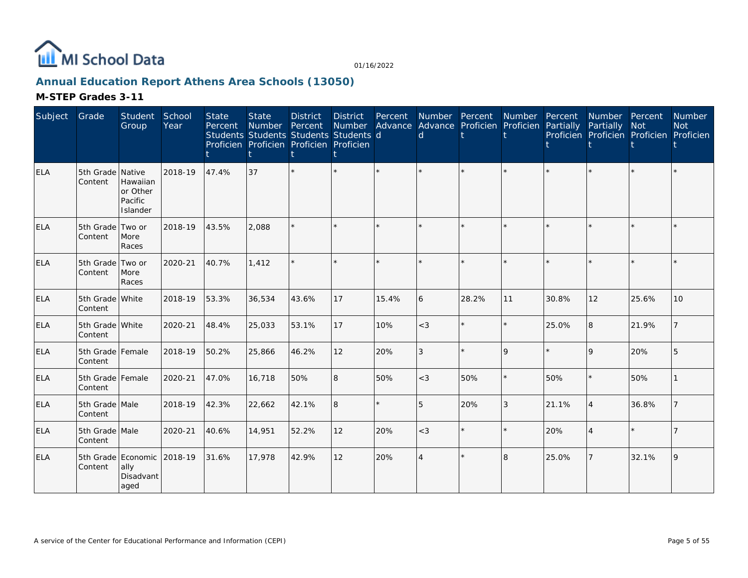# Annual Education Report Athens Area Schools (13050)

## M-STEP Grades 3-11

| Subject | Grade | Student Group | School Year | State Percent Students Proficient | State Number Students Proficient | District Percent Students Proficient | District Number Students Proficient | Percent Advanced | Number Advanced | Percent Proficient | Number Proficient | Percent Partially Proficient | Number Partially Proficient | Percent Not Proficient | Number Not Proficient |
|---|---|---|---|---|---|---|---|---|---|---|---|---|---|---|---|
| ELA | 5th Grade Content | Native Hawaiian or Other Pacific Islander | 2018-19 | 47.4% | 37 | * | * | * | * | * | * | * | * | * | * |
| ELA | 5th Grade Content | Two or More Races | 2018-19 | 43.5% | 2,088 | * | * | * | * | * | * | * | * | * | * |
| ELA | 5th Grade Content | Two or More Races | 2020-21 | 40.7% | 1,412 | * | * | * | * | * | * | * | * | * | * |
| ELA | 5th Grade Content | White | 2018-19 | 53.3% | 36,534 | 43.6% | 17 | 15.4% | 6 | 28.2% | 11 | 30.8% | 12 | 25.6% | 10 |
| ELA | 5th Grade Content | White | 2020-21 | 48.4% | 25,033 | 53.1% | 17 | 10% | <3 | * | * | 25.0% | 8 | 21.9% | 7 |
| ELA | 5th Grade Content | Female | 2018-19 | 50.2% | 25,866 | 46.2% | 12 | 20% | 3 | * | 9 | * | 9 | 20% | 5 |
| ELA | 5th Grade Content | Female | 2020-21 | 47.0% | 16,718 | 50% | 8 | 50% | <3 | 50% | * | 50% | * | 50% | 1 |
| ELA | 5th Grade Content | Male | 2018-19 | 42.3% | 22,662 | 42.1% | 8 | * | 5 | 20% | 3 | 21.1% | 4 | 36.8% | 7 |
| ELA | 5th Grade Content | Male | 2020-21 | 40.6% | 14,951 | 52.2% | 12 | 20% | <3 | * | * | 20% | 4 | * | 7 |
| ELA | 5th Grade Content | Economically Disadvantaged | 2018-19 | 31.6% | 17,978 | 42.9% | 12 | 20% | 4 | * | 8 | 25.0% | 7 | 32.1% | 9 |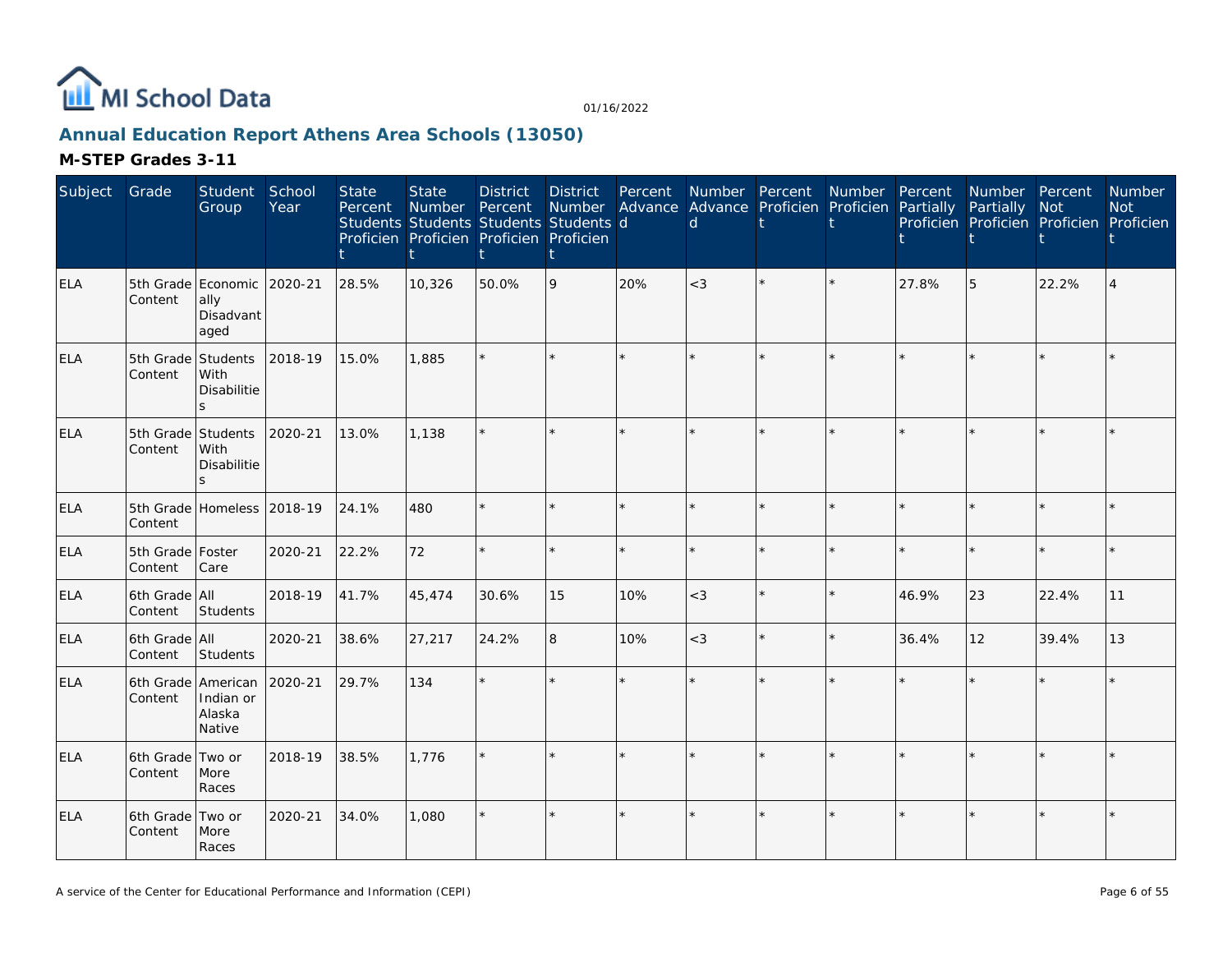## Annual Education Report Athens Area Schools (13050)

### M-STEP Grades 3-11

| Subject | Grade | Student Group | School Year | State Percent Students Proficient | State Number Students Proficient | District Percent Students Proficient | District Number Students Proficient | Percent Advanced | Number Advanced | Percent Proficient | Number Proficient | Percent Partially Proficient | Number Partially Proficient | Percent Not Proficient | Number Not Proficient |
|---|---|---|---|---|---|---|---|---|---|---|---|---|---|---|---|
| ELA | 5th Grade Content | Economically Disadvantaged | 2020-21 | 28.5% | 10,326 | 50.0% | 9 | 20% | <3 | * | * | 27.8% | 5 | 22.2% | 4 |
| ELA | 5th Grade Content | Students With Disabilities | 2018-19 | 15.0% | 1,885 | * | * | * | * | * | * | * | * | * | * |
| ELA | 5th Grade Content | Students With Disabilities | 2020-21 | 13.0% | 1,138 | * | * | * | * | * | * | * | * | * | * |
| ELA | 5th Grade Content | Homeless | 2018-19 | 24.1% | 480 | * | * | * | * | * | * | * | * | * | * |
| ELA | 5th Grade Content | Foster Care | 2020-21 | 22.2% | 72 | * | * | * | * | * | * | * | * | * | * |
| ELA | 6th Grade Content | All Students | 2018-19 | 41.7% | 45,474 | 30.6% | 15 | 10% | <3 | * | * | 46.9% | 23 | 22.4% | 11 |
| ELA | 6th Grade Content | All Students | 2020-21 | 38.6% | 27,217 | 24.2% | 8 | 10% | <3 | * | * | 36.4% | 12 | 39.4% | 13 |
| ELA | 6th Grade Content | American Indian or Alaska Native | 2020-21 | 29.7% | 134 | * | * | * | * | * | * | * | * | * | * |
| ELA | 6th Grade Content | Two or More Races | 2018-19 | 38.5% | 1,776 | * | * | * | * | * | * | * | * | * | * |
| ELA | 6th Grade Content | Two or More Races | 2020-21 | 34.0% | 1,080 | * | * | * | * | * | * | * | * | * | * |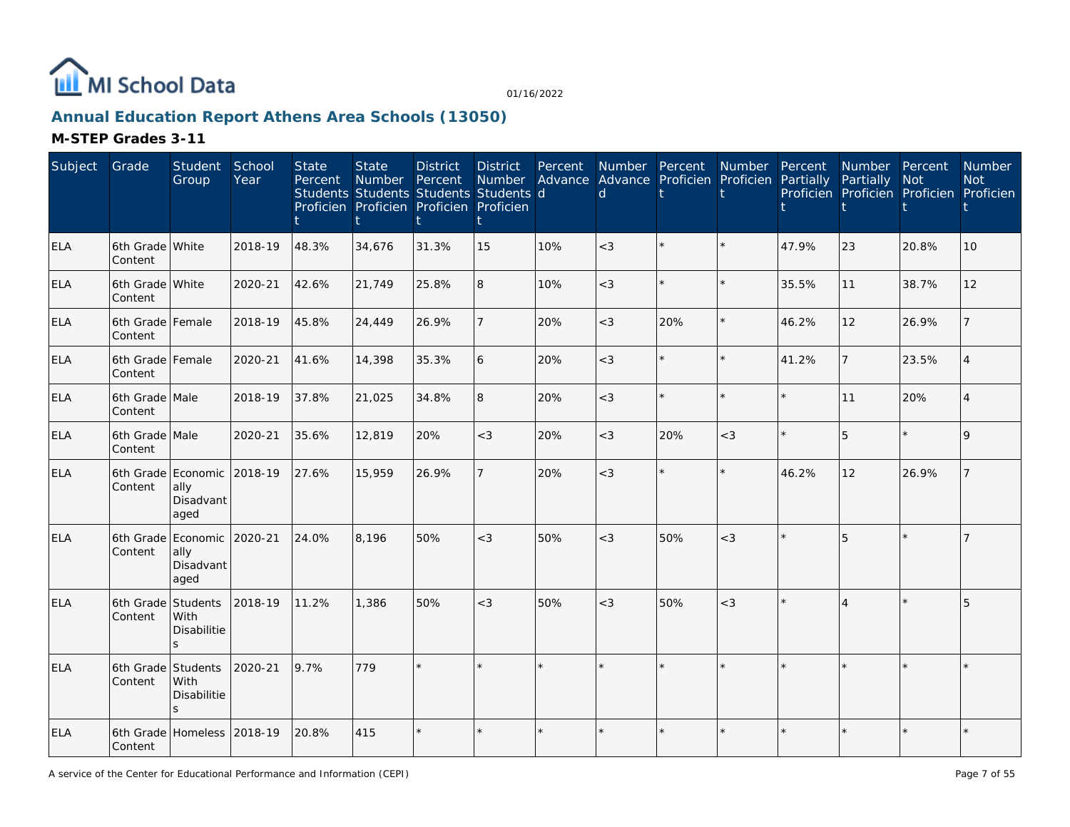# Annual Education Report Athens Area Schools (13050)

## M-STEP Grades 3-11

| Subject | Grade | Student Group | School Year | State Percent Students Proficient | State Number Students Proficient | District Percent Students Proficient | District Number Students Proficient | Percent Advanced | Number Advanced | Percent Proficient | Number Proficient | Percent Partially Proficient | Number Partially Proficient | Percent Not Proficient | Number Not Proficient |
|---|---|---|---|---|---|---|---|---|---|---|---|---|---|---|---|
| ELA | 6th Grade Content | White | 2018-19 | 48.3% | 34,676 | 31.3% | 15 | 10% | <3 | * | * | 47.9% | 23 | 20.8% | 10 |
| ELA | 6th Grade Content | White | 2020-21 | 42.6% | 21,749 | 25.8% | 8 | 10% | <3 | * | * | 35.5% | 11 | 38.7% | 12 |
| ELA | 6th Grade Content | Female | 2018-19 | 45.8% | 24,449 | 26.9% | 7 | 20% | <3 | 20% | * | 46.2% | 12 | 26.9% | 7 |
| ELA | 6th Grade Content | Female | 2020-21 | 41.6% | 14,398 | 35.3% | 6 | 20% | <3 | * | * | 41.2% | 7 | 23.5% | 4 |
| ELA | 6th Grade Content | Male | 2018-19 | 37.8% | 21,025 | 34.8% | 8 | 20% | <3 | * | * | * | 11 | 20% | 4 |
| ELA | 6th Grade Content | Male | 2020-21 | 35.6% | 12,819 | 20% | <3 | 20% | <3 | 20% | <3 | * | 5 | * | 9 |
| ELA | 6th Grade Content | Economically Disadvantaged | 2018-19 | 27.6% | 15,959 | 26.9% | 7 | 20% | <3 | * | * | 46.2% | 12 | 26.9% | 7 |
| ELA | 6th Grade Content | Economically Disadvantaged | 2020-21 | 24.0% | 8,196 | 50% | <3 | 50% | <3 | 50% | <3 | * | 5 | * | 7 |
| ELA | 6th Grade Content | Students With Disabilities | 2018-19 | 11.2% | 1,386 | 50% | <3 | 50% | <3 | 50% | <3 | * | 4 | * | 5 |
| ELA | 6th Grade Content | Students With Disabilities | 2020-21 | 9.7% | 779 | * | * | * | * | * | * | * | * | * | * |
| ELA | 6th Grade Content | Homeless | 2018-19 | 20.8% | 415 | * | * | * | * | * | * | * | * | * | * |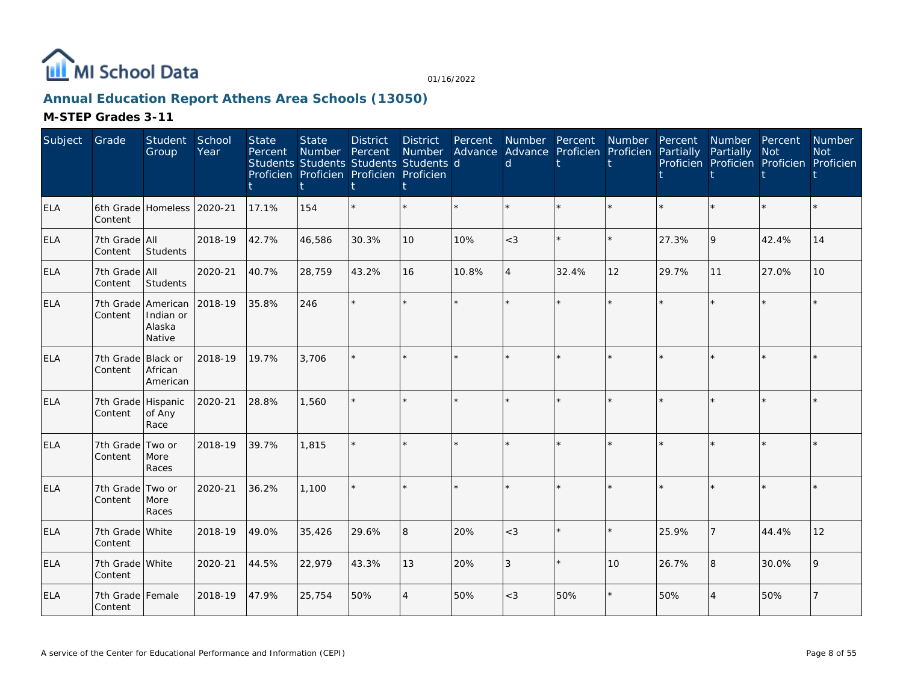# Annual Education Report Athens Area Schools (13050)

## M-STEP Grades 3-11

| Subject | Grade | Student Group | School Year | State Percent Students Proficient | State Number Students Proficient | District Percent Students Proficient | District Number Students Proficient | Percent Advanced | Number Advanced | Percent Proficient | Number Proficient | Percent Partially Proficient | Number Partially Proficient | Percent Not Proficient | Number Not Proficient |
|---|---|---|---|---|---|---|---|---|---|---|---|---|---|---|---|
| ELA | 6th Grade Content | Homeless | 2020-21 | 17.1% | 154 | * | * | * | * | * | * | * | * | * | * |
| ELA | 7th Grade Content | All Students | 2018-19 | 42.7% | 46,586 | 30.3% | 10 | 10% | <3 | * | * | 27.3% | 9 | 42.4% | 14 |
| ELA | 7th Grade Content | All Students | 2020-21 | 40.7% | 28,759 | 43.2% | 16 | 10.8% | 4 | 32.4% | 12 | 29.7% | 11 | 27.0% | 10 |
| ELA | 7th Grade Content | American Indian or Alaska Native | 2018-19 | 35.8% | 246 | * | * | * | * | * | * | * | * | * | * |
| ELA | 7th Grade Content | Black or African American | 2018-19 | 19.7% | 3,706 | * | * | * | * | * | * | * | * | * | * |
| ELA | 7th Grade Content | Hispanic of Any Race | 2020-21 | 28.8% | 1,560 | * | * | * | * | * | * | * | * | * | * |
| ELA | 7th Grade Content | Two or More Races | 2018-19 | 39.7% | 1,815 | * | * | * | * | * | * | * | * | * | * |
| ELA | 7th Grade Content | Two or More Races | 2020-21 | 36.2% | 1,100 | * | * | * | * | * | * | * | * | * | * |
| ELA | 7th Grade Content | White | 2018-19 | 49.0% | 35,426 | 29.6% | 8 | 20% | <3 | * | * | 25.9% | 7 | 44.4% | 12 |
| ELA | 7th Grade Content | White | 2020-21 | 44.5% | 22,979 | 43.3% | 13 | 20% | 3 | * | 10 | 26.7% | 8 | 30.0% | 9 |
| ELA | 7th Grade Content | Female | 2018-19 | 47.9% | 25,754 | 50% | 4 | 50% | <3 | 50% | * | 50% | 4 | 50% | 7 |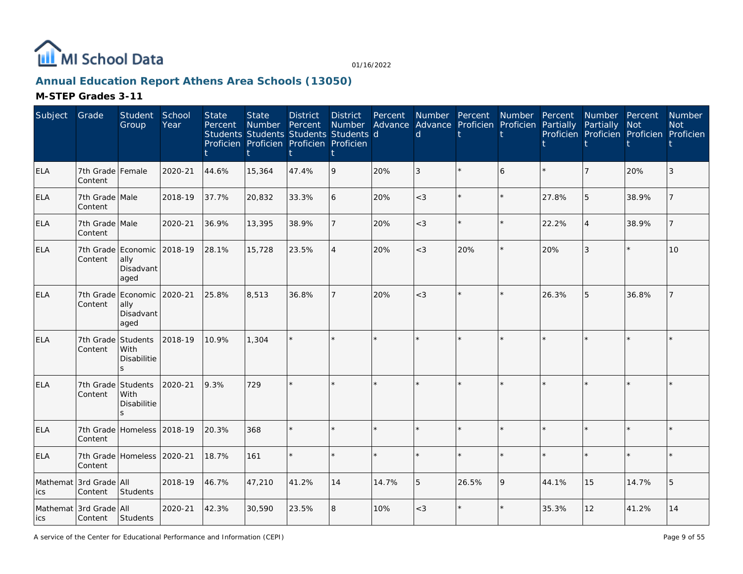## Annual Education Report Athens Area Schools (13050)

### M-STEP Grades 3-11

| Subject | Grade | Student Group | School Year | State Percent Students Proficient | State Number Students Proficient | District Percent Students Proficient | District Number Students Proficient | Percent Advanced | Number Advanced | Percent Proficient | Number Proficient | Percent Partially Proficient | Number Partially Proficient | Percent Not Proficient | Number Not Proficient |
|---|---|---|---|---|---|---|---|---|---|---|---|---|---|---|---|
| ELA | 7th Grade Content | Female | 2020-21 | 44.6% | 15,364 | 47.4% | 9 | 20% | 3 | * | 6 | * | 7 | 20% | 3 |
| ELA | 7th Grade Content | Male | 2018-19 | 37.7% | 20,832 | 33.3% | 6 | 20% | <3 | * | * | 27.8% | 5 | 38.9% | 7 |
| ELA | 7th Grade Content | Male | 2020-21 | 36.9% | 13,395 | 38.9% | 7 | 20% | <3 | * | * | 22.2% | 4 | 38.9% | 7 |
| ELA | 7th Grade Content | Economically Disadvantaged | 2018-19 | 28.1% | 15,728 | 23.5% | 4 | 20% | <3 | 20% | * | 20% | 3 | * | 10 |
| ELA | 7th Grade Content | Economically Disadvantaged | 2020-21 | 25.8% | 8,513 | 36.8% | 7 | 20% | <3 | * | * | 26.3% | 5 | 36.8% | 7 |
| ELA | 7th Grade Content | Students With Disabilities | 2018-19 | 10.9% | 1,304 | * | * | * | * | * | * | * | * | * | * |
| ELA | 7th Grade Content | Students With Disabilities | 2020-21 | 9.3% | 729 | * | * | * | * | * | * | * | * | * | * |
| ELA | 7th Grade Content | Homeless | 2018-19 | 20.3% | 368 | * | * | * | * | * | * | * | * | * | * |
| ELA | 7th Grade Content | Homeless | 2020-21 | 18.7% | 161 | * | * | * | * | * | * | * | * | * | * |
| Mathematics | 3rd Grade Content | All Students | 2018-19 | 46.7% | 47,210 | 41.2% | 14 | 14.7% | 5 | 26.5% | 9 | 44.1% | 15 | 14.7% | 5 |
| Mathematics | 3rd Grade Content | All Students | 2020-21 | 42.3% | 30,590 | 23.5% | 8 | 10% | <3 | * | * | 35.3% | 12 | 41.2% | 14 |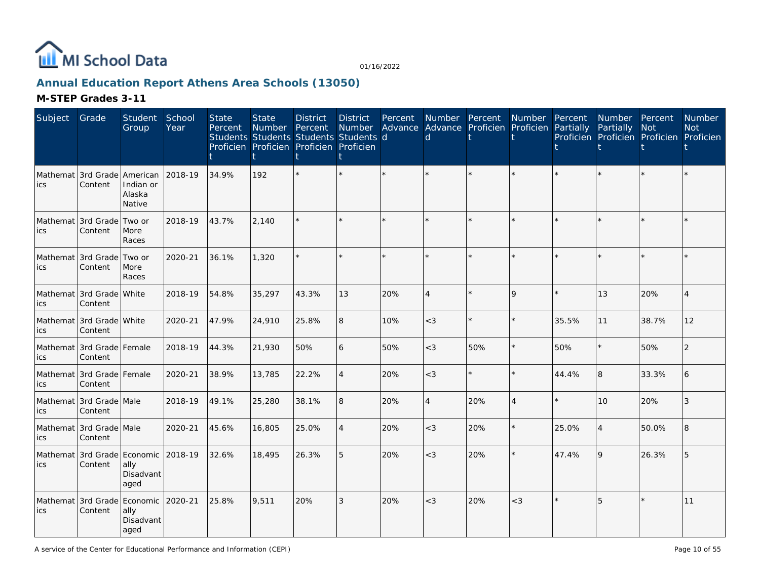# Annual Education Report Athens Area Schools (13050)

## M-STEP Grades 3-11

| Subject | Grade | Student Group | School Year | State Percent Students Proficient | State Number Students Proficient | District Percent Students Proficient | District Number Students Proficient | Percent Advanced | Number Advanced | Percent Proficient | Number Proficient | Percent Partially Proficient | Number Partially Proficient | Percent Not Proficient | Number Not Proficient |
|---|---|---|---|---|---|---|---|---|---|---|---|---|---|---|---|
| Mathematics | 3rd Grade Content | American Indian or Alaska Native | 2018-19 | 34.9% | 192 | * | * | * | * | * | * | * | * | * | * |
| Mathematics | 3rd Grade Content | Two or More Races | 2018-19 | 43.7% | 2,140 | * | * | * | * | * | * | * | * | * | * |
| Mathematics | 3rd Grade Content | Two or More Races | 2020-21 | 36.1% | 1,320 | * | * | * | * | * | * | * | * | * | * |
| Mathematics | 3rd Grade Content | White | 2018-19 | 54.8% | 35,297 | 43.3% | 13 | 20% | 4 | * | 9 | * | 13 | 20% | 4 |
| Mathematics | 3rd Grade Content | White | 2020-21 | 47.9% | 24,910 | 25.8% | 8 | 10% | <3 | * | * | 35.5% | 11 | 38.7% | 12 |
| Mathematics | 3rd Grade Content | Female | 2018-19 | 44.3% | 21,930 | 50% | 6 | 50% | <3 | 50% | * | 50% | * | 50% | 2 |
| Mathematics | 3rd Grade Content | Female | 2020-21 | 38.9% | 13,785 | 22.2% | 4 | 20% | <3 | * | * | 44.4% | 8 | 33.3% | 6 |
| Mathematics | 3rd Grade Content | Male | 2018-19 | 49.1% | 25,280 | 38.1% | 8 | 20% | 4 | 20% | 4 | * | 10 | 20% | 3 |
| Mathematics | 3rd Grade Content | Male | 2020-21 | 45.6% | 16,805 | 25.0% | 4 | 20% | <3 | 20% | * | 25.0% | 4 | 50.0% | 8 |
| Mathematics | 3rd Grade Content | Economically Disadvantaged | 2018-19 | 32.6% | 18,495 | 26.3% | 5 | 20% | <3 | 20% | * | 47.4% | 9 | 26.3% | 5 |
| Mathematics | 3rd Grade Content | Economically Disadvantaged | 2020-21 | 25.8% | 9,511 | 20% | 3 | 20% | <3 | 20% | <3 | * | 5 | * | 11 |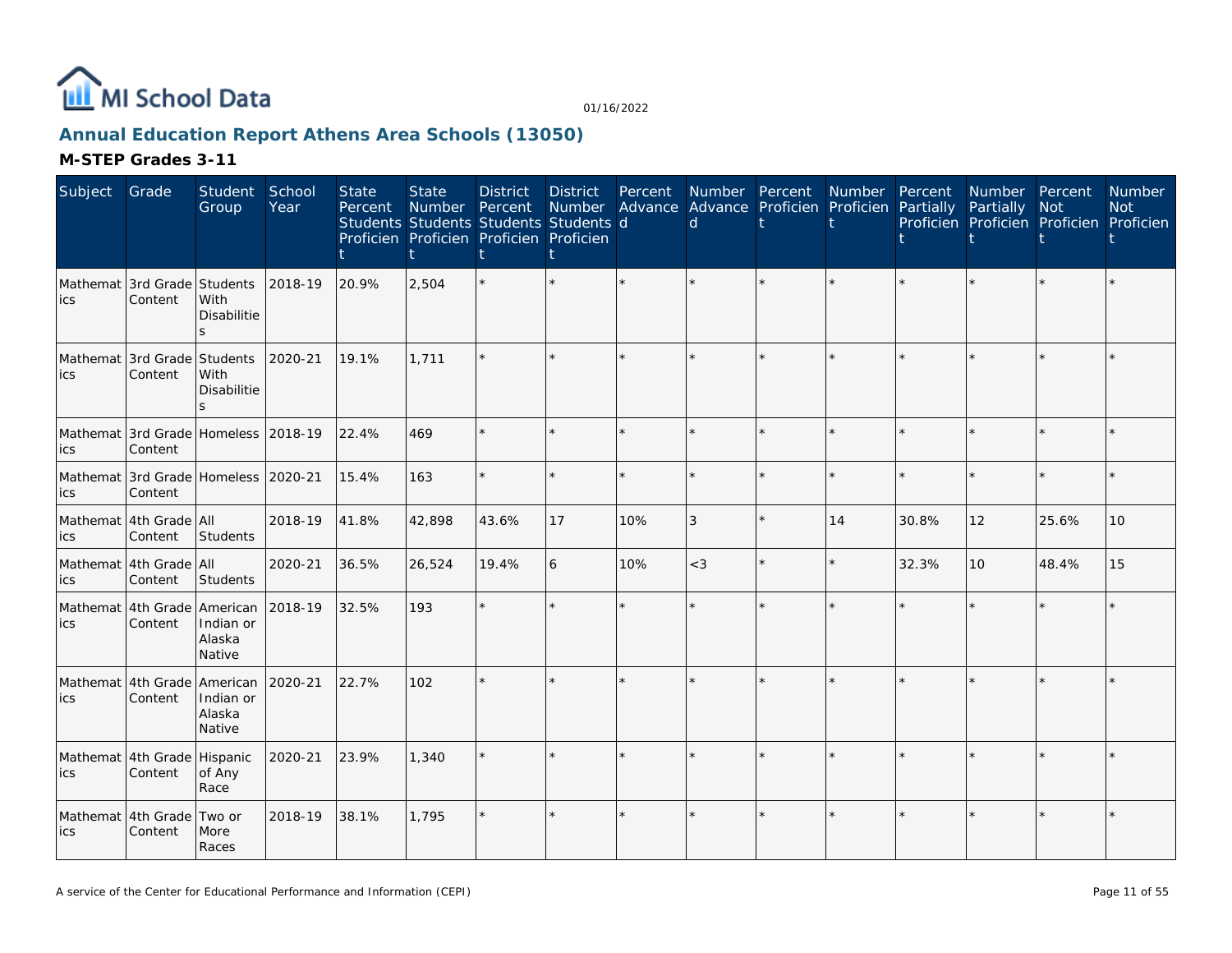# Annual Education Report Athens Area Schools (13050)

## M-STEP Grades 3-11

| Subject | Grade | Student Group | School Year | State Percent Students Proficient | State Number Students Proficient | District Percent Students Proficient | District Number Students Proficient | Percent Advanced | Number Advanced | Percent Proficient | Number Proficient | Percent Partially Proficient | Number Partially Proficient | Percent Not Proficient | Number Not Proficient |
|---|---|---|---|---|---|---|---|---|---|---|---|---|---|---|---|
| Mathematics | 3rd Grade Content | Students With Disabilities | 2018-19 | 20.9% | 2,504 | * | * | * | * | * | * | * | * | * | * |
| Mathematics | 3rd Grade Content | Students With Disabilities | 2020-21 | 19.1% | 1,711 | * | * | * | * | * | * | * | * | * | * |
| Mathematics | 3rd Grade Content | Homeless | 2018-19 | 22.4% | 469 | * | * | * | * | * | * | * | * | * | * |
| Mathematics | 3rd Grade Content | Homeless | 2020-21 | 15.4% | 163 | * | * | * | * | * | * | * | * | * | * |
| Mathematics | 4th Grade Content | All Students | 2018-19 | 41.8% | 42,898 | 43.6% | 17 | 10% | 3 | * | 14 | 30.8% | 12 | 25.6% | 10 |
| Mathematics | 4th Grade Content | All Students | 2020-21 | 36.5% | 26,524 | 19.4% | 6 | 10% | <3 | * | * | 32.3% | 10 | 48.4% | 15 |
| Mathematics | 4th Grade Content | American Indian or Alaska Native | 2018-19 | 32.5% | 193 | * | * | * | * | * | * | * | * | * | * |
| Mathematics | 4th Grade Content | American Indian or Alaska Native | 2020-21 | 22.7% | 102 | * | * | * | * | * | * | * | * | * | * |
| Mathematics | 4th Grade Content | Hispanic of Any Race | 2020-21 | 23.9% | 1,340 | * | * | * | * | * | * | * | * | * | * |
| Mathematics | 4th Grade Content | Two or More Races | 2018-19 | 38.1% | 1,795 | * | * | * | * | * | * | * | * | * | * |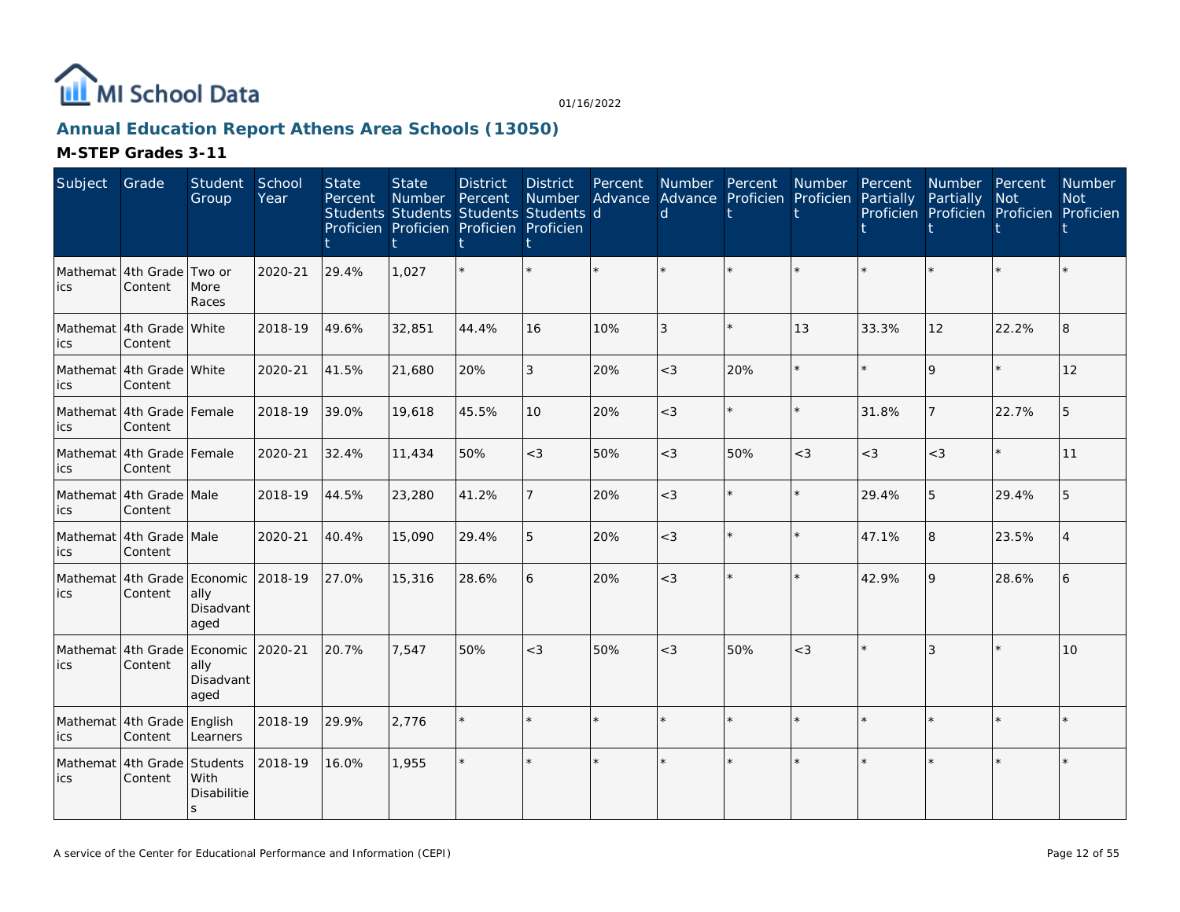MI School Data

01/16/2022

## Annual Education Report Athens Area Schools (13050)

### M-STEP Grades 3-11

| Subject | Grade | Student Group | School Year | State Percent Students Proficient | State Number Students Proficient | District Percent Students Proficient | District Number Students Proficient | Percent Advanced | Number Advanced | Percent Proficient | Number Proficient | Percent Partially Proficient | Number Partially Proficient | Percent Not Proficient | Number Not Proficient |
|---|---|---|---|---|---|---|---|---|---|---|---|---|---|---|---|
| Mathematics | 4th Grade Content | Two or More Races | 2020-21 | 29.4% | 1,027 | * | * | * | * | * | * | * | * | * | * |
| Mathematics | 4th Grade Content | White | 2018-19 | 49.6% | 32,851 | 44.4% | 16 | 10% | 3 | * | 13 | 33.3% | 12 | 22.2% | 8 |
| Mathematics | 4th Grade Content | White | 2020-21 | 41.5% | 21,680 | 20% | 3 | 20% | <3 | 20% | * | * | 9 | * | 12 |
| Mathematics | 4th Grade Content | Female | 2018-19 | 39.0% | 19,618 | 45.5% | 10 | 20% | <3 | * | * | 31.8% | 7 | 22.7% | 5 |
| Mathematics | 4th Grade Content | Female | 2020-21 | 32.4% | 11,434 | 50% | <3 | 50% | <3 | 50% | <3 | <3 | <3 | * | 11 |
| Mathematics | 4th Grade Content | Male | 2018-19 | 44.5% | 23,280 | 41.2% | 7 | 20% | <3 | * | * | 29.4% | 5 | 29.4% | 5 |
| Mathematics | 4th Grade Content | Male | 2020-21 | 40.4% | 15,090 | 29.4% | 5 | 20% | <3 | * | * | 47.1% | 8 | 23.5% | 4 |
| Mathematics | 4th Grade Content | Economically Disadvantaged | 2018-19 | 27.0% | 15,316 | 28.6% | 6 | 20% | <3 | * | * | 42.9% | 9 | 28.6% | 6 |
| Mathematics | 4th Grade Content | Economically Disadvantaged | 2020-21 | 20.7% | 7,547 | 50% | <3 | 50% | <3 | 50% | <3 | * | 3 | * | 10 |
| Mathematics | 4th Grade Content | English Learners | 2018-19 | 29.9% | 2,776 | * | * | * | * | * | * | * | * | * | * |
| Mathematics | 4th Grade Content | Students With Disabilities | 2018-19 | 16.0% | 1,955 | * | * | * | * | * | * | * | * | * | * |

A service of the Center for Educational Performance and Information (CEPI)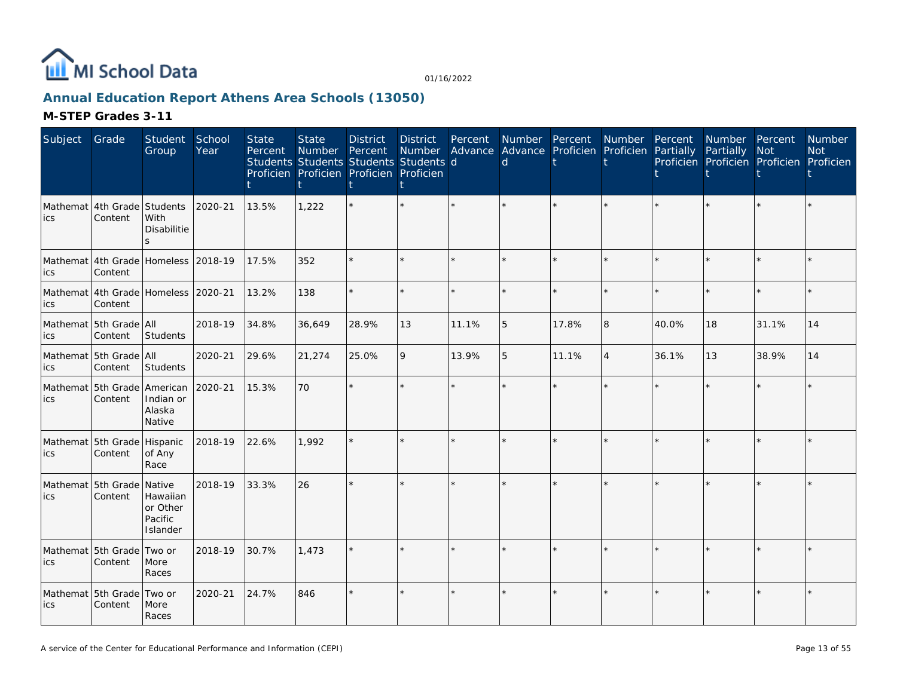# Annual Education Report Athens Area Schools (13050)

## M-STEP Grades 3-11

| Subject | Grade | Student Group | School Year | State Percent Students Proficient | State Number Students Proficient | District Percent Students Proficient | District Number Students Proficient | Percent Advanced | Number Advanced | Percent Proficient | Number Proficient | Percent Partially Proficient | Number Partially Proficient | Percent Not Proficient | Number Not Proficient |
|---|---|---|---|---|---|---|---|---|---|---|---|---|---|---|---|
| Mathematics | 4th Grade Content | Students With Disabilities | 2020-21 | 13.5% | 1,222 | * | * | * | * | * | * | * | * | * | * |
| Mathematics | 4th Grade Content | Homeless | 2018-19 | 17.5% | 352 | * | * | * | * | * | * | * | * | * | * |
| Mathematics | 4th Grade Content | Homeless | 2020-21 | 13.2% | 138 | * | * | * | * | * | * | * | * | * | * |
| Mathematics | 5th Grade Content | All Students | 2018-19 | 34.8% | 36,649 | 28.9% | 13 | 11.1% | 5 | 17.8% | 8 | 40.0% | 18 | 31.1% | 14 |
| Mathematics | 5th Grade Content | All Students | 2020-21 | 29.6% | 21,274 | 25.0% | 9 | 13.9% | 5 | 11.1% | 4 | 36.1% | 13 | 38.9% | 14 |
| Mathematics | 5th Grade Content | American Indian or Alaska Native | 2020-21 | 15.3% | 70 | * | * | * | * | * | * | * | * | * | * |
| Mathematics | 5th Grade Content | Hispanic of Any Race | 2018-19 | 22.6% | 1,992 | * | * | * | * | * | * | * | * | * | * |
| Mathematics | 5th Grade Content | Native Hawaiian or Other Pacific Islander | 2018-19 | 33.3% | 26 | * | * | * | * | * | * | * | * | * | * |
| Mathematics | 5th Grade Content | Two or More Races | 2018-19 | 30.7% | 1,473 | * | * | * | * | * | * | * | * | * | * |
| Mathematics | 5th Grade Content | Two or More Races | 2020-21 | 24.7% | 846 | * | * | * | * | * | * | * | * | * | * |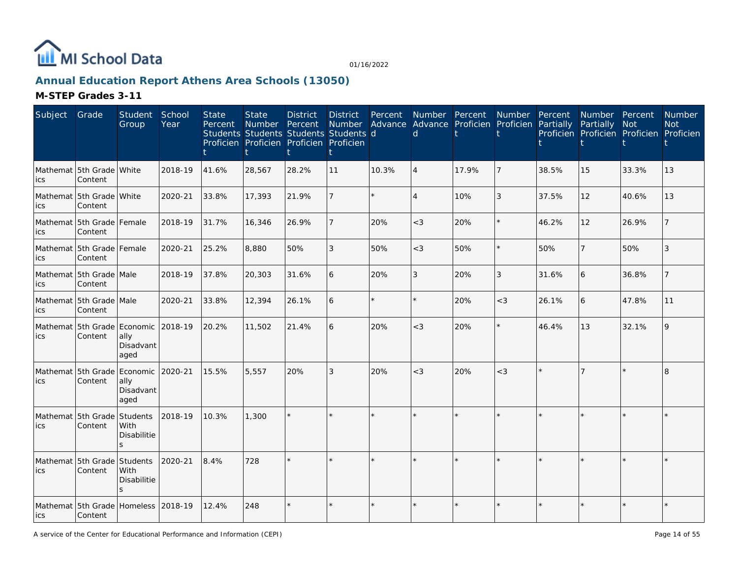# Annual Education Report Athens Area Schools (13050)

## M-STEP Grades 3-11

| Subject | Grade | Student Group | School Year | State Percent Students Proficient | State Number Students Proficient | District Percent Students Proficient | District Number Students Proficient | Percent Advanced | Number Advanced | Percent Proficient | Number Proficient | Percent Partially Proficient | Number Partially Proficient | Percent Not Proficient | Number Not Proficient |
|---|---|---|---|---|---|---|---|---|---|---|---|---|---|---|---|
| Mathematics | 5th Grade Content | White | 2018-19 | 41.6% | 28,567 | 28.2% | 11 | 10.3% | 4 | 17.9% | 7 | 38.5% | 15 | 33.3% | 13 |
| Mathematics | 5th Grade Content | White | 2020-21 | 33.8% | 17,393 | 21.9% | 7 | * | 4 | 10% | 3 | 37.5% | 12 | 40.6% | 13 |
| Mathematics | 5th Grade Content | Female | 2018-19 | 31.7% | 16,346 | 26.9% | 7 | 20% | <3 | 20% | * | 46.2% | 12 | 26.9% | 7 |
| Mathematics | 5th Grade Content | Female | 2020-21 | 25.2% | 8,880 | 50% | 3 | 50% | <3 | 50% | * | 50% | 7 | 50% | 3 |
| Mathematics | 5th Grade Content | Male | 2018-19 | 37.8% | 20,303 | 31.6% | 6 | 20% | 3 | 20% | 3 | 31.6% | 6 | 36.8% | 7 |
| Mathematics | 5th Grade Content | Male | 2020-21 | 33.8% | 12,394 | 26.1% | 6 | * | * | 20% | <3 | 26.1% | 6 | 47.8% | 11 |
| Mathematics | 5th Grade Content | Economically Disadvantaged | 2018-19 | 20.2% | 11,502 | 21.4% | 6 | 20% | <3 | 20% | * | 46.4% | 13 | 32.1% | 9 |
| Mathematics | 5th Grade Content | Economically Disadvantaged | 2020-21 | 15.5% | 5,557 | 20% | 3 | 20% | <3 | 20% | <3 | * | 7 | * | 8 |
| Mathematics | 5th Grade Content | Students With Disabilities | 2018-19 | 10.3% | 1,300 | * | * | * | * | * | * | * | * | * | * |
| Mathematics | 5th Grade Content | Students With Disabilities | 2020-21 | 8.4% | 728 | * | * | * | * | * | * | * | * | * | * |
| Mathematics | 5th Grade Content | Homeless | 2018-19 | 12.4% | 248 | * | * | * | * | * | * | * | * | * | * |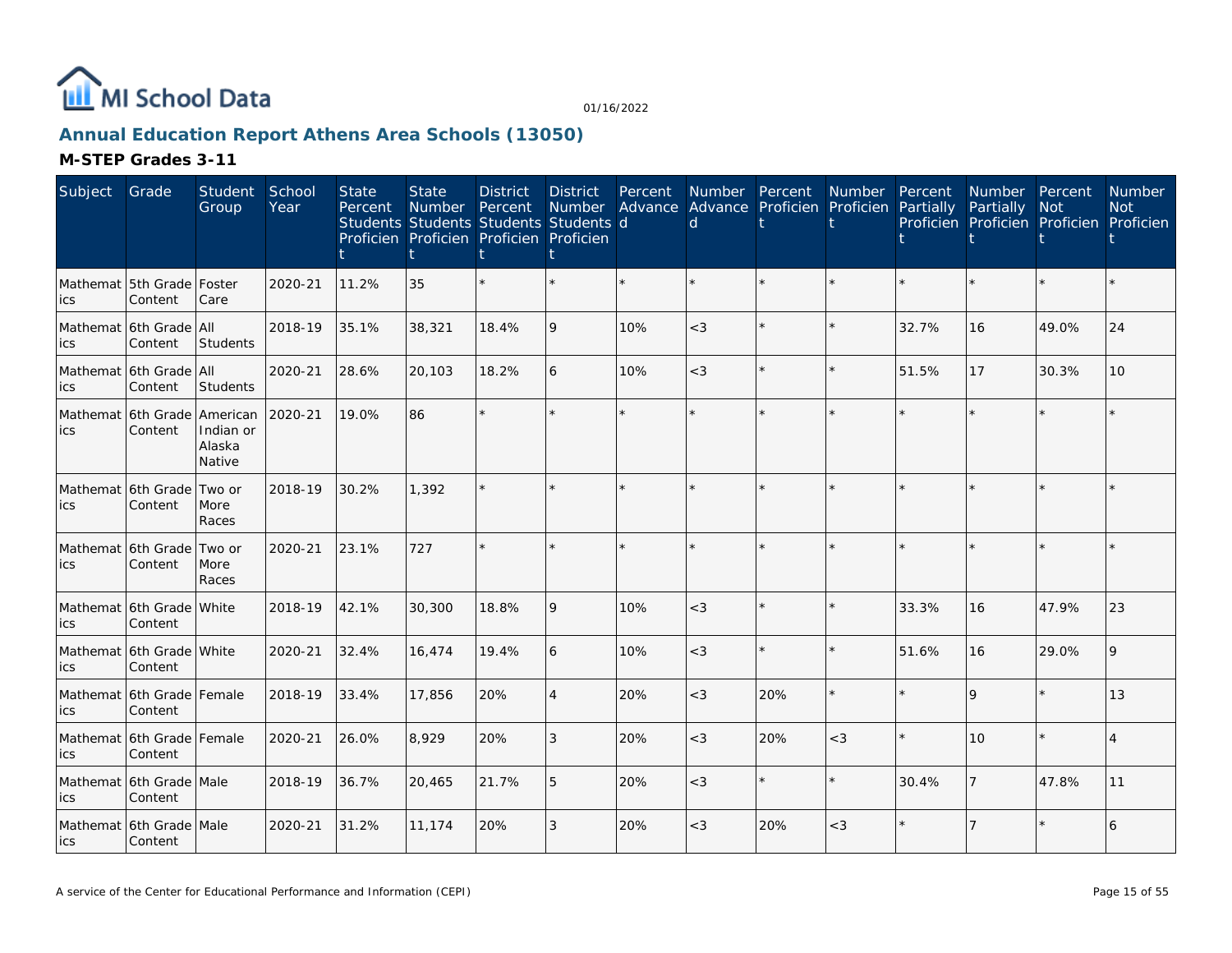# Annual Education Report Athens Area Schools (13050)

## M-STEP Grades 3-11

| Subject | Grade | Student Group | School Year | State Percent Students Proficient | State Number Students Proficient | District Percent Students Proficient | District Number Students Proficient | Percent Advanced | Number Advanced | Percent Proficient | Number Proficient | Percent Partially Proficient | Number Partially Proficient | Percent Not Proficient | Number Not Proficient |
|---|---|---|---|---|---|---|---|---|---|---|---|---|---|---|---|
| Mathematics | 5th Grade Content | Foster Care | 2020-21 | 11.2% | 35 | * | * | * | * | * | * | * | * | * | * |
| Mathematics | 6th Grade Content | All Students | 2018-19 | 35.1% | 38,321 | 18.4% | 9 | 10% | <3 | * | * | 32.7% | 16 | 49.0% | 24 |
| Mathematics | 6th Grade Content | All Students | 2020-21 | 28.6% | 20,103 | 18.2% | 6 | 10% | <3 | * | * | 51.5% | 17 | 30.3% | 10 |
| Mathematics | 6th Grade Content | American Indian or Alaska Native | 2020-21 | 19.0% | 86 | * | * | * | * | * | * | * | * | * | * |
| Mathematics | 6th Grade Content | Two or More Races | 2018-19 | 30.2% | 1,392 | * | * | * | * | * | * | * | * | * | * |
| Mathematics | 6th Grade Content | Two or More Races | 2020-21 | 23.1% | 727 | * | * | * | * | * | * | * | * | * | * |
| Mathematics | 6th Grade Content | White | 2018-19 | 42.1% | 30,300 | 18.8% | 9 | 10% | <3 | * | * | 33.3% | 16 | 47.9% | 23 |
| Mathematics | 6th Grade Content | White | 2020-21 | 32.4% | 16,474 | 19.4% | 6 | 10% | <3 | * | * | 51.6% | 16 | 29.0% | 9 |
| Mathematics | 6th Grade Content | Female | 2018-19 | 33.4% | 17,856 | 20% | 4 | 20% | <3 | 20% | * | * | 9 | * | 13 |
| Mathematics | 6th Grade Content | Female | 2020-21 | 26.0% | 8,929 | 20% | 3 | 20% | <3 | 20% | <3 | * | 10 | * | 4 |
| Mathematics | 6th Grade Content | Male | 2018-19 | 36.7% | 20,465 | 21.7% | 5 | 20% | <3 | * | * | 30.4% | 7 | 47.8% | 11 |
| Mathematics | 6th Grade Content | Male | 2020-21 | 31.2% | 11,174 | 20% | 3 | 20% | <3 | 20% | <3 | * | 7 | * | 6 |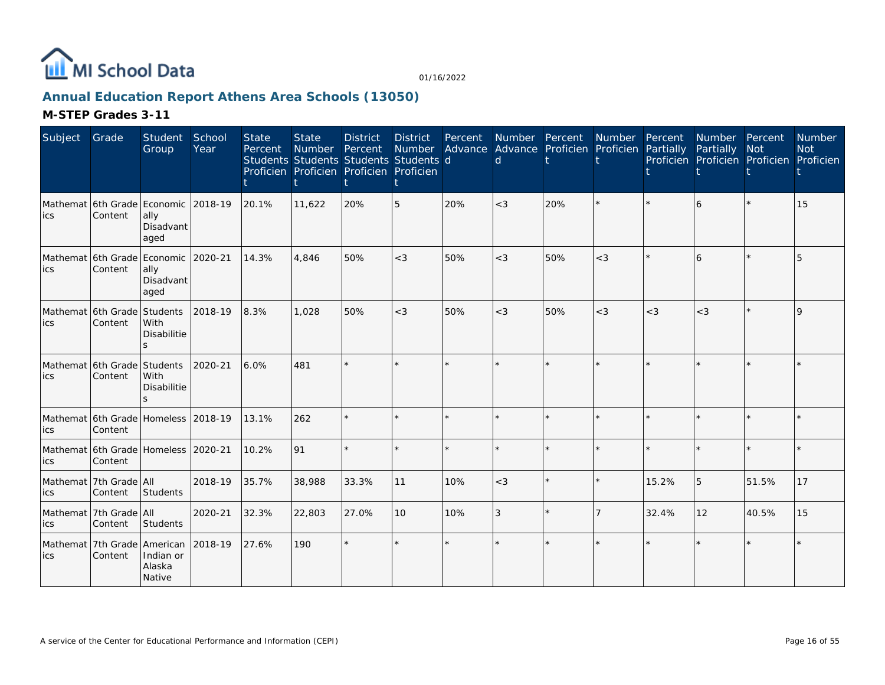# Annual Education Report Athens Area Schools (13050)

## M-STEP Grades 3-11

| Subject | Grade | Student Group | School Year | State Percent Students Proficient | State Number Students Proficient | District Percent Students Proficient | District Number Students Proficient | Percent Advanced | Number Advanced | Percent Proficient | Number Proficient | Percent Partially Proficient | Number Partially Proficient | Percent Not Proficient | Number Not Proficient |
|---|---|---|---|---|---|---|---|---|---|---|---|---|---|---|---|
| Mathematics | 6th Grade Content | Economically Disadvantaged | 2018-19 | 20.1% | 11,622 | 20% | 5 | 20% | <3 | 20% | * | * | 6 | * | 15 |
| Mathematics | 6th Grade Content | Economically Disadvantaged | 2020-21 | 14.3% | 4,846 | 50% | <3 | 50% | <3 | 50% | <3 | * | 6 | * | 5 |
| Mathematics | 6th Grade Content | Students With Disabilities | 2018-19 | 8.3% | 1,028 | 50% | <3 | 50% | <3 | 50% | <3 | <3 | <3 | * | 9 |
| Mathematics | 6th Grade Content | Students With Disabilities | 2020-21 | 6.0% | 481 | * | * | * | * | * | * | * | * | * | * |
| Mathematics | 6th Grade Content | Homeless | 2018-19 | 13.1% | 262 | * | * | * | * | * | * | * | * | * | * |
| Mathematics | 6th Grade Content | Homeless | 2020-21 | 10.2% | 91 | * | * | * | * | * | * | * | * | * | * |
| Mathematics | 7th Grade Content | All Students | 2018-19 | 35.7% | 38,988 | 33.3% | 11 | 10% | <3 | * | * | 15.2% | 5 | 51.5% | 17 |
| Mathematics | 7th Grade Content | All Students | 2020-21 | 32.3% | 22,803 | 27.0% | 10 | 10% | 3 | * | 7 | 32.4% | 12 | 40.5% | 15 |
| Mathematics | 7th Grade Content | American Indian or Alaska Native | 2018-19 | 27.6% | 190 | * | * | * | * | * | * | * | * | * | * |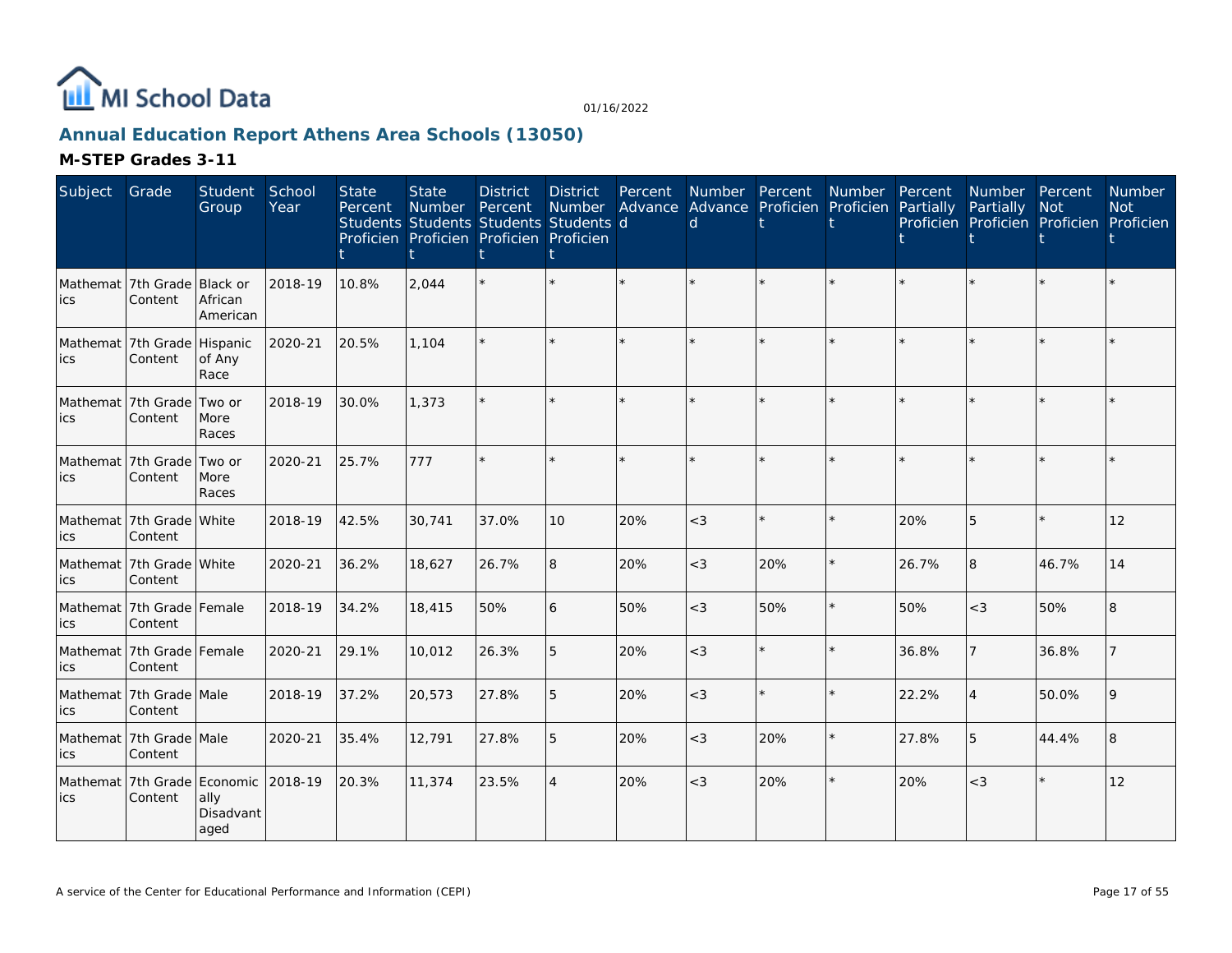MI School Data

01/16/2022

## Annual Education Report Athens Area Schools (13050)

### M-STEP Grades 3-11

| Subject | Grade | Student Group | School Year | State Percent Students Proficient | State Number Students Proficient | District Percent Students Proficient | District Number Students Proficient | Percent Advanced | Number Advanced | Percent Proficient | Number Proficient | Percent Partially Proficient | Number Partially Proficient | Percent Not Proficient | Number Not Proficient |
|---|---|---|---|---|---|---|---|---|---|---|---|---|---|---|---|
| Mathematics | 7th Grade Content | Black or African American | 2018-19 | 10.8% | 2,044 | * | * | * | * | * | * | * | * | * | * |
| Mathematics | 7th Grade Content | Hispanic of Any Race | 2020-21 | 20.5% | 1,104 | * | * | * | * | * | * | * | * | * | * |
| Mathematics | 7th Grade Content | Two or More Races | 2018-19 | 30.0% | 1,373 | * | * | * | * | * | * | * | * | * | * |
| Mathematics | 7th Grade Content | Two or More Races | 2020-21 | 25.7% | 777 | * | * | * | * | * | * | * | * | * | * |
| Mathematics | 7th Grade Content | White | 2018-19 | 42.5% | 30,741 | 37.0% | 10 | 20% | <3 | * | * | 20% | 5 | * | 12 |
| Mathematics | 7th Grade Content | White | 2020-21 | 36.2% | 18,627 | 26.7% | 8 | 20% | <3 | 20% | * | 26.7% | 8 | 46.7% | 14 |
| Mathematics | 7th Grade Content | Female | 2018-19 | 34.2% | 18,415 | 50% | 6 | 50% | <3 | 50% | * | 50% | <3 | 50% | 8 |
| Mathematics | 7th Grade Content | Female | 2020-21 | 29.1% | 10,012 | 26.3% | 5 | 20% | <3 | * | * | 36.8% | 7 | 36.8% | 7 |
| Mathematics | 7th Grade Content | Male | 2018-19 | 37.2% | 20,573 | 27.8% | 5 | 20% | <3 | * | * | 22.2% | 4 | 50.0% | 9 |
| Mathematics | 7th Grade Content | Male | 2020-21 | 35.4% | 12,791 | 27.8% | 5 | 20% | <3 | 20% | * | 27.8% | 5 | 44.4% | 8 |
| Mathematics | 7th Grade Content | Economically Disadvantaged | 2018-19 | 20.3% | 11,374 | 23.5% | 4 | 20% | <3 | 20% | * | 20% | <3 | * | 12 |

A service of the Center for Educational Performance and Information (CEPI)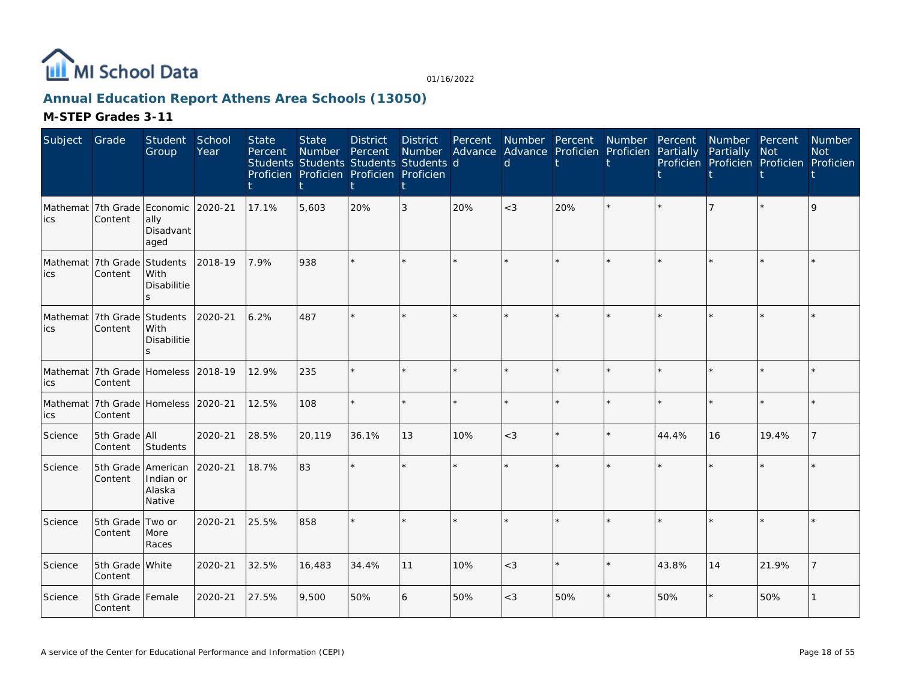# Annual Education Report Athens Area Schools (13050)

## M-STEP Grades 3-11

| Subject | Grade | Student Group | School Year | State Percent Students Proficient | State Number Students Proficient | District Percent Students Proficient | District Number Students Proficient | Percent Advanced | Number Advanced | Percent Proficient | Number Proficient | Percent Partially Proficient | Number Partially Proficient | Percent Not Proficient | Number Not Proficient |
|---|---|---|---|---|---|---|---|---|---|---|---|---|---|---|---|
| Mathematics | 7th Grade Content | Economically Disadvantaged | 2020-21 | 17.1% | 5,603 | 20% | 3 | 20% | <3 | 20% | * | * | 7 | * | 9 |
| Mathematics | 7th Grade Content | Students With Disabilities | 2018-19 | 7.9% | 938 | * | * | * | * | * | * | * | * | * | * |
| Mathematics | 7th Grade Content | Students With Disabilities | 2020-21 | 6.2% | 487 | * | * | * | * | * | * | * | * | * | * |
| Mathematics | 7th Grade Content | Homeless | 2018-19 | 12.9% | 235 | * | * | * | * | * | * | * | * | * | * |
| Mathematics | 7th Grade Content | Homeless | 2020-21 | 12.5% | 108 | * | * | * | * | * | * | * | * | * | * |
| Science | 5th Grade Content | All Students | 2020-21 | 28.5% | 20,119 | 36.1% | 13 | 10% | <3 | * | * | 44.4% | 16 | 19.4% | 7 |
| Science | 5th Grade Content | American Indian or Alaska Native | 2020-21 | 18.7% | 83 | * | * | * | * | * | * | * | * | * | * |
| Science | 5th Grade Content | Two or More Races | 2020-21 | 25.5% | 858 | * | * | * | * | * | * | * | * | * | * |
| Science | 5th Grade Content | White | 2020-21 | 32.5% | 16,483 | 34.4% | 11 | 10% | <3 | * | * | 43.8% | 14 | 21.9% | 7 |
| Science | 5th Grade Content | Female | 2020-21 | 27.5% | 9,500 | 50% | 6 | 50% | <3 | 50% | * | 50% | * | 50% | 1 |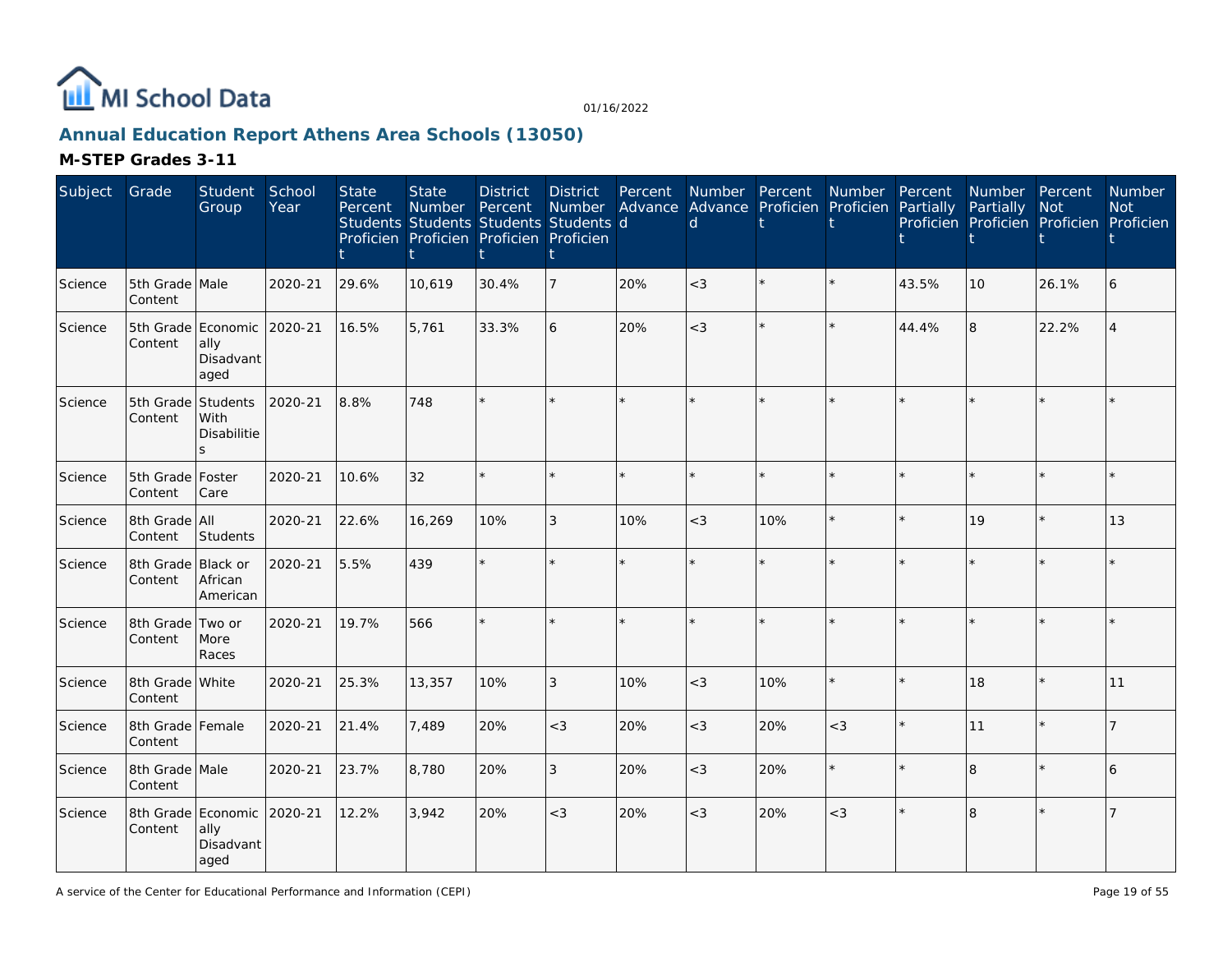# Annual Education Report Athens Area Schools (13050)

## M-STEP Grades 3-11

| Subject | Grade | Student Group | School Year | State Percent Students Proficient | State Number Students Proficient | District Percent Students Proficient | District Number Students Proficient | Percent Advanced | Number Advanced | Percent Proficient | Number Proficient | Percent Partially Proficient | Number Partially Proficient | Percent Not Proficient | Number Not Proficient |
|---|---|---|---|---|---|---|---|---|---|---|---|---|---|---|---|
| Science | 5th Grade Content | Male | 2020-21 | 29.6% | 10,619 | 30.4% | 7 | 20% | <3 | * | * | 43.5% | 10 | 26.1% | 6 |
| Science | 5th Grade Content | Economically Disadvantaged | 2020-21 | 16.5% | 5,761 | 33.3% | 6 | 20% | <3 | * | * | 44.4% | 8 | 22.2% | 4 |
| Science | 5th Grade Content | Students With Disabilities | 2020-21 | 8.8% | 748 | * | * | * | * | * | * | * | * | * | * |
| Science | 5th Grade Content | Foster Care | 2020-21 | 10.6% | 32 | * | * | * | * | * | * | * | * | * | * |
| Science | 8th Grade Content | All Students | 2020-21 | 22.6% | 16,269 | 10% | 3 | 10% | <3 | 10% | * | * | 19 | * | 13 |
| Science | 8th Grade Content | Black or African American | 2020-21 | 5.5% | 439 | * | * | * | * | * | * | * | * | * | * |
| Science | 8th Grade Content | Two or More Races | 2020-21 | 19.7% | 566 | * | * | * | * | * | * | * | * | * | * |
| Science | 8th Grade Content | White | 2020-21 | 25.3% | 13,357 | 10% | 3 | 10% | <3 | 10% | * | * | 18 | * | 11 |
| Science | 8th Grade Content | Female | 2020-21 | 21.4% | 7,489 | 20% | <3 | 20% | <3 | 20% | <3 | * | 11 | * | 7 |
| Science | 8th Grade Content | Male | 2020-21 | 23.7% | 8,780 | 20% | 3 | 20% | <3 | 20% | * | * | 8 | * | 6 |
| Science | 8th Grade Content | Economically Disadvantaged | 2020-21 | 12.2% | 3,942 | 20% | <3 | 20% | <3 | 20% | <3 | * | 8 | * | 7 |

A service of the Center for Educational Performance and Information (CEPI)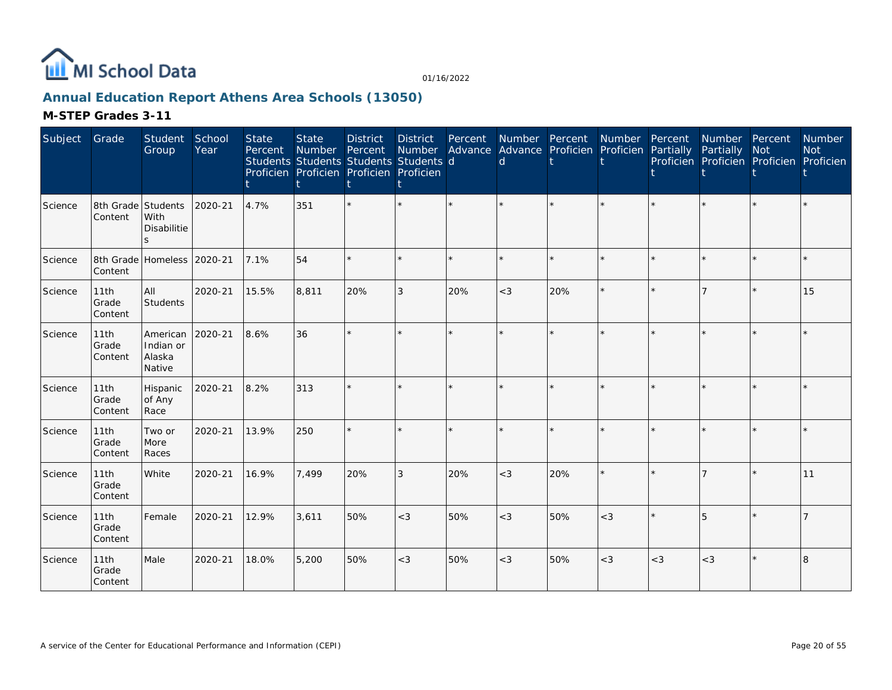MI School Data

01/16/2022

## Annual Education Report Athens Area Schools (13050)

### M-STEP Grades 3-11

| Subject | Grade | Student Group | School Year | State Percent Students Proficient | State Number Students Proficient | District Percent Students Proficient | District Number Students Proficient | Percent Advanced | Number Advanced | Percent Proficient | Number Proficient | Percent Partially Proficient | Number Partially Proficient | Percent Not Proficient | Number Not Proficient |
|---|---|---|---|---|---|---|---|---|---|---|---|---|---|---|---|
| Science | 8th Grade Content | Students With Disabilities | 2020-21 | 4.7% | 351 | * | * | * | * | * | * | * | * | * | * |
| Science | 8th Grade Content | Homeless | 2020-21 | 7.1% | 54 | * | * | * | * | * | * | * | * | * | * |
| Science | 11th Grade Content | All Students | 2020-21 | 15.5% | 8,811 | 20% | 3 | 20% | <3 | 20% | * | * | 7 | * | 15 |
| Science | 11th Grade Content | American Indian or Alaska Native | 2020-21 | 8.6% | 36 | * | * | * | * | * | * | * | * | * | * |
| Science | 11th Grade Content | Hispanic of Any Race | 2020-21 | 8.2% | 313 | * | * | * | * | * | * | * | * | * | * |
| Science | 11th Grade Content | Two or More Races | 2020-21 | 13.9% | 250 | * | * | * | * | * | * | * | * | * | * |
| Science | 11th Grade Content | White | 2020-21 | 16.9% | 7,499 | 20% | 3 | 20% | <3 | 20% | * | * | 7 | * | 11 |
| Science | 11th Grade Content | Female | 2020-21 | 12.9% | 3,611 | 50% | <3 | 50% | <3 | 50% | <3 | * | 5 | * | 7 |
| Science | 11th Grade Content | Male | 2020-21 | 18.0% | 5,200 | 50% | <3 | 50% | <3 | 50% | <3 | <3 | <3 | * | 8 |

A service of the Center for Educational Performance and Information (CEPI)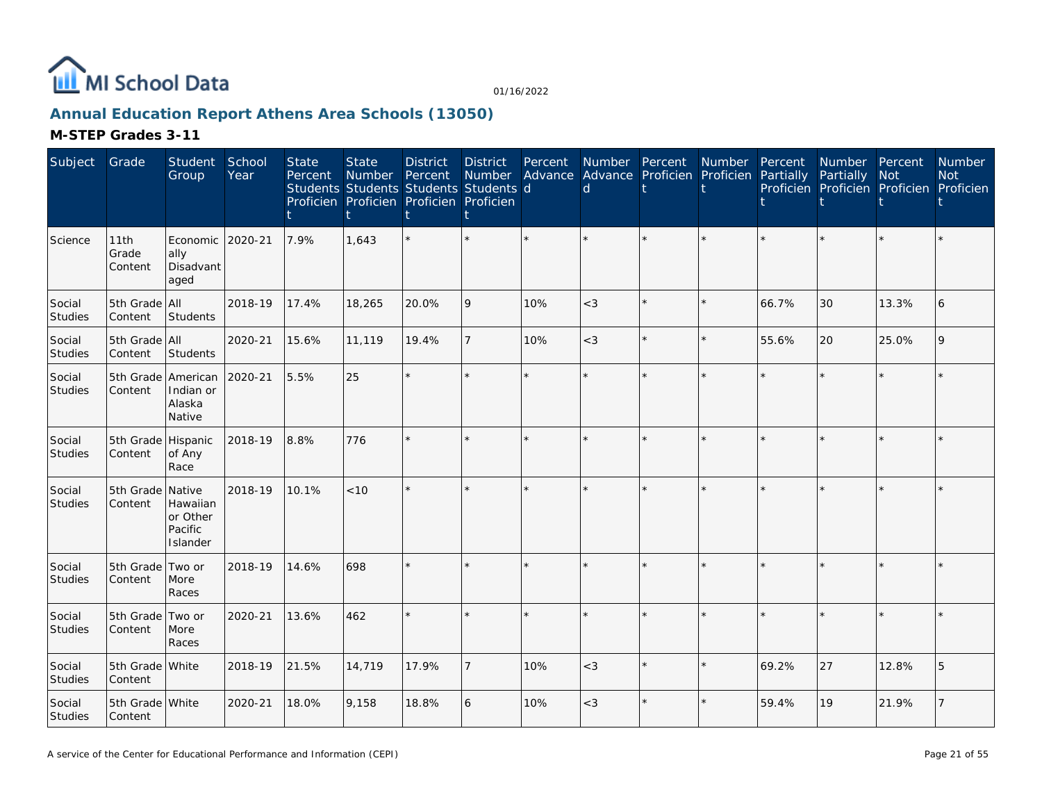MI School Data

01/16/2022

## Annual Education Report Athens Area Schools (13050)

### M-STEP Grades 3-11

| Subject | Grade | Student Group | School Year | State Percent Students Proficient | State Number Students Proficient | District Percent Students Proficient | District Number Students Proficient | Percent Advanced | Number Advanced | Percent Proficient | Number Proficient | Percent Partially Proficient | Number Partially Proficient | Percent Not Proficient | Number Not Proficient |
|---|---|---|---|---|---|---|---|---|---|---|---|---|---|---|---|
| Science | 11th Grade Content | Economically Disadvantaged | 2020-21 | 7.9% | 1,643 | * | * | * | * | * | * | * | * | * | * |
| Social Studies | 5th Grade Content | All Students | 2018-19 | 17.4% | 18,265 | 20.0% | 9 | 10% | <3 | * | * | 66.7% | 30 | 13.3% | 6 |
| Social Studies | 5th Grade Content | All Students | 2020-21 | 15.6% | 11,119 | 19.4% | 7 | 10% | <3 | * | * | 55.6% | 20 | 25.0% | 9 |
| Social Studies | 5th Grade Content | American Indian or Alaska Native | 2020-21 | 5.5% | 25 | * | * | * | * | * | * | * | * | * | * |
| Social Studies | 5th Grade Content | Hispanic of Any Race | 2018-19 | 8.8% | 776 | * | * | * | * | * | * | * | * | * | * |
| Social Studies | 5th Grade Content | Native Hawaiian or Other Pacific Islander | 2018-19 | 10.1% | <10 | * | * | * | * | * | * | * | * | * | * |
| Social Studies | 5th Grade Content | Two or More Races | 2018-19 | 14.6% | 698 | * | * | * | * | * | * | * | * | * | * |
| Social Studies | 5th Grade Content | Two or More Races | 2020-21 | 13.6% | 462 | * | * | * | * | * | * | * | * | * | * |
| Social Studies | 5th Grade Content | White | 2018-19 | 21.5% | 14,719 | 17.9% | 7 | 10% | <3 | * | * | 69.2% | 27 | 12.8% | 5 |
| Social Studies | 5th Grade Content | White | 2020-21 | 18.0% | 9,158 | 18.8% | 6 | 10% | <3 | * | * | 59.4% | 19 | 21.9% | 7 |

A service of the Center for Educational Performance and Information (CEPI)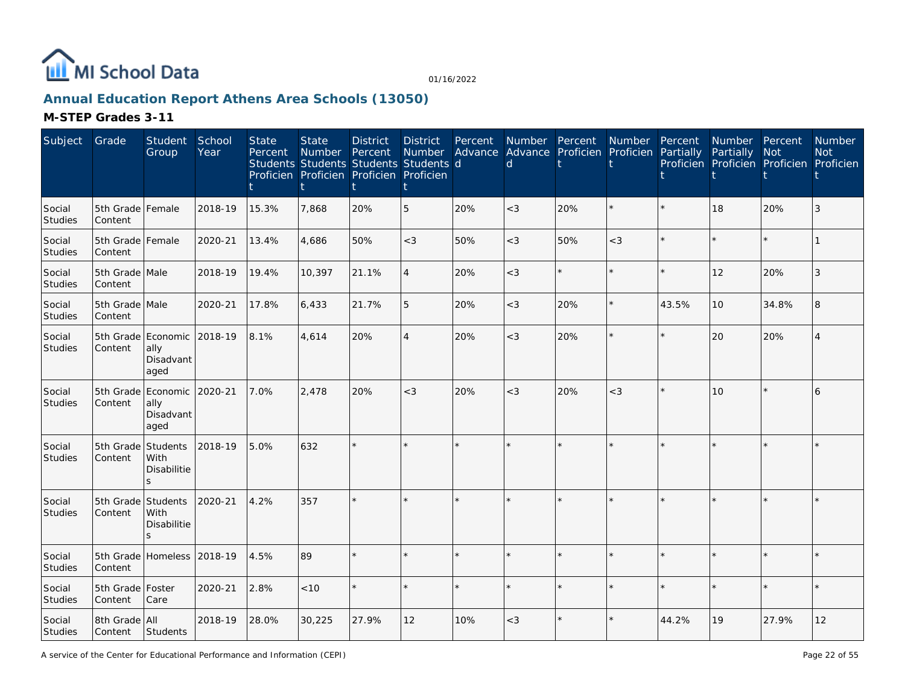# Annual Education Report Athens Area Schools (13050)

## M-STEP Grades 3-11

| Subject | Grade | Student Group | School Year | State Percent Students Proficient | State Number Students Proficient | District Percent Students Proficient | District Number Students Proficient | Percent Advanced | Number Advanced | Percent Proficient | Number Proficient | Percent Partially Proficient | Number Partially Proficient | Percent Not Proficient | Number Not Proficient |
|---|---|---|---|---|---|---|---|---|---|---|---|---|---|---|---|
| Social Studies | 5th Grade Content | Female | 2018-19 | 15.3% | 7,868 | 20% | 5 | 20% | <3 | 20% | * | * | 18 | 20% | 3 |
| Social Studies | 5th Grade Content | Female | 2020-21 | 13.4% | 4,686 | 50% | <3 | 50% | <3 | 50% | <3 | * | * | * | 1 |
| Social Studies | 5th Grade Content | Male | 2018-19 | 19.4% | 10,397 | 21.1% | 4 | 20% | <3 | * | * | * | 12 | 20% | 3 |
| Social Studies | 5th Grade Content | Male | 2020-21 | 17.8% | 6,433 | 21.7% | 5 | 20% | <3 | 20% | * | 43.5% | 10 | 34.8% | 8 |
| Social Studies | 5th Grade Content | Economically Disadvantaged | 2018-19 | 8.1% | 4,614 | 20% | 4 | 20% | <3 | 20% | * | * | 20 | 20% | 4 |
| Social Studies | 5th Grade Content | Economically Disadvantaged | 2020-21 | 7.0% | 2,478 | 20% | <3 | 20% | <3 | 20% | <3 | * | 10 | * | 6 |
| Social Studies | 5th Grade Content | Students With Disabilities | 2018-19 | 5.0% | 632 | * | * | * | * | * | * | * | * | * | * |
| Social Studies | 5th Grade Content | Students With Disabilities | 2020-21 | 4.2% | 357 | * | * | * | * | * | * | * | * | * | * |
| Social Studies | 5th Grade Content | Homeless | 2018-19 | 4.5% | 89 | * | * | * | * | * | * | * | * | * | * |
| Social Studies | 5th Grade Content | Foster Care | 2020-21 | 2.8% | <10 | * | * | * | * | * | * | * | * | * | * |
| Social Studies | 8th Grade Content | All Students | 2018-19 | 28.0% | 30,225 | 27.9% | 12 | 10% | <3 | * | * | 44.2% | 19 | 27.9% | 12 |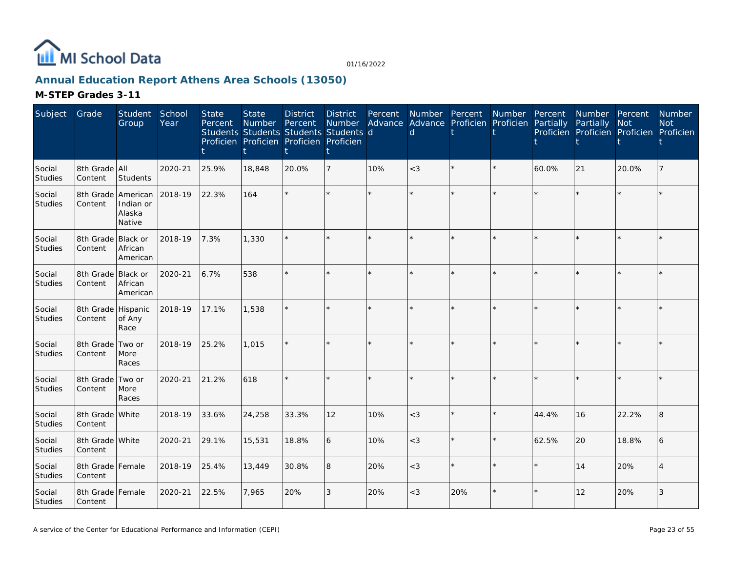MI School Data

01/16/2022

## Annual Education Report Athens Area Schools (13050)

### M-STEP Grades 3-11

| Subject | Grade | Student Group | School Year | State Percent Students Proficient | State Number Students Proficient | District Percent Students Proficient | District Number Students Proficient | Percent Advanced | Number Advanced | Percent Proficient | Number Proficient | Percent Partially Proficient | Number Partially Proficient | Percent Not Proficient | Number Not Proficient |
|---|---|---|---|---|---|---|---|---|---|---|---|---|---|---|---|
| Social Studies | 8th Grade Content | All Students | 2020-21 | 25.9% | 18,848 | 20.0% | 7 | 10% | <3 | * | * | 60.0% | 21 | 20.0% | 7 |
| Social Studies | 8th Grade Content | American Indian or Alaska Native | 2018-19 | 22.3% | 164 | * | * | * | * | * | * | * | * | * | * |
| Social Studies | 8th Grade Content | Black or African American | 2018-19 | 7.3% | 1,330 | * | * | * | * | * | * | * | * | * | * |
| Social Studies | 8th Grade Content | Black or African American | 2020-21 | 6.7% | 538 | * | * | * | * | * | * | * | * | * | * |
| Social Studies | 8th Grade Content | Hispanic of Any Race | 2018-19 | 17.1% | 1,538 | * | * | * | * | * | * | * | * | * | * |
| Social Studies | 8th Grade Content | Two or More Races | 2018-19 | 25.2% | 1,015 | * | * | * | * | * | * | * | * | * | * |
| Social Studies | 8th Grade Content | Two or More Races | 2020-21 | 21.2% | 618 | * | * | * | * | * | * | * | * | * | * |
| Social Studies | 8th Grade Content | White | 2018-19 | 33.6% | 24,258 | 33.3% | 12 | 10% | <3 | * | * | 44.4% | 16 | 22.2% | 8 |
| Social Studies | 8th Grade Content | White | 2020-21 | 29.1% | 15,531 | 18.8% | 6 | 10% | <3 | * | * | 62.5% | 20 | 18.8% | 6 |
| Social Studies | 8th Grade Content | Female | 2018-19 | 25.4% | 13,449 | 30.8% | 8 | 20% | <3 | * | * | * | 14 | 20% | 4 |
| Social Studies | 8th Grade Content | Female | 2020-21 | 22.5% | 7,965 | 20% | 3 | 20% | <3 | 20% | * | * | 12 | 20% | 3 |

A service of the Center for Educational Performance and Information (CEPI)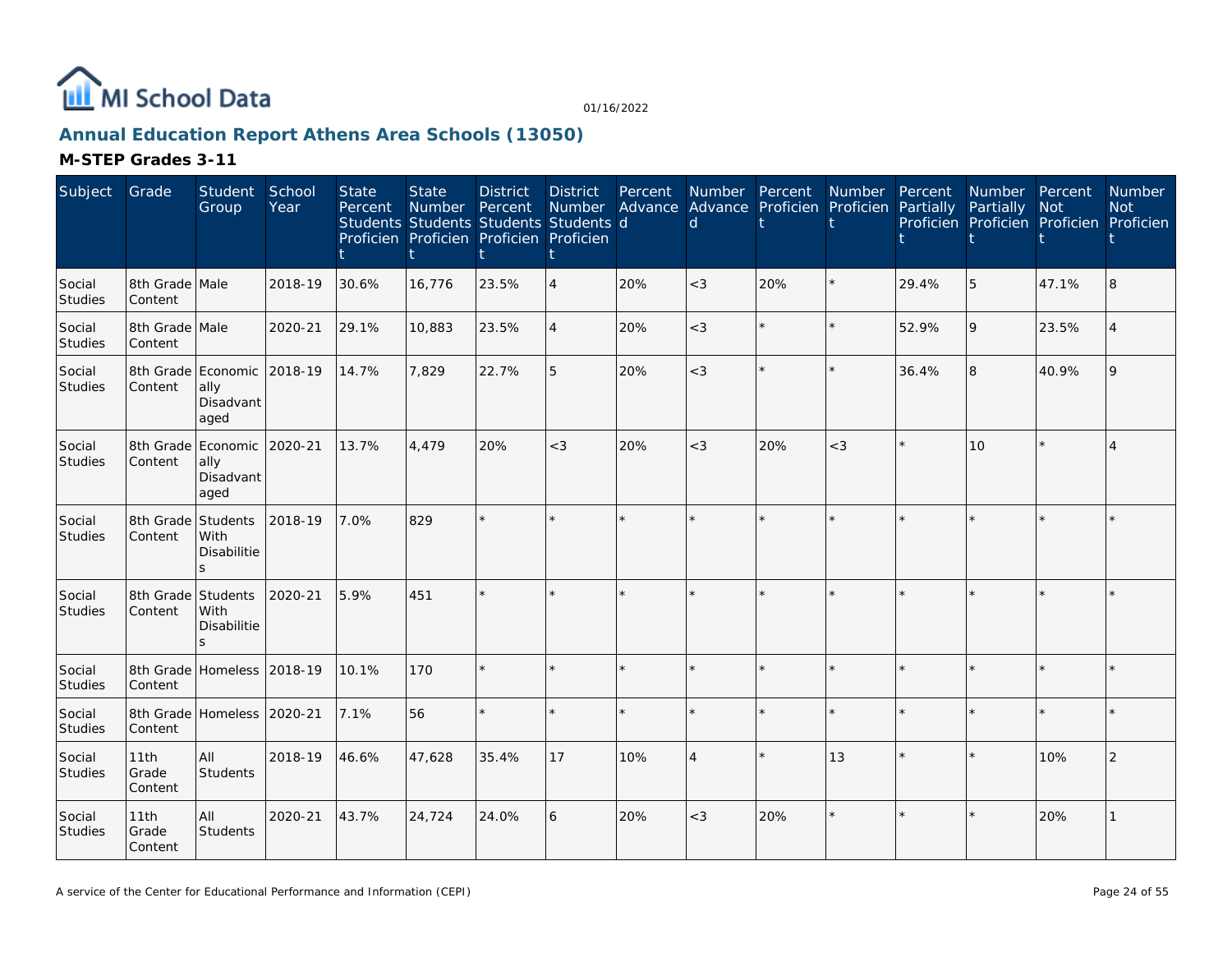# Annual Education Report Athens Area Schools (13050)

## M-STEP Grades 3-11

| Subject | Grade | Student Group | School Year | State Percent Students Proficient | State Number Students Proficient | District Percent Students Proficient | District Number Students Proficient | Percent Advanced | Number Advanced | Percent Proficient | Number Proficient | Percent Partially Proficient | Number Partially Proficient | Percent Not Proficient | Number Not Proficient |
|---|---|---|---|---|---|---|---|---|---|---|---|---|---|---|---|
| Social Studies | 8th Grade Content | Male | 2018-19 | 30.6% | 16,776 | 23.5% | 4 | 20% | <3 | 20% | * | 29.4% | 5 | 47.1% | 8 |
| Social Studies | 8th Grade Content | Male | 2020-21 | 29.1% | 10,883 | 23.5% | 4 | 20% | <3 | * | * | 52.9% | 9 | 23.5% | 4 |
| Social Studies | 8th Grade Content | Economically Disadvantaged | 2018-19 | 14.7% | 7,829 | 22.7% | 5 | 20% | <3 | * | * | 36.4% | 8 | 40.9% | 9 |
| Social Studies | 8th Grade Content | Economically Disadvantaged | 2020-21 | 13.7% | 4,479 | 20% | <3 | 20% | <3 | 20% | <3 | * | 10 | * | 4 |
| Social Studies | 8th Grade Content | Students With Disabilities | 2018-19 | 7.0% | 829 | * | * | * | * | * | * | * | * | * | * |
| Social Studies | 8th Grade Content | Students With Disabilities | 2020-21 | 5.9% | 451 | * | * | * | * | * | * | * | * | * | * |
| Social Studies | 8th Grade Content | Homeless | 2018-19 | 10.1% | 170 | * | * | * | * | * | * | * | * | * | * |
| Social Studies | 8th Grade Content | Homeless | 2020-21 | 7.1% | 56 | * | * | * | * | * | * | * | * | * | * |
| Social Studies | 11th Grade Content | All Students | 2018-19 | 46.6% | 47,628 | 35.4% | 17 | 10% | 4 | * | 13 | * | * | 10% | 2 |
| Social Studies | 11th Grade Content | All Students | 2020-21 | 43.7% | 24,724 | 24.0% | 6 | 20% | <3 | 20% | * | * | * | 20% | 1 |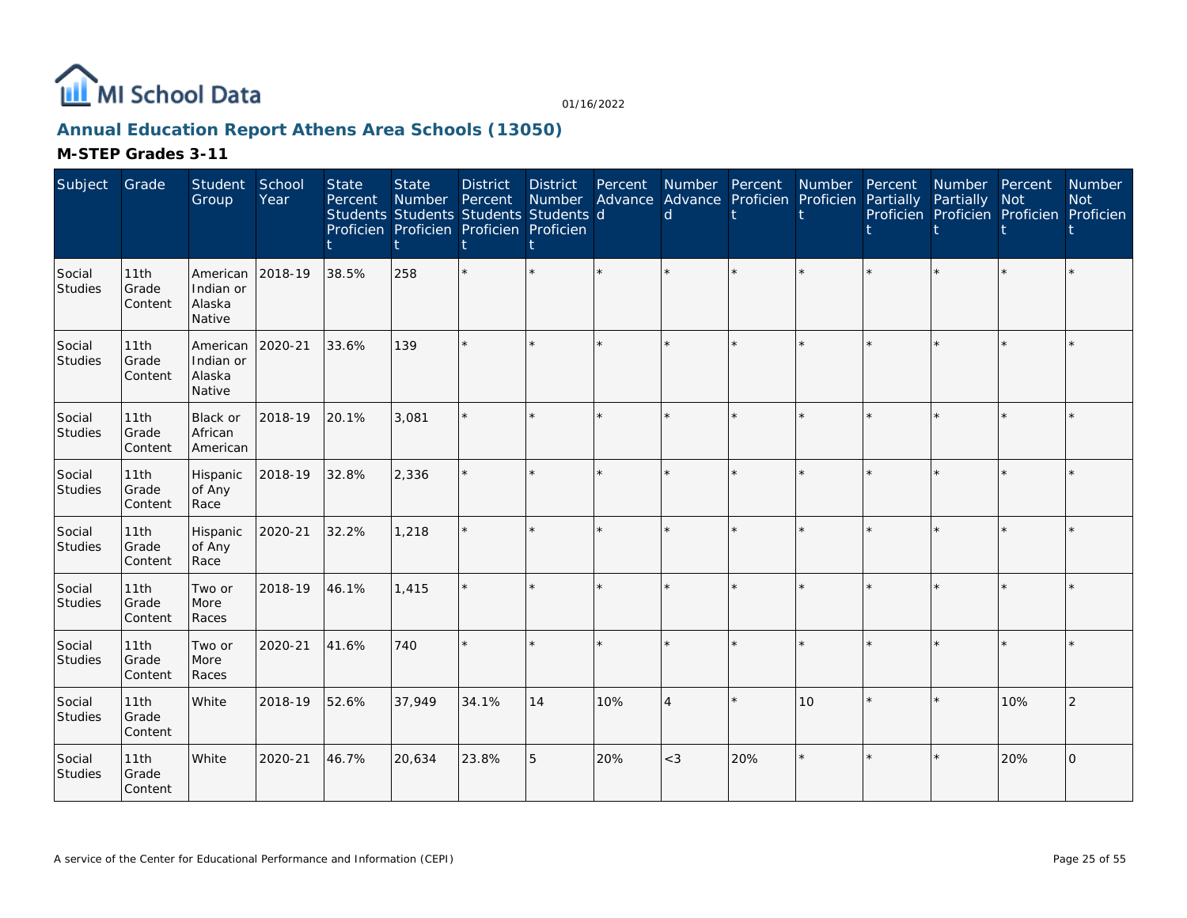# MI School Data

01/16/2022

## Annual Education Report Athens Area Schools (13050)

### M-STEP Grades 3-11

| Subject | Grade | Student Group | School Year | State Percent Students Proficient | State Number Students Proficient | District Percent Students Proficient | District Number Students Proficient | Percent Advanced | Number Advanced | Percent Proficient | Number Proficient | Percent Partially Proficient | Number Partially Proficient | Percent Not Proficient | Number Not Proficient |
|---|---|---|---|---|---|---|---|---|---|---|---|---|---|---|---|
| Social Studies | 11th Grade Content | American Indian or Alaska Native | 2018-19 | 38.5% | 258 | * | * | * | * | * | * | * | * | * | * |
| Social Studies | 11th Grade Content | American Indian or Alaska Native | 2020-21 | 33.6% | 139 | * | * | * | * | * | * | * | * | * | * |
| Social Studies | 11th Grade Content | Black or African American | 2018-19 | 20.1% | 3,081 | * | * | * | * | * | * | * | * | * | * |
| Social Studies | 11th Grade Content | Hispanic of Any Race | 2018-19 | 32.8% | 2,336 | * | * | * | * | * | * | * | * | * | * |
| Social Studies | 11th Grade Content | Hispanic of Any Race | 2020-21 | 32.2% | 1,218 | * | * | * | * | * | * | * | * | * | * |
| Social Studies | 11th Grade Content | Two or More Races | 2018-19 | 46.1% | 1,415 | * | * | * | * | * | * | * | * | * | * |
| Social Studies | 11th Grade Content | Two or More Races | 2020-21 | 41.6% | 740 | * | * | * | * | * | * | * | * | * | * |
| Social Studies | 11th Grade Content | White | 2018-19 | 52.6% | 37,949 | 34.1% | 14 | 10% | 4 | * | 10 | * | * | 10% | 2 |
| Social Studies | 11th Grade Content | White | 2020-21 | 46.7% | 20,634 | 23.8% | 5 | 20% | <3 | 20% | * | * | * | 20% | 0 |

A service of the Center for Educational Performance and Information (CEPI)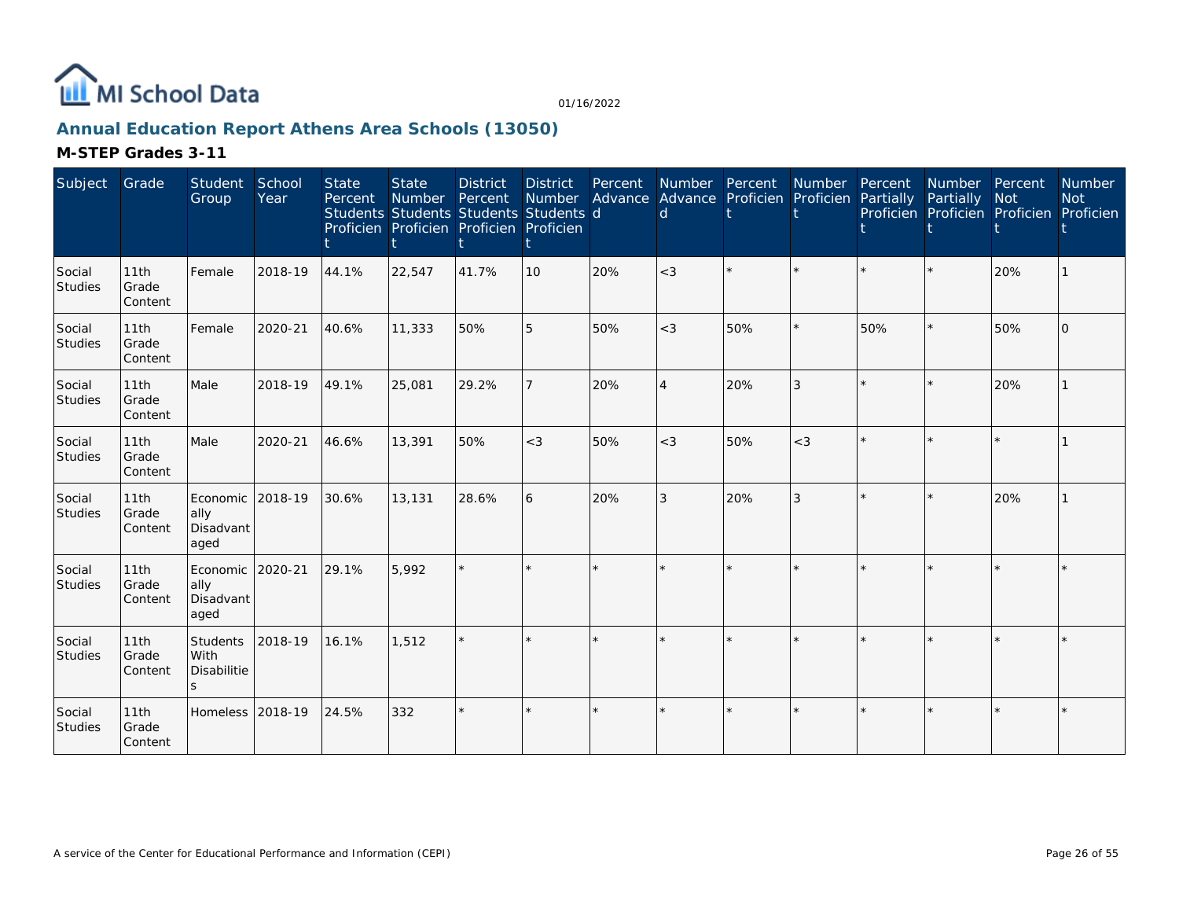MI School Data

01/16/2022

## Annual Education Report Athens Area Schools (13050)

### M-STEP Grades 3-11

| Subject | Grade | Student Group | School Year | State Percent Students Proficient | State Number Students Proficient | District Percent Students Proficient | District Number Students Proficient | Percent Advanced | Number Advanced | Percent Proficient | Number Proficient | Percent Partially Proficient | Number Partially Proficient | Percent Not Proficient | Number Not Proficient |
|---|---|---|---|---|---|---|---|---|---|---|---|---|---|---|---|
| Social Studies | 11th Grade Content | Female | 2018-19 | 44.1% | 22,547 | 41.7% | 10 | 20% | <3 | * | * | * | * | 20% | 1 |
| Social Studies | 11th Grade Content | Female | 2020-21 | 40.6% | 11,333 | 50% | 5 | 50% | <3 | 50% | * | 50% | * | 50% | 0 |
| Social Studies | 11th Grade Content | Male | 2018-19 | 49.1% | 25,081 | 29.2% | 7 | 20% | 4 | 20% | 3 | * | * | 20% | 1 |
| Social Studies | 11th Grade Content | Male | 2020-21 | 46.6% | 13,391 | 50% | <3 | 50% | <3 | 50% | <3 | * | * | * | 1 |
| Social Studies | 11th Grade Content | Economically Disadvantaged | 2018-19 | 30.6% | 13,131 | 28.6% | 6 | 20% | 3 | 20% | 3 | * | * | 20% | 1 |
| Social Studies | 11th Grade Content | Economically Disadvantaged | 2020-21 | 29.1% | 5,992 | * | * | * | * | * | * | * | * | * | * |
| Social Studies | 11th Grade Content | Students With Disabilities | 2018-19 | 16.1% | 1,512 | * | * | * | * | * | * | * | * | * | * |
| Social Studies | 11th Grade Content | Homeless | 2018-19 | 24.5% | 332 | * | * | * | * | * | * | * | * | * | * |

A service of the Center for Educational Performance and Information (CEPI)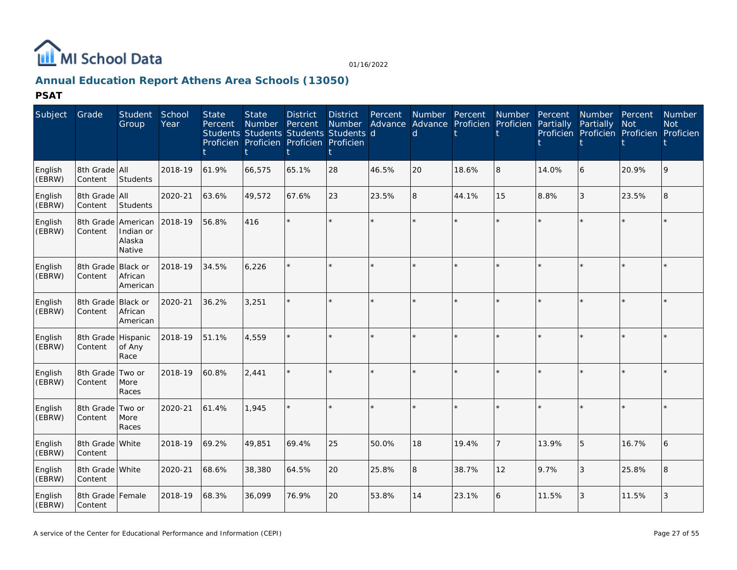# MI School Data

01/16/2022

## Annual Education Report Athens Area Schools (13050)

### PSAT

| Subject | Grade | Student Group | School Year | State Percent Students Proficient | State Number Students Proficient | District Percent Students Proficient | District Number Students Proficient | Percent Advanced | Number Advanced | Percent Proficient | Number Proficient | Percent Partially Proficient | Number Partially Proficient | Percent Not Proficient | Number Not Proficient |
|---|---|---|---|---|---|---|---|---|---|---|---|---|---|---|---|
| English (EBRW) | 8th Grade Content | All Students | 2018-19 | 61.9% | 66,575 | 65.1% | 28 | 46.5% | 20 | 18.6% | 8 | 14.0% | 6 | 20.9% | 9 |
| English (EBRW) | 8th Grade Content | All Students | 2020-21 | 63.6% | 49,572 | 67.6% | 23 | 23.5% | 8 | 44.1% | 15 | 8.8% | 3 | 23.5% | 8 |
| English (EBRW) | 8th Grade Content | American Indian or Alaska Native | 2018-19 | 56.8% | 416 | * | * | * | * | * | * | * | * | * | * |
| English (EBRW) | 8th Grade Content | Black or African American | 2018-19 | 34.5% | 6,226 | * | * | * | * | * | * | * | * | * | * |
| English (EBRW) | 8th Grade Content | Black or African American | 2020-21 | 36.2% | 3,251 | * | * | * | * | * | * | * | * | * | * |
| English (EBRW) | 8th Grade Content | Hispanic of Any Race | 2018-19 | 51.1% | 4,559 | * | * | * | * | * | * | * | * | * | * |
| English (EBRW) | 8th Grade Content | Two or More Races | 2018-19 | 60.8% | 2,441 | * | * | * | * | * | * | * | * | * | * |
| English (EBRW) | 8th Grade Content | Two or More Races | 2020-21 | 61.4% | 1,945 | * | * | * | * | * | * | * | * | * | * |
| English (EBRW) | 8th Grade Content | White | 2018-19 | 69.2% | 49,851 | 69.4% | 25 | 50.0% | 18 | 19.4% | 7 | 13.9% | 5 | 16.7% | 6 |
| English (EBRW) | 8th Grade Content | White | 2020-21 | 68.6% | 38,380 | 64.5% | 20 | 25.8% | 8 | 38.7% | 12 | 9.7% | 3 | 25.8% | 8 |
| English (EBRW) | 8th Grade Content | Female | 2018-19 | 68.3% | 36,099 | 76.9% | 20 | 53.8% | 14 | 23.1% | 6 | 11.5% | 3 | 11.5% | 3 |

A service of the Center for Educational Performance and Information (CEPI)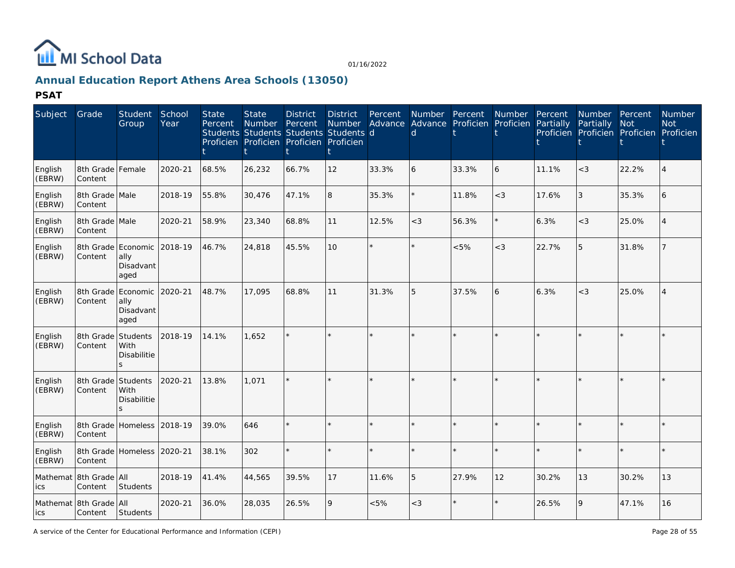MI School Data

01/16/2022

## Annual Education Report Athens Area Schools (13050)

### PSAT

| Subject | Grade | Student Group | School Year | State Percent Students Proficient | State Number Students Proficient | District Percent Students Proficient | District Number Students Proficient | Percent Advanced | Number Advanced | Percent Proficient | Number Proficient | Percent Partially Proficient | Number Partially Proficient | Percent Not Proficient | Number Not Proficient |
|---|---|---|---|---|---|---|---|---|---|---|---|---|---|---|---|
| English (EBRW) | 8th Grade Content | Female | 2020-21 | 68.5% | 26,232 | 66.7% | 12 | 33.3% | 6 | 33.3% | 6 | 11.1% | <3 | 22.2% | 4 |
| English (EBRW) | 8th Grade Content | Male | 2018-19 | 55.8% | 30,476 | 47.1% | 8 | 35.3% | * | 11.8% | <3 | 17.6% | 3 | 35.3% | 6 |
| English (EBRW) | 8th Grade Content | Male | 2020-21 | 58.9% | 23,340 | 68.8% | 11 | 12.5% | <3 | 56.3% | * | 6.3% | <3 | 25.0% | 4 |
| English (EBRW) | 8th Grade Content | Economically Disadvantaged | 2018-19 | 46.7% | 24,818 | 45.5% | 10 | * | * | <5% | <3 | 22.7% | 5 | 31.8% | 7 |
| English (EBRW) | 8th Grade Content | Economically Disadvantaged | 2020-21 | 48.7% | 17,095 | 68.8% | 11 | 31.3% | 5 | 37.5% | 6 | 6.3% | <3 | 25.0% | 4 |
| English (EBRW) | 8th Grade Content | Students With Disabilities | 2018-19 | 14.1% | 1,652 | * | * | * | * | * | * | * | * | * | * |
| English (EBRW) | 8th Grade Content | Students With Disabilities | 2020-21 | 13.8% | 1,071 | * | * | * | * | * | * | * | * | * | * |
| English (EBRW) | 8th Grade Content | Homeless | 2018-19 | 39.0% | 646 | * | * | * | * | * | * | * | * | * | * |
| English (EBRW) | 8th Grade Content | Homeless | 2020-21 | 38.1% | 302 | * | * | * | * | * | * | * | * | * | * |
| Mathematics | 8th Grade Content | All Students | 2018-19 | 41.4% | 44,565 | 39.5% | 17 | 11.6% | 5 | 27.9% | 12 | 30.2% | 13 | 30.2% | 13 |
| Mathematics | 8th Grade Content | All Students | 2020-21 | 36.0% | 28,035 | 26.5% | 9 | <5% | <3 | * | * | 26.5% | 9 | 47.1% | 16 |

A service of the Center for Educational Performance and Information (CEPI)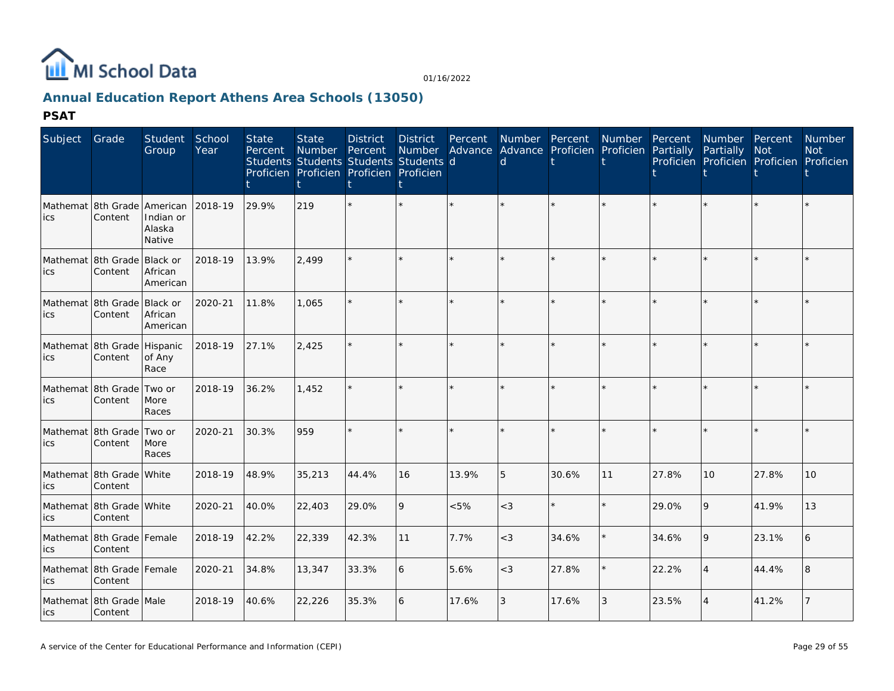# Annual Education Report Athens Area Schools (13050)

## PSAT

| Subject | Grade | Student Group | School Year | State Percent Students Proficient | State Number Students Proficient | District Percent Students Proficient | District Number Students Proficient | Percent Advanced | Number Advanced | Percent Proficient | Number Proficient | Percent Partially Proficient | Number Partially Proficient | Percent Not Proficient | Number Not Proficient |
|---|---|---|---|---|---|---|---|---|---|---|---|---|---|---|---|
| Mathematics | 8th Grade Content | American Indian or Alaska Native | 2018-19 | 29.9% | 219 | * | * | * | * | * | * | * | * | * | * |
| Mathematics | 8th Grade Content | Black or African American | 2018-19 | 13.9% | 2,499 | * | * | * | * | * | * | * | * | * | * |
| Mathematics | 8th Grade Content | Black or African American | 2020-21 | 11.8% | 1,065 | * | * | * | * | * | * | * | * | * | * |
| Mathematics | 8th Grade Content | Hispanic of Any Race | 2018-19 | 27.1% | 2,425 | * | * | * | * | * | * | * | * | * | * |
| Mathematics | 8th Grade Content | Two or More Races | 2018-19 | 36.2% | 1,452 | * | * | * | * | * | * | * | * | * | * |
| Mathematics | 8th Grade Content | Two or More Races | 2020-21 | 30.3% | 959 | * | * | * | * | * | * | * | * | * | * |
| Mathematics | 8th Grade Content | White | 2018-19 | 48.9% | 35,213 | 44.4% | 16 | 13.9% | 5 | 30.6% | 11 | 27.8% | 10 | 27.8% | 10 |
| Mathematics | 8th Grade Content | White | 2020-21 | 40.0% | 22,403 | 29.0% | 9 | <5% | <3 | * | * | 29.0% | 9 | 41.9% | 13 |
| Mathematics | 8th Grade Content | Female | 2018-19 | 42.2% | 22,339 | 42.3% | 11 | 7.7% | <3 | 34.6% | * | 34.6% | 9 | 23.1% | 6 |
| Mathematics | 8th Grade Content | Female | 2020-21 | 34.8% | 13,347 | 33.3% | 6 | 5.6% | <3 | 27.8% | * | 22.2% | 4 | 44.4% | 8 |
| Mathematics | 8th Grade Content | Male | 2018-19 | 40.6% | 22,226 | 35.3% | 6 | 17.6% | 3 | 17.6% | 3 | 23.5% | 4 | 41.2% | 7 |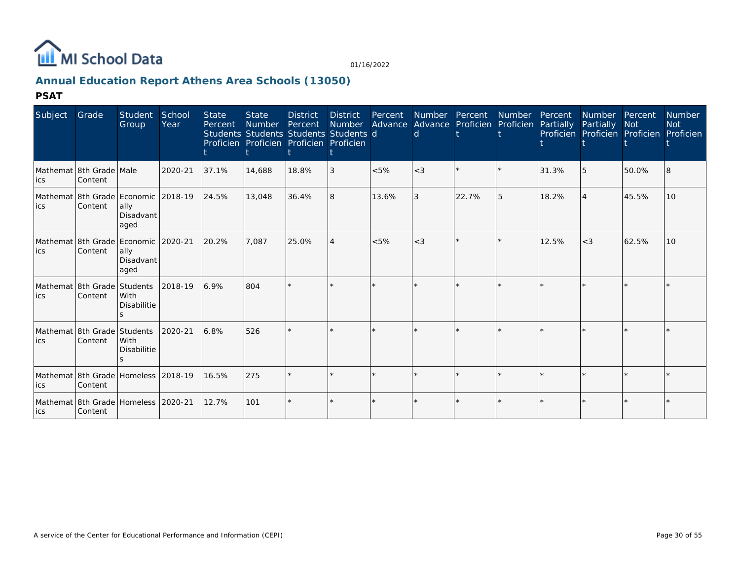# Annual Education Report Athens Area Schools (13050)

## PSAT

| Subject | Grade | Student Group | School Year | State Percent Students Proficient | State Number Students Proficient | District Percent Students Proficient | District Number Students Proficient | Percent Advanced | Number Advanced | Percent Proficient | Number Proficient | Percent Partially Proficient | Number Partially Proficient | Percent Not Proficient | Number Not Proficient |
|---|---|---|---|---|---|---|---|---|---|---|---|---|---|---|---|
| Mathematics | 8th Grade Content | Male | 2020-21 | 37.1% | 14,688 | 18.8% | 3 | <5% | <3 | * | * | 31.3% | 5 | 50.0% | 8 |
| Mathematics | 8th Grade Content | Economically Disadvantaged | 2018-19 | 24.5% | 13,048 | 36.4% | 8 | 13.6% | 3 | 22.7% | 5 | 18.2% | 4 | 45.5% | 10 |
| Mathematics | 8th Grade Content | Economically Disadvantaged | 2020-21 | 20.2% | 7,087 | 25.0% | 4 | <5% | <3 | * | * | 12.5% | <3 | 62.5% | 10 |
| Mathematics | 8th Grade Content | Students With Disabilities | 2018-19 | 6.9% | 804 | * | * | * | * | * | * | * | * | * | * |
| Mathematics | 8th Grade Content | Students With Disabilities | 2020-21 | 6.8% | 526 | * | * | * | * | * | * | * | * | * | * |
| Mathematics | 8th Grade Content | Homeless | 2018-19 | 16.5% | 275 | * | * | * | * | * | * | * | * | * | * |
| Mathematics | 8th Grade Content | Homeless | 2020-21 | 12.7% | 101 | * | * | * | * | * | * | * | * | * | * |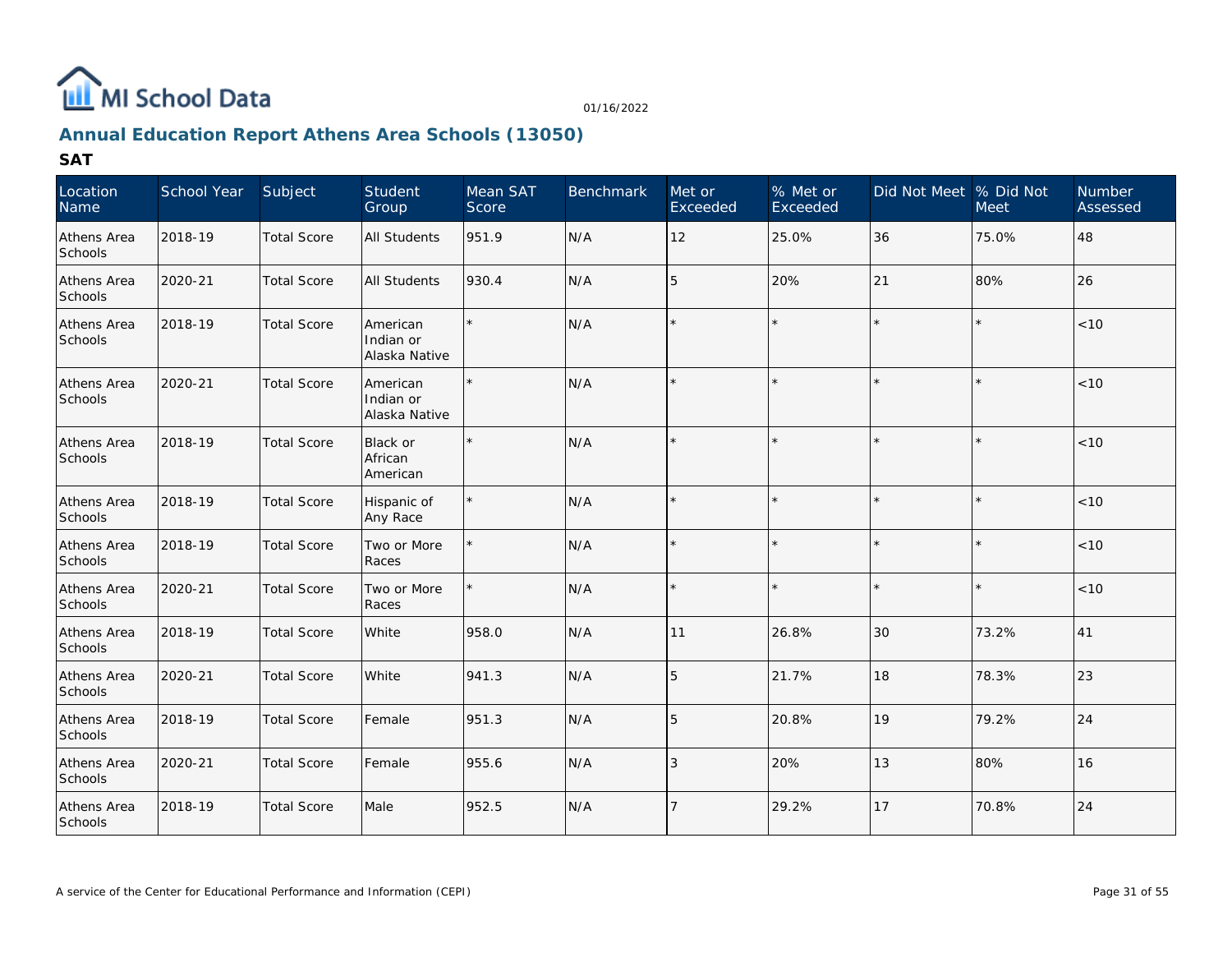MI School Data

01/16/2022

## Annual Education Report Athens Area Schools (13050)

### SAT

| Location Name | School Year | Subject | Student Group | Mean SAT Score | Benchmark | Met or Exceeded | % Met or Exceeded | Did Not Meet | % Did Not Meet | Number Assessed |
|---|---|---|---|---|---|---|---|---|---|---|
| Athens Area Schools | 2018-19 | Total Score | All Students | 951.9 | N/A | 12 | 25.0% | 36 | 75.0% | 48 |
| Athens Area Schools | 2020-21 | Total Score | All Students | 930.4 | N/A | 5 | 20% | 21 | 80% | 26 |
| Athens Area Schools | 2018-19 | Total Score | American Indian or Alaska Native | * | N/A | * | * | * | * | <10 |
| Athens Area Schools | 2020-21 | Total Score | American Indian or Alaska Native | * | N/A | * | * | * | * | <10 |
| Athens Area Schools | 2018-19 | Total Score | Black or African American | * | N/A | * | * | * | * | <10 |
| Athens Area Schools | 2018-19 | Total Score | Hispanic of Any Race | * | N/A | * | * | * | * | <10 |
| Athens Area Schools | 2018-19 | Total Score | Two or More Races | * | N/A | * | * | * | * | <10 |
| Athens Area Schools | 2020-21 | Total Score | Two or More Races | * | N/A | * | * | * | * | <10 |
| Athens Area Schools | 2018-19 | Total Score | White | 958.0 | N/A | 11 | 26.8% | 30 | 73.2% | 41 |
| Athens Area Schools | 2020-21 | Total Score | White | 941.3 | N/A | 5 | 21.7% | 18 | 78.3% | 23 |
| Athens Area Schools | 2018-19 | Total Score | Female | 951.3 | N/A | 5 | 20.8% | 19 | 79.2% | 24 |
| Athens Area Schools | 2020-21 | Total Score | Female | 955.6 | N/A | 3 | 20% | 13 | 80% | 16 |
| Athens Area Schools | 2018-19 | Total Score | Male | 952.5 | N/A | 7 | 29.2% | 17 | 70.8% | 24 |

A service of the Center for Educational Performance and Information (CEPI)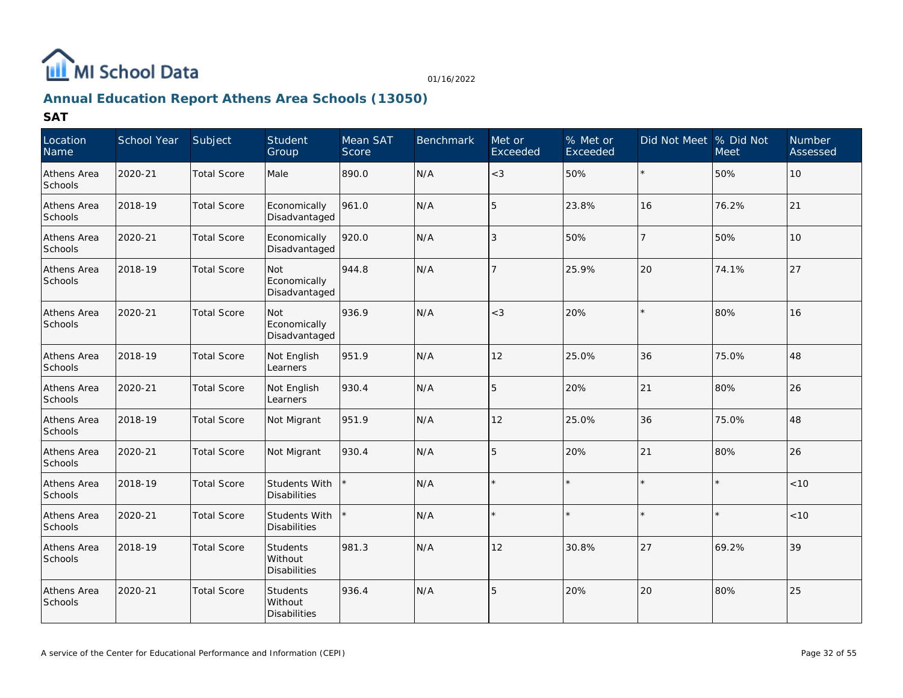# Annual Education Report Athens Area Schools (13050)

## SAT

| Location Name | School Year | Subject | Student Group | Mean SAT Score | Benchmark | Met or Exceeded | % Met or Exceeded | Did Not Meet | % Did Not Meet | Number Assessed |
|---|---|---|---|---|---|---|---|---|---|---|
| Athens Area Schools | 2020-21 | Total Score | Male | 890.0 | N/A | <3 | 50% | * | 50% | 10 |
| Athens Area Schools | 2018-19 | Total Score | Economically Disadvantaged | 961.0 | N/A | 5 | 23.8% | 16 | 76.2% | 21 |
| Athens Area Schools | 2020-21 | Total Score | Economically Disadvantaged | 920.0 | N/A | 3 | 50% | 7 | 50% | 10 |
| Athens Area Schools | 2018-19 | Total Score | Not Economically Disadvantaged | 944.8 | N/A | 7 | 25.9% | 20 | 74.1% | 27 |
| Athens Area Schools | 2020-21 | Total Score | Not Economically Disadvantaged | 936.9 | N/A | <3 | 20% | * | 80% | 16 |
| Athens Area Schools | 2018-19 | Total Score | Not English Learners | 951.9 | N/A | 12 | 25.0% | 36 | 75.0% | 48 |
| Athens Area Schools | 2020-21 | Total Score | Not English Learners | 930.4 | N/A | 5 | 20% | 21 | 80% | 26 |
| Athens Area Schools | 2018-19 | Total Score | Not Migrant | 951.9 | N/A | 12 | 25.0% | 36 | 75.0% | 48 |
| Athens Area Schools | 2020-21 | Total Score | Not Migrant | 930.4 | N/A | 5 | 20% | 21 | 80% | 26 |
| Athens Area Schools | 2018-19 | Total Score | Students With Disabilities | * | N/A | * | * | * | * | <10 |
| Athens Area Schools | 2020-21 | Total Score | Students With Disabilities | * | N/A | * | * | * | * | <10 |
| Athens Area Schools | 2018-19 | Total Score | Students Without Disabilities | 981.3 | N/A | 12 | 30.8% | 27 | 69.2% | 39 |
| Athens Area Schools | 2020-21 | Total Score | Students Without Disabilities | 936.4 | N/A | 5 | 20% | 20 | 80% | 25 |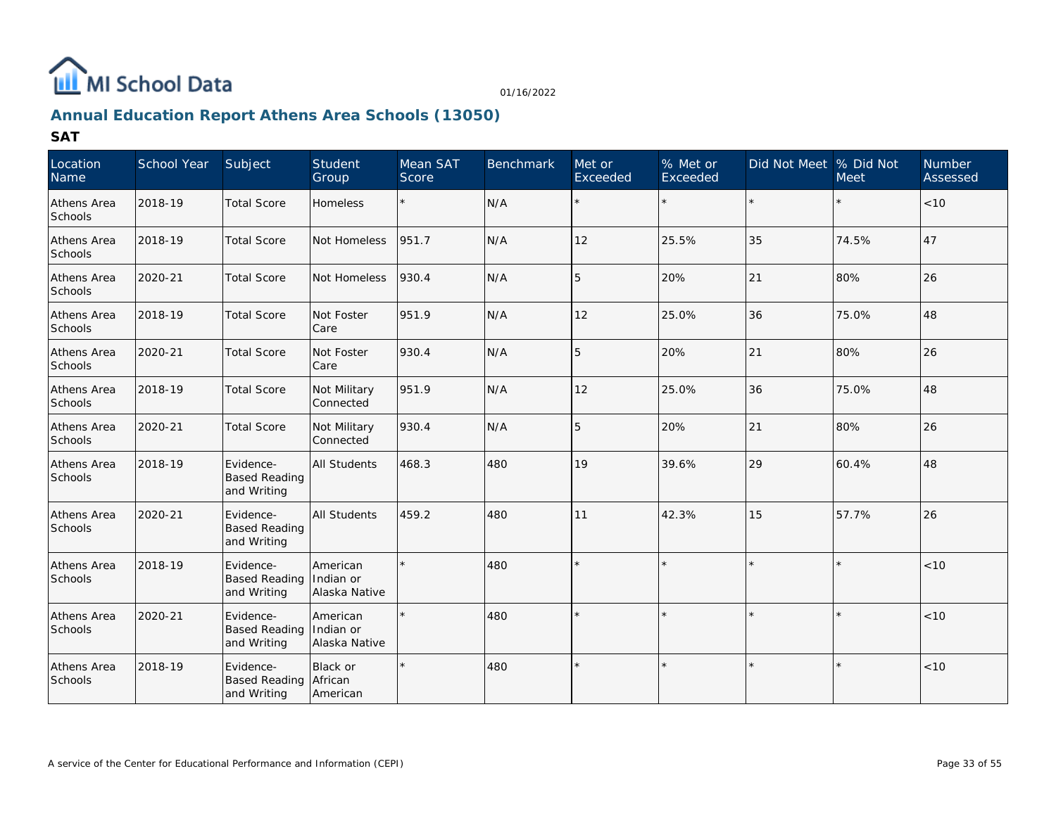MI School Data

01/16/2022

## Annual Education Report Athens Area Schools (13050)

### SAT

| Location Name | School Year | Subject | Student Group | Mean SAT Score | Benchmark | Met or Exceeded | % Met or Exceeded | Did Not Meet | % Did Not Meet | Number Assessed |
|---|---|---|---|---|---|---|---|---|---|---|
| Athens Area Schools | 2018-19 | Total Score | Homeless | * | N/A | * | * | * | * | <10 |
| Athens Area Schools | 2018-19 | Total Score | Not Homeless | 951.7 | N/A | 12 | 25.5% | 35 | 74.5% | 47 |
| Athens Area Schools | 2020-21 | Total Score | Not Homeless | 930.4 | N/A | 5 | 20% | 21 | 80% | 26 |
| Athens Area Schools | 2018-19 | Total Score | Not Foster Care | 951.9 | N/A | 12 | 25.0% | 36 | 75.0% | 48 |
| Athens Area Schools | 2020-21 | Total Score | Not Foster Care | 930.4 | N/A | 5 | 20% | 21 | 80% | 26 |
| Athens Area Schools | 2018-19 | Total Score | Not Military Connected | 951.9 | N/A | 12 | 25.0% | 36 | 75.0% | 48 |
| Athens Area Schools | 2020-21 | Total Score | Not Military Connected | 930.4 | N/A | 5 | 20% | 21 | 80% | 26 |
| Athens Area Schools | 2018-19 | Evidence-Based Reading and Writing | All Students | 468.3 | 480 | 19 | 39.6% | 29 | 60.4% | 48 |
| Athens Area Schools | 2020-21 | Evidence-Based Reading and Writing | All Students | 459.2 | 480 | 11 | 42.3% | 15 | 57.7% | 26 |
| Athens Area Schools | 2018-19 | Evidence-Based Reading and Writing | American Indian or Alaska Native | * | 480 | * | * | * | * | <10 |
| Athens Area Schools | 2020-21 | Evidence-Based Reading and Writing | American Indian or Alaska Native | * | 480 | * | * | * | * | <10 |
| Athens Area Schools | 2018-19 | Evidence-Based Reading and Writing | Black or African American | * | 480 | * | * | * | * | <10 |

A service of the Center for Educational Performance and Information (CEPI)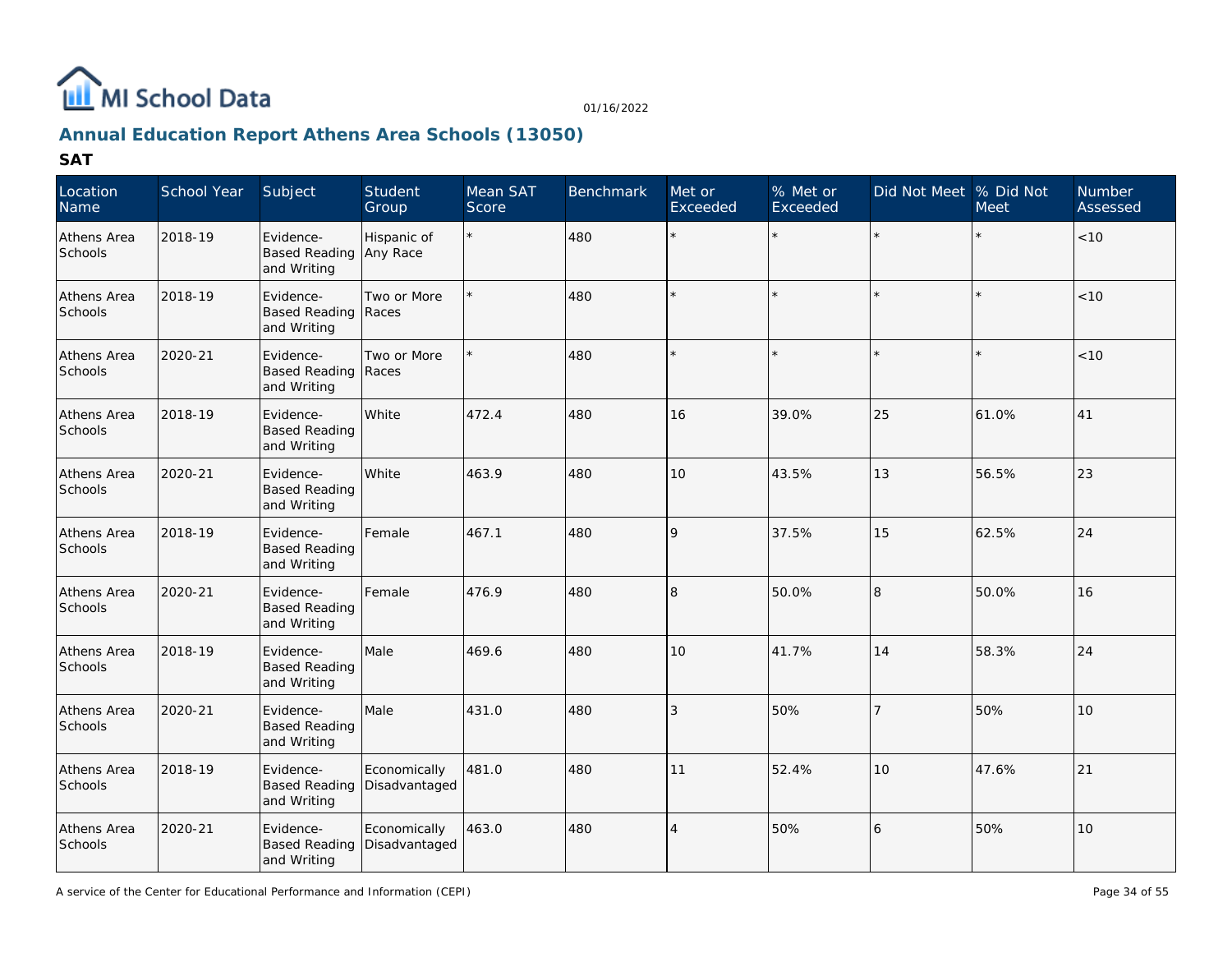## Annual Education Report Athens Area Schools (13050)

### SAT

| Location Name | School Year | Subject | Student Group | Mean SAT Score | Benchmark | Met or Exceeded | % Met or Exceeded | Did Not Meet | % Did Not Meet | Number Assessed |
|---|---|---|---|---|---|---|---|---|---|---|
| Athens Area Schools | 2018-19 | Evidence-Based Reading and Writing | Hispanic of Any Race | * | 480 | * | * | * | * | <10 |
| Athens Area Schools | 2018-19 | Evidence-Based Reading and Writing | Two or More Races | * | 480 | * | * | * | * | <10 |
| Athens Area Schools | 2020-21 | Evidence-Based Reading and Writing | Two or More Races | * | 480 | * | * | * | * | <10 |
| Athens Area Schools | 2018-19 | Evidence-Based Reading and Writing | White | 472.4 | 480 | 16 | 39.0% | 25 | 61.0% | 41 |
| Athens Area Schools | 2020-21 | Evidence-Based Reading and Writing | White | 463.9 | 480 | 10 | 43.5% | 13 | 56.5% | 23 |
| Athens Area Schools | 2018-19 | Evidence-Based Reading and Writing | Female | 467.1 | 480 | 9 | 37.5% | 15 | 62.5% | 24 |
| Athens Area Schools | 2020-21 | Evidence-Based Reading and Writing | Female | 476.9 | 480 | 8 | 50.0% | 8 | 50.0% | 16 |
| Athens Area Schools | 2018-19 | Evidence-Based Reading and Writing | Male | 469.6 | 480 | 10 | 41.7% | 14 | 58.3% | 24 |
| Athens Area Schools | 2020-21 | Evidence-Based Reading and Writing | Male | 431.0 | 480 | 3 | 50% | 7 | 50% | 10 |
| Athens Area Schools | 2018-19 | Evidence-Based Reading and Writing | Economically Disadvantaged | 481.0 | 480 | 11 | 52.4% | 10 | 47.6% | 21 |
| Athens Area Schools | 2020-21 | Evidence-Based Reading and Writing | Economically Disadvantaged | 463.0 | 480 | 4 | 50% | 6 | 50% | 10 |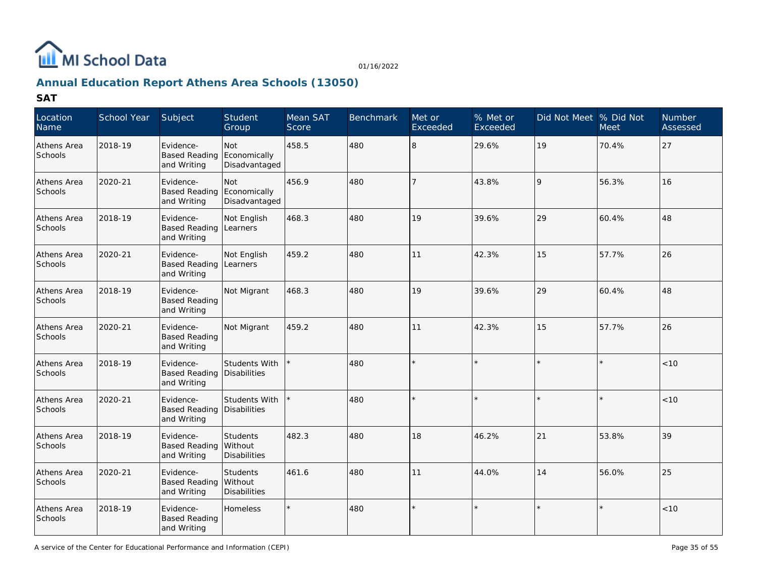MI School Data

01/16/2022

## Annual Education Report Athens Area Schools (13050)

### SAT

| Location Name | School Year | Subject | Student Group | Mean SAT Score | Benchmark | Met or Exceeded | % Met or Exceeded | Did Not Meet | % Did Not Meet | Number Assessed |
|---|---|---|---|---|---|---|---|---|---|---|
| Athens Area Schools | 2018-19 | Evidence-Based Reading and Writing | Not Economically Disadvantaged | 458.5 | 480 | 8 | 29.6% | 19 | 70.4% | 27 |
| Athens Area Schools | 2020-21 | Evidence-Based Reading and Writing | Not Economically Disadvantaged | 456.9 | 480 | 7 | 43.8% | 9 | 56.3% | 16 |
| Athens Area Schools | 2018-19 | Evidence-Based Reading and Writing | Not English Learners | 468.3 | 480 | 19 | 39.6% | 29 | 60.4% | 48 |
| Athens Area Schools | 2020-21 | Evidence-Based Reading and Writing | Not English Learners | 459.2 | 480 | 11 | 42.3% | 15 | 57.7% | 26 |
| Athens Area Schools | 2018-19 | Evidence-Based Reading and Writing | Not Migrant | 468.3 | 480 | 19 | 39.6% | 29 | 60.4% | 48 |
| Athens Area Schools | 2020-21 | Evidence-Based Reading and Writing | Not Migrant | 459.2 | 480 | 11 | 42.3% | 15 | 57.7% | 26 |
| Athens Area Schools | 2018-19 | Evidence-Based Reading and Writing | Students With Disabilities | * | 480 | * | * | * | * | <10 |
| Athens Area Schools | 2020-21 | Evidence-Based Reading and Writing | Students With Disabilities | * | 480 | * | * | * | * | <10 |
| Athens Area Schools | 2018-19 | Evidence-Based Reading and Writing | Students Without Disabilities | 482.3 | 480 | 18 | 46.2% | 21 | 53.8% | 39 |
| Athens Area Schools | 2020-21 | Evidence-Based Reading and Writing | Students Without Disabilities | 461.6 | 480 | 11 | 44.0% | 14 | 56.0% | 25 |
| Athens Area Schools | 2018-19 | Evidence-Based Reading and Writing | Homeless | * | 480 | * | * | * | * | <10 |

A service of the Center for Educational Performance and Information (CEPI)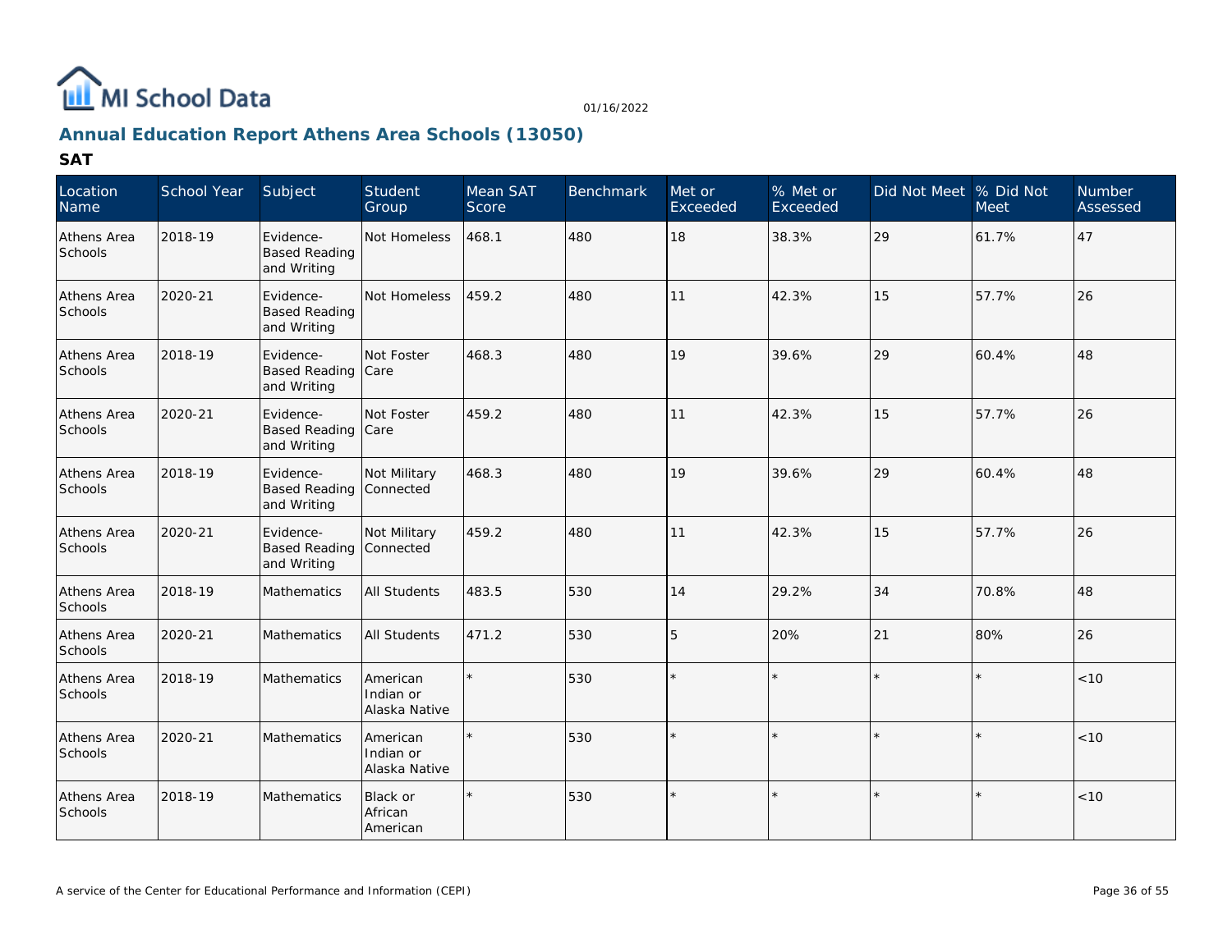# Annual Education Report Athens Area Schools (13050)

## SAT

| Location Name | School Year | Subject | Student Group | Mean SAT Score | Benchmark | Met or Exceeded | % Met or Exceeded | Did Not Meet | % Did Not Meet | Number Assessed |
|---|---|---|---|---|---|---|---|---|---|---|
| Athens Area Schools | 2018-19 | Evidence-Based Reading and Writing | Not Homeless | 468.1 | 480 | 18 | 38.3% | 29 | 61.7% | 47 |
| Athens Area Schools | 2020-21 | Evidence-Based Reading and Writing | Not Homeless | 459.2 | 480 | 11 | 42.3% | 15 | 57.7% | 26 |
| Athens Area Schools | 2018-19 | Evidence-Based Reading and Writing | Not Foster Care | 468.3 | 480 | 19 | 39.6% | 29 | 60.4% | 48 |
| Athens Area Schools | 2020-21 | Evidence-Based Reading and Writing | Not Foster Care | 459.2 | 480 | 11 | 42.3% | 15 | 57.7% | 26 |
| Athens Area Schools | 2018-19 | Evidence-Based Reading and Writing | Not Military Connected | 468.3 | 480 | 19 | 39.6% | 29 | 60.4% | 48 |
| Athens Area Schools | 2020-21 | Evidence-Based Reading and Writing | Not Military Connected | 459.2 | 480 | 11 | 42.3% | 15 | 57.7% | 26 |
| Athens Area Schools | 2018-19 | Mathematics | All Students | 483.5 | 530 | 14 | 29.2% | 34 | 70.8% | 48 |
| Athens Area Schools | 2020-21 | Mathematics | All Students | 471.2 | 530 | 5 | 20% | 21 | 80% | 26 |
| Athens Area Schools | 2018-19 | Mathematics | American Indian or Alaska Native | * | 530 | * | * | * | * | <10 |
| Athens Area Schools | 2020-21 | Mathematics | American Indian or Alaska Native | * | 530 | * | * | * | * | <10 |
| Athens Area Schools | 2018-19 | Mathematics | Black or African American | * | 530 | * | * | * | * | <10 |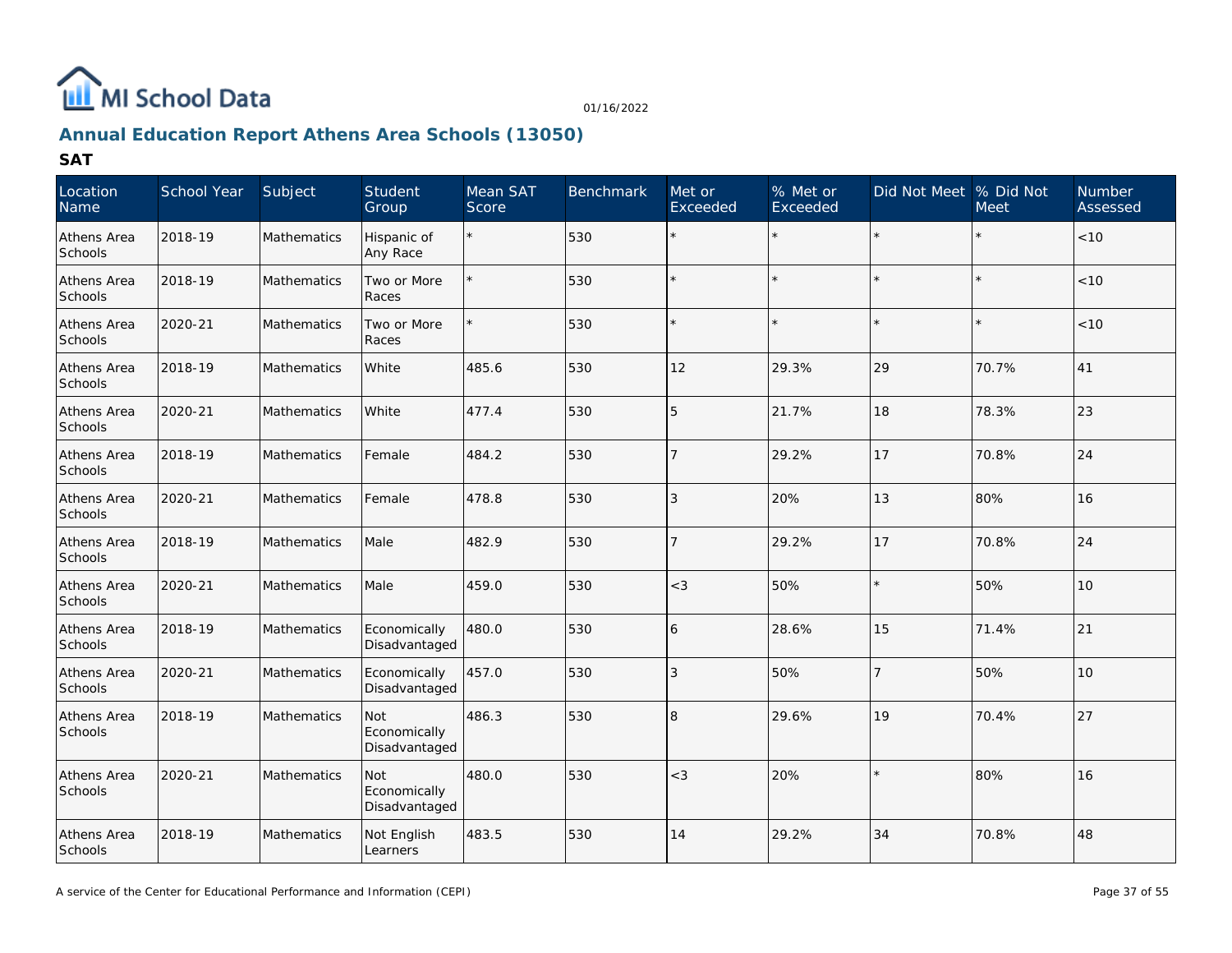# Annual Education Report Athens Area Schools (13050)

## SAT

| Location Name | School Year | Subject | Student Group | Mean SAT Score | Benchmark | Met or Exceeded | % Met or Exceeded | Did Not Meet | % Did Not Meet | Number Assessed |
|---|---|---|---|---|---|---|---|---|---|---|
| Athens Area Schools | 2018-19 | Mathematics | Hispanic of Any Race | * | 530 | * | * | * | * | <10 |
| Athens Area Schools | 2018-19 | Mathematics | Two or More Races | * | 530 | * | * | * | * | <10 |
| Athens Area Schools | 2020-21 | Mathematics | Two or More Races | * | 530 | * | * | * | * | <10 |
| Athens Area Schools | 2018-19 | Mathematics | White | 485.6 | 530 | 12 | 29.3% | 29 | 70.7% | 41 |
| Athens Area Schools | 2020-21 | Mathematics | White | 477.4 | 530 | 5 | 21.7% | 18 | 78.3% | 23 |
| Athens Area Schools | 2018-19 | Mathematics | Female | 484.2 | 530 | 7 | 29.2% | 17 | 70.8% | 24 |
| Athens Area Schools | 2020-21 | Mathematics | Female | 478.8 | 530 | 3 | 20% | 13 | 80% | 16 |
| Athens Area Schools | 2018-19 | Mathematics | Male | 482.9 | 530 | 7 | 29.2% | 17 | 70.8% | 24 |
| Athens Area Schools | 2020-21 | Mathematics | Male | 459.0 | 530 | <3 | 50% | * | 50% | 10 |
| Athens Area Schools | 2018-19 | Mathematics | Economically Disadvantaged | 480.0 | 530 | 6 | 28.6% | 15 | 71.4% | 21 |
| Athens Area Schools | 2020-21 | Mathematics | Economically Disadvantaged | 457.0 | 530 | 3 | 50% | 7 | 50% | 10 |
| Athens Area Schools | 2018-19 | Mathematics | Not Economically Disadvantaged | 486.3 | 530 | 8 | 29.6% | 19 | 70.4% | 27 |
| Athens Area Schools | 2020-21 | Mathematics | Not Economically Disadvantaged | 480.0 | 530 | <3 | 20% | * | 80% | 16 |
| Athens Area Schools | 2018-19 | Mathematics | Not English Learners | 483.5 | 530 | 14 | 29.2% | 34 | 70.8% | 48 |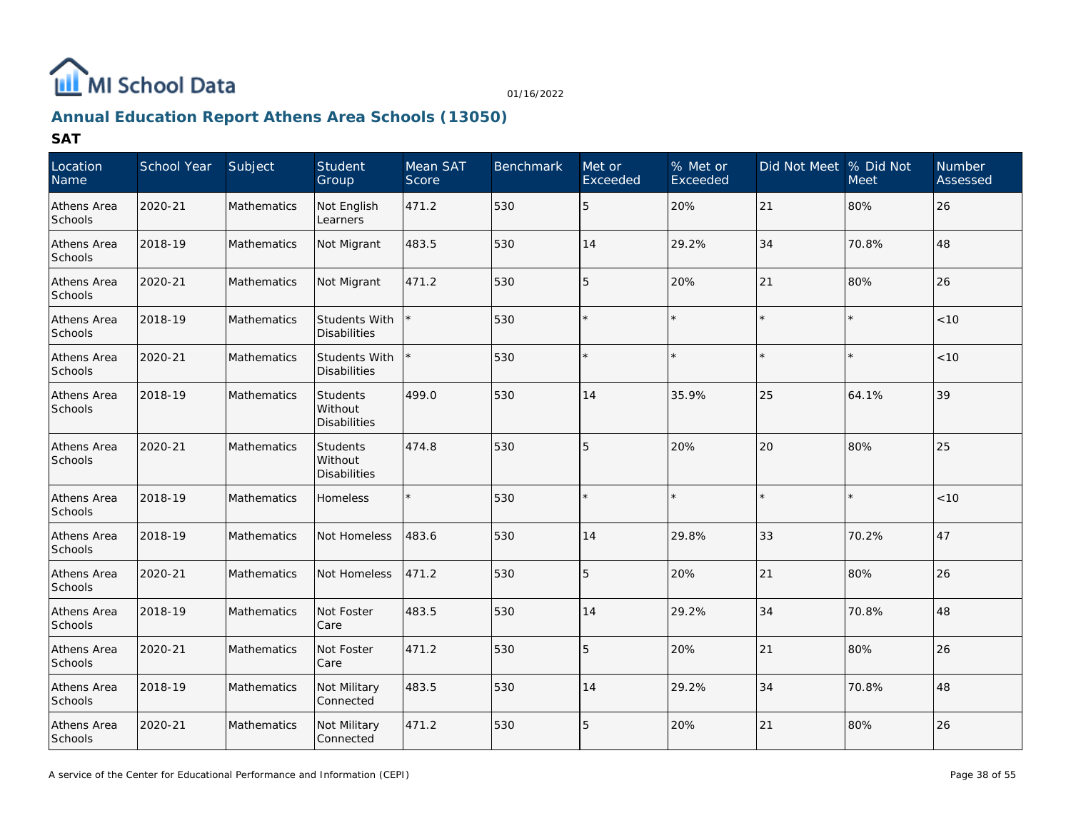# Annual Education Report Athens Area Schools (13050)

## SAT

| Location Name | School Year | Subject | Student Group | Mean SAT Score | Benchmark | Met or Exceeded | % Met or Exceeded | Did Not Meet | % Did Not Meet | Number Assessed |
|---|---|---|---|---|---|---|---|---|---|---|
| Athens Area Schools | 2020-21 | Mathematics | Not English Learners | 471.2 | 530 | 5 | 20% | 21 | 80% | 26 |
| Athens Area Schools | 2018-19 | Mathematics | Not Migrant | 483.5 | 530 | 14 | 29.2% | 34 | 70.8% | 48 |
| Athens Area Schools | 2020-21 | Mathematics | Not Migrant | 471.2 | 530 | 5 | 20% | 21 | 80% | 26 |
| Athens Area Schools | 2018-19 | Mathematics | Students With Disabilities | * | 530 | * | * | * | * | <10 |
| Athens Area Schools | 2020-21 | Mathematics | Students With Disabilities | * | 530 | * | * | * | * | <10 |
| Athens Area Schools | 2018-19 | Mathematics | Students Without Disabilities | 499.0 | 530 | 14 | 35.9% | 25 | 64.1% | 39 |
| Athens Area Schools | 2020-21 | Mathematics | Students Without Disabilities | 474.8 | 530 | 5 | 20% | 20 | 80% | 25 |
| Athens Area Schools | 2018-19 | Mathematics | Homeless | * | 530 | * | * | * | * | <10 |
| Athens Area Schools | 2018-19 | Mathematics | Not Homeless | 483.6 | 530 | 14 | 29.8% | 33 | 70.2% | 47 |
| Athens Area Schools | 2020-21 | Mathematics | Not Homeless | 471.2 | 530 | 5 | 20% | 21 | 80% | 26 |
| Athens Area Schools | 2018-19 | Mathematics | Not Foster Care | 483.5 | 530 | 14 | 29.2% | 34 | 70.8% | 48 |
| Athens Area Schools | 2020-21 | Mathematics | Not Foster Care | 471.2 | 530 | 5 | 20% | 21 | 80% | 26 |
| Athens Area Schools | 2018-19 | Mathematics | Not Military Connected | 483.5 | 530 | 14 | 29.2% | 34 | 70.8% | 48 |
| Athens Area Schools | 2020-21 | Mathematics | Not Military Connected | 471.2 | 530 | 5 | 20% | 21 | 80% | 26 |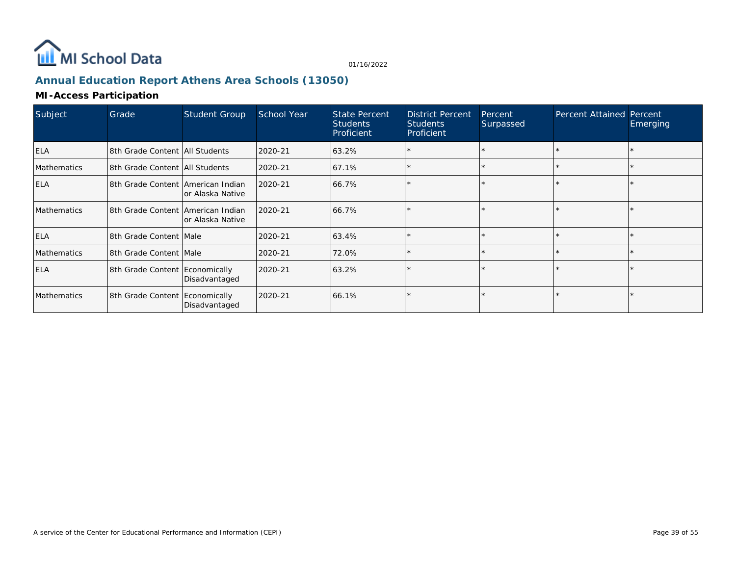MI School Data

01/16/2022

## Annual Education Report Athens Area Schools (13050)

### MI-Access Participation

| Subject | Grade | Student Group | School Year | State Percent Students Proficient | District Percent Students Proficient | Percent Surpassed | Percent Attained | Percent Emerging |
|---|---|---|---|---|---|---|---|---|
| ELA | 8th Grade Content | All Students | 2020-21 | 63.2% | * | * | * | * |
| Mathematics | 8th Grade Content | All Students | 2020-21 | 67.1% | * | * | * | * |
| ELA | 8th Grade Content | American Indian or Alaska Native | 2020-21 | 66.7% | * | * | * | * |
| Mathematics | 8th Grade Content | American Indian or Alaska Native | 2020-21 | 66.7% | * | * | * | * |
| ELA | 8th Grade Content | Male | 2020-21 | 63.4% | * | * | * | * |
| Mathematics | 8th Grade Content | Male | 2020-21 | 72.0% | * | * | * | * |
| ELA | 8th Grade Content | Economically Disadvantaged | 2020-21 | 63.2% | * | * | * | * |
| Mathematics | 8th Grade Content | Economically Disadvantaged | 2020-21 | 66.1% | * | * | * | * |

A service of the Center for Educational Performance and Information (CEPI)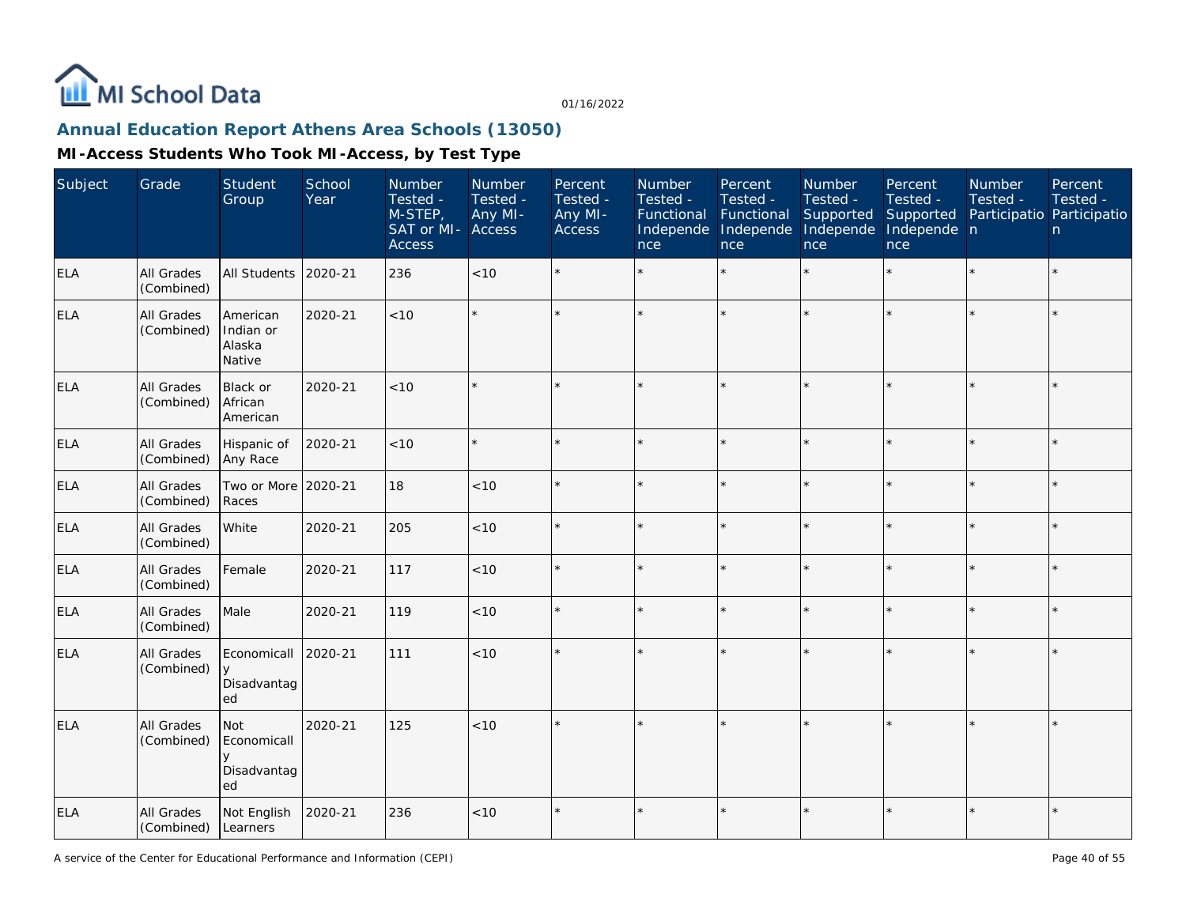## Annual Education Report Athens Area Schools (13050)

### MI-Access Students Who Took MI-Access, by Test Type

| Subject | Grade | Student Group | School Year | Number Tested - M-STEP, SAT or MI-Access | Number Tested - Any MI-Access | Percent Tested - Any MI-Access | Number Tested - Functional Independence | Percent Tested - Functional Independence | Number Tested - Supported Independence | Percent Tested - Supported Independence | Number Tested - Participation | Percent Tested - Participation |
|---|---|---|---|---|---|---|---|---|---|---|---|---|
| ELA | All Grades (Combined) | All Students | 2020-21 | 236 | <10 | * | * | * | * | * | * | * |
| ELA | All Grades (Combined) | American Indian or Alaska Native | 2020-21 | <10 | * | * | * | * | * | * | * | * |
| ELA | All Grades (Combined) | Black or African American | 2020-21 | <10 | * | * | * | * | * | * | * | * |
| ELA | All Grades (Combined) | Hispanic of Any Race | 2020-21 | <10 | * | * | * | * | * | * | * | * |
| ELA | All Grades (Combined) | Two or More Races | 2020-21 | 18 | <10 | * | * | * | * | * | * | * |
| ELA | All Grades (Combined) | White | 2020-21 | 205 | <10 | * | * | * | * | * | * | * |
| ELA | All Grades (Combined) | Female | 2020-21 | 117 | <10 | * | * | * | * | * | * | * |
| ELA | All Grades (Combined) | Male | 2020-21 | 119 | <10 | * | * | * | * | * | * | * |
| ELA | All Grades (Combined) | Economically Disadvantaged | 2020-21 | 111 | <10 | * | * | * | * | * | * | * |
| ELA | All Grades (Combined) | Not Economically Disadvantaged | 2020-21 | 125 | <10 | * | * | * | * | * | * | * |
| ELA | All Grades (Combined) | Not English Learners | 2020-21 | 236 | <10 | * | * | * | * | * | * | * |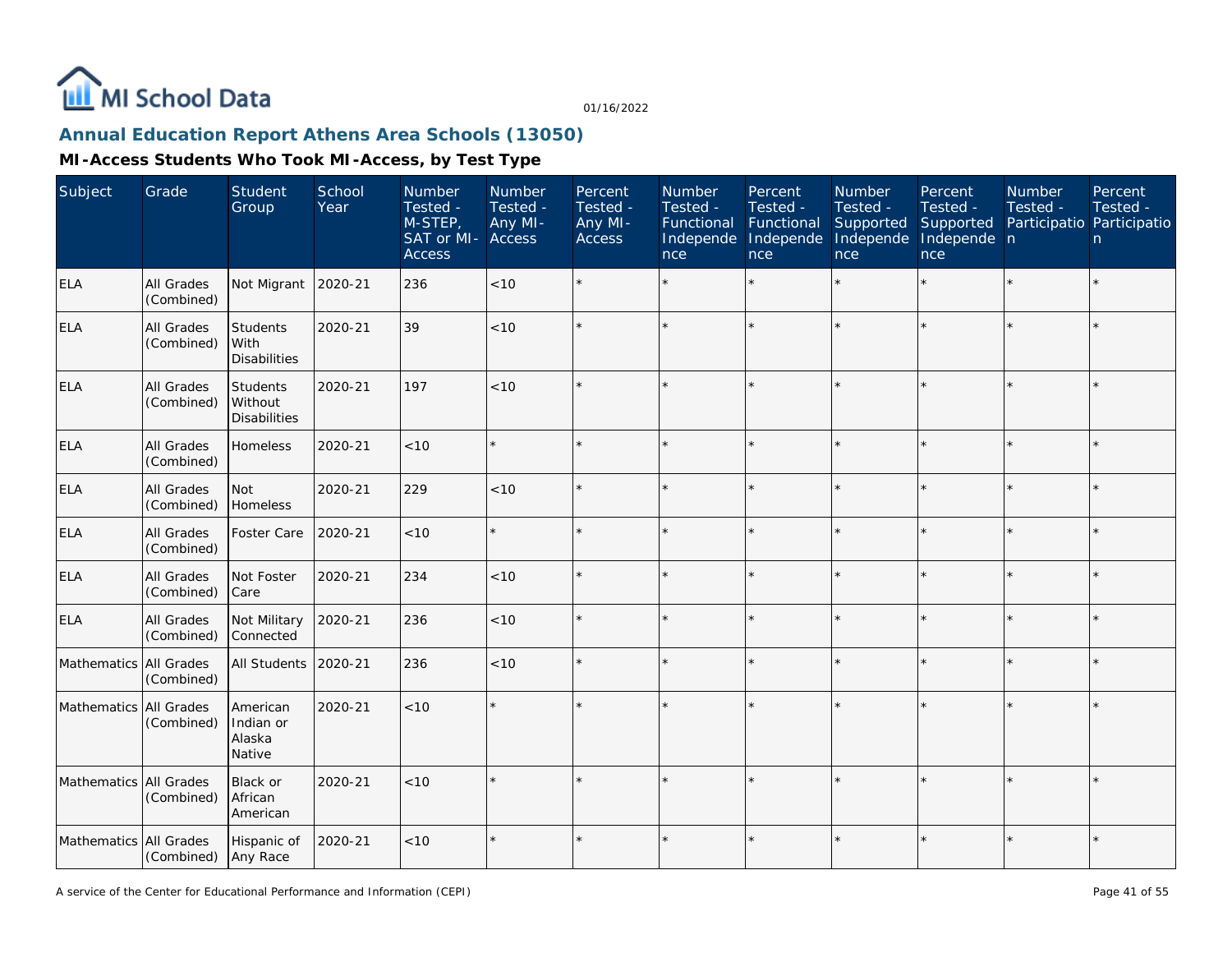# Annual Education Report Athens Area Schools (13050)

## MI-Access Students Who Took MI-Access, by Test Type

| Subject | Grade | Student Group | School Year | Number Tested - M-STEP, SAT or MI-Access | Number Tested - Any MI-Access | Percent Tested - Any MI-Access | Number Tested - Functional Independence | Percent Tested - Functional Independence | Number Tested - Supported Independence | Percent Tested - Supported Independence | Number Tested - Participation | Percent Tested - Participation |
|---|---|---|---|---|---|---|---|---|---|---|---|---|
| ELA | All Grades (Combined) | Not Migrant | 2020-21 | 236 | <10 | * | * | * | * | * | * | * |
| ELA | All Grades (Combined) | Students With Disabilities | 2020-21 | 39 | <10 | * | * | * | * | * | * | * |
| ELA | All Grades (Combined) | Students Without Disabilities | 2020-21 | 197 | <10 | * | * | * | * | * | * | * |
| ELA | All Grades (Combined) | Homeless | 2020-21 | <10 | * | * | * | * | * | * | * | * |
| ELA | All Grades (Combined) | Not Homeless | 2020-21 | 229 | <10 | * | * | * | * | * | * | * |
| ELA | All Grades (Combined) | Foster Care | 2020-21 | <10 | * | * | * | * | * | * | * | * |
| ELA | All Grades (Combined) | Not Foster Care | 2020-21 | 234 | <10 | * | * | * | * | * | * | * |
| ELA | All Grades (Combined) | Not Military Connected | 2020-21 | 236 | <10 | * | * | * | * | * | * | * |
| Mathematics | All Grades (Combined) | All Students | 2020-21 | 236 | <10 | * | * | * | * | * | * | * |
| Mathematics | All Grades (Combined) | American Indian or Alaska Native | 2020-21 | <10 | * | * | * | * | * | * | * | * |
| Mathematics | All Grades (Combined) | Black or African American | 2020-21 | <10 | * | * | * | * | * | * | * | * |
| Mathematics | All Grades (Combined) | Hispanic of Any Race | 2020-21 | <10 | * | * | * | * | * | * | * | * |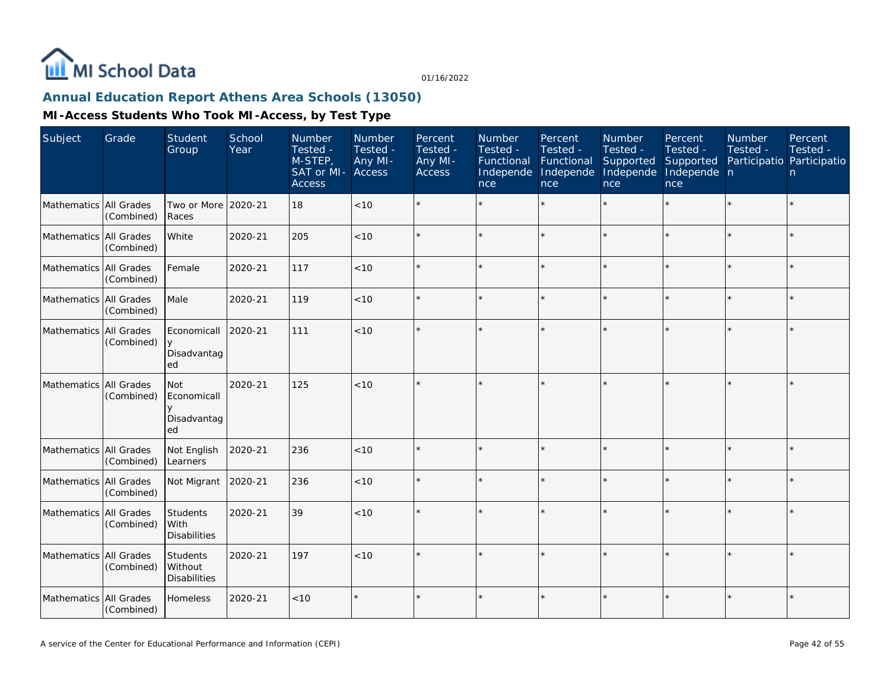## Annual Education Report Athens Area Schools (13050)

### MI-Access Students Who Took MI-Access, by Test Type

| Subject | Grade | Student Group | School Year | Number Tested - M-STEP, SAT or MI-Access | Number Tested - Any MI-Access | Percent Tested - Any MI-Access | Number Tested - Functional Independence | Percent Tested - Functional Independence | Number Tested - Supported Independence | Percent Tested - Supported Independence | Number Tested - Participation | Percent Tested - Participation |
|---|---|---|---|---|---|---|---|---|---|---|---|---|
| Mathematics | All Grades (Combined) | Two or More Races | 2020-21 | 18 | <10 | * | * | * | * | * | * | * |
| Mathematics | All Grades (Combined) | White | 2020-21 | 205 | <10 | * | * | * | * | * | * | * |
| Mathematics | All Grades (Combined) | Female | 2020-21 | 117 | <10 | * | * | * | * | * | * | * |
| Mathematics | All Grades (Combined) | Male | 2020-21 | 119 | <10 | * | * | * | * | * | * | * |
| Mathematics | All Grades (Combined) | Economically Disadvantaged | 2020-21 | 111 | <10 | * | * | * | * | * | * | * |
| Mathematics | All Grades (Combined) | Not Economically Disadvantaged | 2020-21 | 125 | <10 | * | * | * | * | * | * | * |
| Mathematics | All Grades (Combined) | Not English Learners | 2020-21 | 236 | <10 | * | * | * | * | * | * | * |
| Mathematics | All Grades (Combined) | Not Migrant | 2020-21 | 236 | <10 | * | * | * | * | * | * | * |
| Mathematics | All Grades (Combined) | Students With Disabilities | 2020-21 | 39 | <10 | * | * | * | * | * | * | * |
| Mathematics | All Grades (Combined) | Students Without Disabilities | 2020-21 | 197 | <10 | * | * | * | * | * | * | * |
| Mathematics | All Grades (Combined) | Homeless | 2020-21 | <10 | * | * | * | * | * | * | * | * |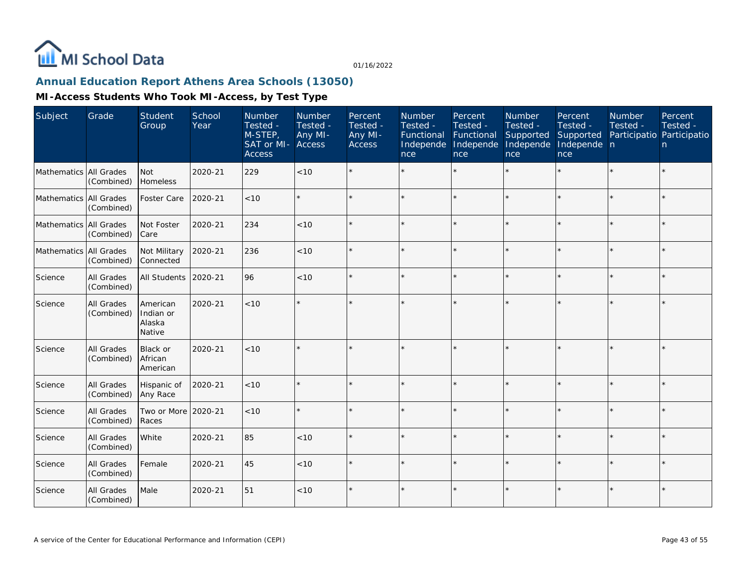MI School Data

01/16/2022

## Annual Education Report Athens Area Schools (13050)

### MI-Access Students Who Took MI-Access, by Test Type

| Subject | Grade | Student Group | School Year | Number Tested - M-STEP, SAT or MI-Access | Number Tested - Any MI-Access | Percent Tested - Any MI-Access | Number Tested - Functional Independence | Percent Tested - Functional Independence | Number Tested - Supported Independence | Percent Tested - Supported Independence | Number Tested - Participation | Percent Tested - Participation |
|---|---|---|---|---|---|---|---|---|---|---|---|---|
| Mathematics | All Grades (Combined) | Not Homeless | 2020-21 | 229 | <10 | * | * | * | * | * | * | * |
| Mathematics | All Grades (Combined) | Foster Care | 2020-21 | <10 | * | * | * | * | * | * | * | * |
| Mathematics | All Grades (Combined) | Not Foster Care | 2020-21 | 234 | <10 | * | * | * | * | * | * | * |
| Mathematics | All Grades (Combined) | Not Military Connected | 2020-21 | 236 | <10 | * | * | * | * | * | * | * |
| Science | All Grades (Combined) | All Students | 2020-21 | 96 | <10 | * | * | * | * | * | * | * |
| Science | All Grades (Combined) | American Indian or Alaska Native | 2020-21 | <10 | * | * | * | * | * | * | * | * |
| Science | All Grades (Combined) | Black or African American | 2020-21 | <10 | * | * | * | * | * | * | * | * |
| Science | All Grades (Combined) | Hispanic of Any Race | 2020-21 | <10 | * | * | * | * | * | * | * | * |
| Science | All Grades (Combined) | Two or More Races | 2020-21 | <10 | * | * | * | * | * | * | * | * |
| Science | All Grades (Combined) | White | 2020-21 | 85 | <10 | * | * | * | * | * | * | * |
| Science | All Grades (Combined) | Female | 2020-21 | 45 | <10 | * | * | * | * | * | * | * |
| Science | All Grades (Combined) | Male | 2020-21 | 51 | <10 | * | * | * | * | * | * | * |

A service of the Center for Educational Performance and Information (CEPI)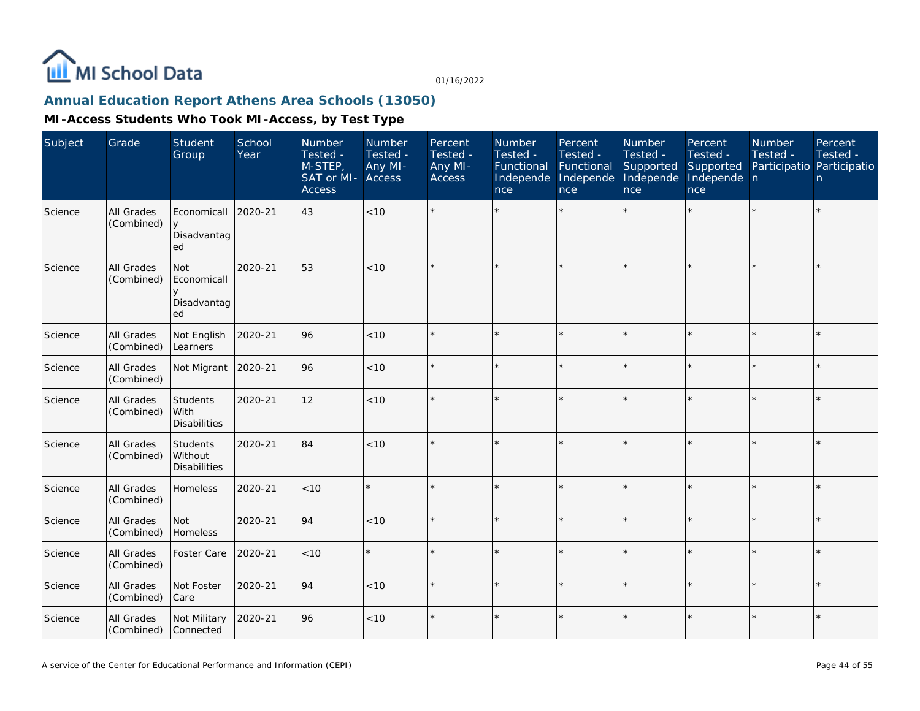MI School Data

01/16/2022

## Annual Education Report Athens Area Schools (13050)

### MI-Access Students Who Took MI-Access, by Test Type

| Subject | Grade | Student Group | School Year | Number Tested - M-STEP, SAT or MI-Access | Number Tested - Any MI-Access | Percent Tested - Any MI-Access | Number Tested - Functional Independence | Percent Tested - Functional Independence | Number Tested - Supported Independence | Percent Tested - Supported Independence | Number Tested - Participation | Percent Tested - Participation |
|---|---|---|---|---|---|---|---|---|---|---|---|---|
| Science | All Grades (Combined) | Economically Disadvantaged | 2020-21 | 43 | <10 | * | * | * | * | * | * | * |
| Science | All Grades (Combined) | Not Economically Disadvantaged | 2020-21 | 53 | <10 | * | * | * | * | * | * | * |
| Science | All Grades (Combined) | Not English Learners | 2020-21 | 96 | <10 | * | * | * | * | * | * | * |
| Science | All Grades (Combined) | Not Migrant | 2020-21 | 96 | <10 | * | * | * | * | * | * | * |
| Science | All Grades (Combined) | Students With Disabilities | 2020-21 | 12 | <10 | * | * | * | * | * | * | * |
| Science | All Grades (Combined) | Students Without Disabilities | 2020-21 | 84 | <10 | * | * | * | * | * | * | * |
| Science | All Grades (Combined) | Homeless | 2020-21 | <10 | * | * | * | * | * | * | * | * |
| Science | All Grades (Combined) | Not Homeless | 2020-21 | 94 | <10 | * | * | * | * | * | * | * |
| Science | All Grades (Combined) | Foster Care | 2020-21 | <10 | * | * | * | * | * | * | * | * |
| Science | All Grades (Combined) | Not Foster Care | 2020-21 | 94 | <10 | * | * | * | * | * | * | * |
| Science | All Grades (Combined) | Not Military Connected | 2020-21 | 96 | <10 | * | * | * | * | * | * | * |

A service of the Center for Educational Performance and Information (CEPI)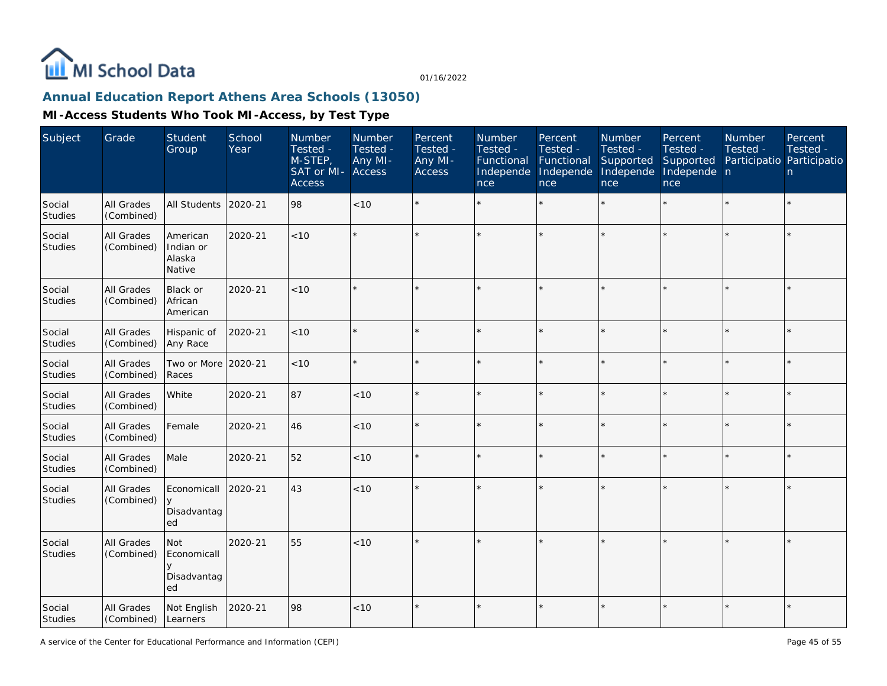# MI School Data

01/16/2022

## Annual Education Report Athens Area Schools (13050)

### MI-Access Students Who Took MI-Access, by Test Type

| Subject | Grade | Student Group | School Year | Number Tested - M-STEP, SAT or MI-Access | Number Tested - Any MI-Access | Percent Tested - Any MI-Access | Number Tested - Functional Independence | Percent Tested - Functional Independence | Number Tested - Supported Independence | Percent Tested - Supported Independence | Number Tested - Participation | Percent Tested - Participation |
|---|---|---|---|---|---|---|---|---|---|---|---|---|
| Social Studies | All Grades (Combined) | All Students | 2020-21 | 98 | <10 | * | * | * | * | * | * | * |
| Social Studies | All Grades (Combined) | American Indian or Alaska Native | 2020-21 | <10 | * | * | * | * | * | * | * | * |
| Social Studies | All Grades (Combined) | Black or African American | 2020-21 | <10 | * | * | * | * | * | * | * | * |
| Social Studies | All Grades (Combined) | Hispanic of Any Race | 2020-21 | <10 | * | * | * | * | * | * | * | * |
| Social Studies | All Grades (Combined) | Two or More Races | 2020-21 | <10 | * | * | * | * | * | * | * | * |
| Social Studies | All Grades (Combined) | White | 2020-21 | 87 | <10 | * | * | * | * | * | * | * |
| Social Studies | All Grades (Combined) | Female | 2020-21 | 46 | <10 | * | * | * | * | * | * | * |
| Social Studies | All Grades (Combined) | Male | 2020-21 | 52 | <10 | * | * | * | * | * | * | * |
| Social Studies | All Grades (Combined) | Economically Disadvantaged | 2020-21 | 43 | <10 | * | * | * | * | * | * | * |
| Social Studies | All Grades (Combined) | Not Economically Disadvantaged | 2020-21 | 55 | <10 | * | * | * | * | * | * | * |
| Social Studies | All Grades (Combined) | Not English Learners | 2020-21 | 98 | <10 | * | * | * | * | * | * | * |

A service of the Center for Educational Performance and Information (CEPI)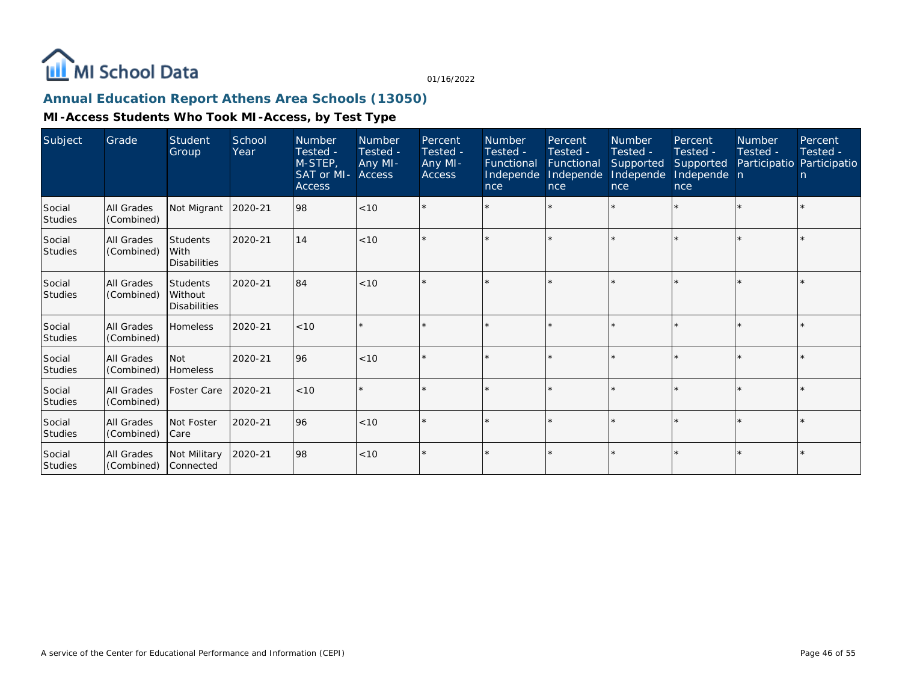## Annual Education Report Athens Area Schools (13050)

### MI-Access Students Who Took MI-Access, by Test Type

| Subject | Grade | Student Group | School Year | Number Tested - M-STEP, SAT or MI-Access | Number Tested - Any MI-Access | Percent Tested - Any MI-Access | Number Tested - Functional Independence | Percent Tested - Functional Independence | Number Tested - Supported Independence | Percent Tested - Supported Independence | Number Tested - Participation | Percent Tested - Participation |
|---|---|---|---|---|---|---|---|---|---|---|---|---|
| Social Studies | All Grades (Combined) | Not Migrant | 2020-21 | 98 | <10 | * | * | * | * | * | * | * |
| Social Studies | All Grades (Combined) | Students With Disabilities | 2020-21 | 14 | <10 | * | * | * | * | * | * | * |
| Social Studies | All Grades (Combined) | Students Without Disabilities | 2020-21 | 84 | <10 | * | * | * | * | * | * | * |
| Social Studies | All Grades (Combined) | Homeless | 2020-21 | <10 | * | * | * | * | * | * | * | * |
| Social Studies | All Grades (Combined) | Not Homeless | 2020-21 | 96 | <10 | * | * | * | * | * | * | * |
| Social Studies | All Grades (Combined) | Foster Care | 2020-21 | <10 | * | * | * | * | * | * | * | * |
| Social Studies | All Grades (Combined) | Not Foster Care | 2020-21 | 96 | <10 | * | * | * | * | * | * | * |
| Social Studies | All Grades (Combined) | Not Military Connected | 2020-21 | 98 | <10 | * | * | * | * | * | * | * |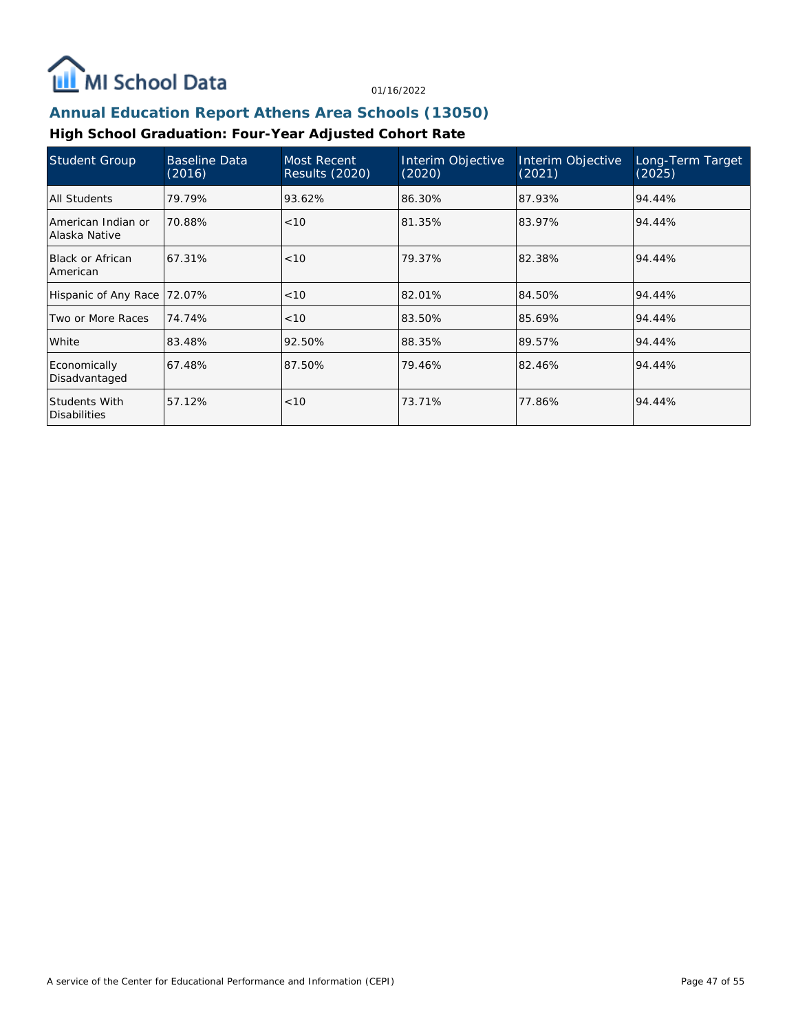# Annual Education Report Athens Area Schools (13050)

## High School Graduation: Four-Year Adjusted Cohort Rate

| Student Group | Baseline Data (2016) | Most Recent Results (2020) | Interim Objective (2020) | Interim Objective (2021) | Long-Term Target (2025) |
|---|---|---|---|---|---|
| All Students | 79.79% | 93.62% | 86.30% | 87.93% | 94.44% |
| American Indian or Alaska Native | 70.88% | <10 | 81.35% | 83.97% | 94.44% |
| Black or African American | 67.31% | <10 | 79.37% | 82.38% | 94.44% |
| Hispanic of Any Race | 72.07% | <10 | 82.01% | 84.50% | 94.44% |
| Two or More Races | 74.74% | <10 | 83.50% | 85.69% | 94.44% |
| White | 83.48% | 92.50% | 88.35% | 89.57% | 94.44% |
| Economically Disadvantaged | 67.48% | 87.50% | 79.46% | 82.46% | 94.44% |
| Students With Disabilities | 57.12% | <10 | 73.71% | 77.86% | 94.44% |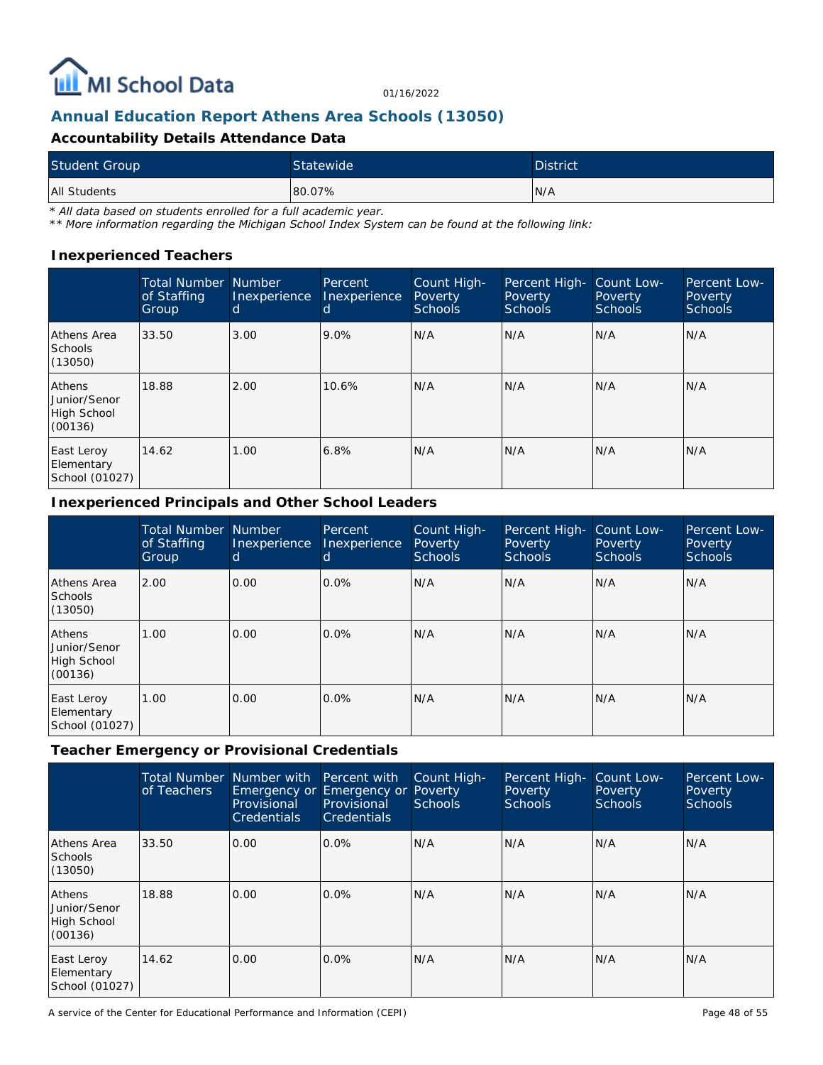## Annual Education Report Athens Area Schools (13050)

### Accountability Details Attendance Data

| Student Group | Statewide | District |
|---|---|---|
| All Students | 80.07% | N/A |

*\* All data based on students enrolled for a full academic year.*
*\*\* More information regarding the Michigan School Index System can be found at the following link:*

### Inexperienced Teachers

| | Total Number of Staffing Group | Number Inexperienced | Percent Inexperienced | Count High-Poverty Schools | Percent High-Poverty Schools | Count Low-Poverty Schools | Percent Low-Poverty Schools |
|---|---|---|---|---|---|---|---|
| Athens Area Schools (13050) | 33.50 | 3.00 | 9.0% | N/A | N/A | N/A | N/A |
| Athens Junior/Senor High School (00136) | 18.88 | 2.00 | 10.6% | N/A | N/A | N/A | N/A |
| East Leroy Elementary School (01027) | 14.62 | 1.00 | 6.8% | N/A | N/A | N/A | N/A |

### Inexperienced Principals and Other School Leaders

| | Total Number of Staffing Group | Number Inexperienced | Percent Inexperienced | Count High-Poverty Schools | Percent High-Poverty Schools | Count Low-Poverty Schools | Percent Low-Poverty Schools |
|---|---|---|---|---|---|---|---|
| Athens Area Schools (13050) | 2.00 | 0.00 | 0.0% | N/A | N/A | N/A | N/A |
| Athens Junior/Senor High School (00136) | 1.00 | 0.00 | 0.0% | N/A | N/A | N/A | N/A |
| East Leroy Elementary School (01027) | 1.00 | 0.00 | 0.0% | N/A | N/A | N/A | N/A |

### Teacher Emergency or Provisional Credentials

| | Total Number of Teachers | Number with Emergency or Provisional Credentials | Percent with Emergency or Provisional Credentials | Count High-Poverty Schools | Percent High-Poverty Schools | Count Low-Poverty Schools | Percent Low-Poverty Schools |
|---|---|---|---|---|---|---|---|
| Athens Area Schools (13050) | 33.50 | 0.00 | 0.0% | N/A | N/A | N/A | N/A |
| Athens Junior/Senor High School (00136) | 18.88 | 0.00 | 0.0% | N/A | N/A | N/A | N/A |
| East Leroy Elementary School (01027) | 14.62 | 0.00 | 0.0% | N/A | N/A | N/A | N/A |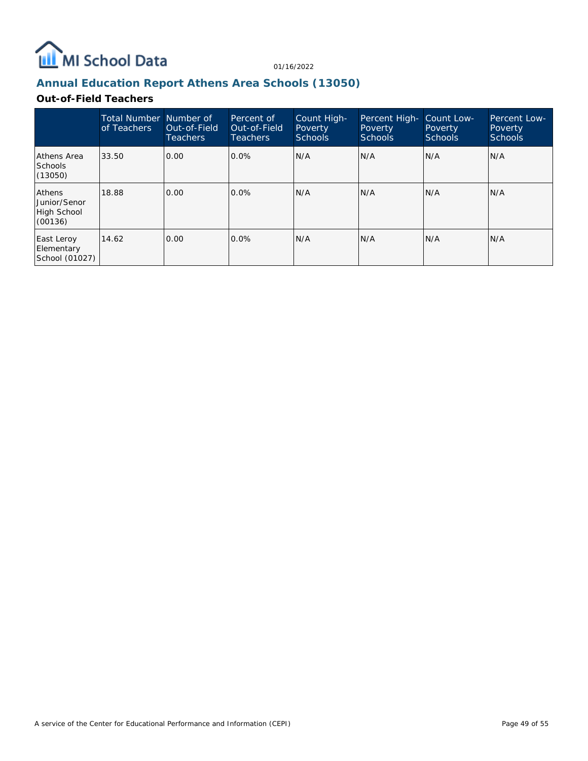## Annual Education Report Athens Area Schools (13050)

### Out-of-Field Teachers

| | Total Number of Teachers | Number of Out-of-Field Teachers | Percent of Out-of-Field Teachers | Count High-Poverty Schools | Percent High-Poverty Schools | Count Low-Poverty Schools | Percent Low-Poverty Schools |
|---|---|---|---|---|---|---|---|
| Athens Area Schools (13050) | 33.50 | 0.00 | 0.0% | N/A | N/A | N/A | N/A |
| Athens Junior/Senor High School (00136) | 18.88 | 0.00 | 0.0% | N/A | N/A | N/A | N/A |
| East Leroy Elementary School (01027) | 14.62 | 0.00 | 0.0% | N/A | N/A | N/A | N/A |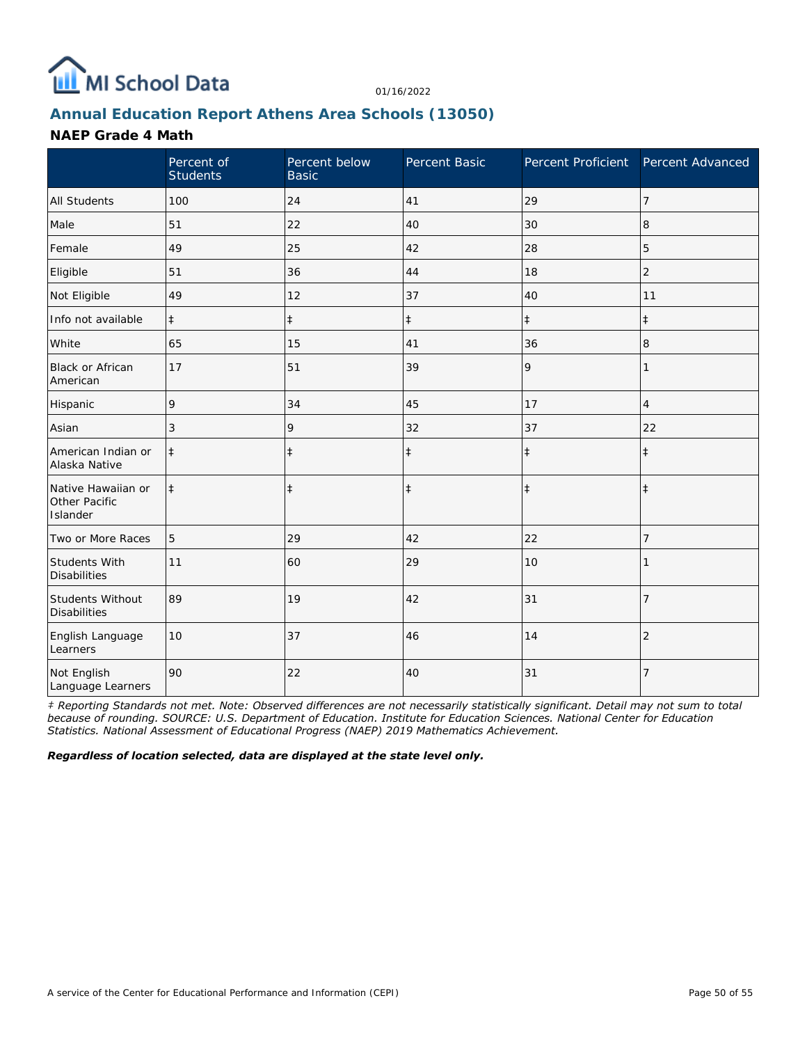MI School Data

01/16/2022

## Annual Education Report Athens Area Schools (13050)

### NAEP Grade 4 Math

| | Percent of Students | Percent below Basic | Percent Basic | Percent Proficient | Percent Advanced |
|---|---|---|---|---|---|
| All Students | 100 | 24 | 41 | 29 | 7 |
| Male | 51 | 22 | 40 | 30 | 8 |
| Female | 49 | 25 | 42 | 28 | 5 |
| Eligible | 51 | 36 | 44 | 18 | 2 |
| Not Eligible | 49 | 12 | 37 | 40 | 11 |
| Info not available | ‡ | ‡ | ‡ | ‡ | ‡ |
| White | 65 | 15 | 41 | 36 | 8 |
| Black or African American | 17 | 51 | 39 | 9 | 1 |
| Hispanic | 9 | 34 | 45 | 17 | 4 |
| Asian | 3 | 9 | 32 | 37 | 22 |
| American Indian or Alaska Native | ‡ | ‡ | ‡ | ‡ | ‡ |
| Native Hawaiian or Other Pacific Islander | ‡ | ‡ | ‡ | ‡ | ‡ |
| Two or More Races | 5 | 29 | 42 | 22 | 7 |
| Students With Disabilities | 11 | 60 | 29 | 10 | 1 |
| Students Without Disabilities | 89 | 19 | 42 | 31 | 7 |
| English Language Learners | 10 | 37 | 46 | 14 | 2 |
| Not English Language Learners | 90 | 22 | 40 | 31 | 7 |

*‡ Reporting Standards not met. Note: Observed differences are not necessarily statistically significant. Detail may not sum to total because of rounding. SOURCE: U.S. Department of Education. Institute for Education Sciences. National Center for Education Statistics. National Assessment of Educational Progress (NAEP) 2019 Mathematics Achievement.*

***Regardless of location selected, data are displayed at the state level only.***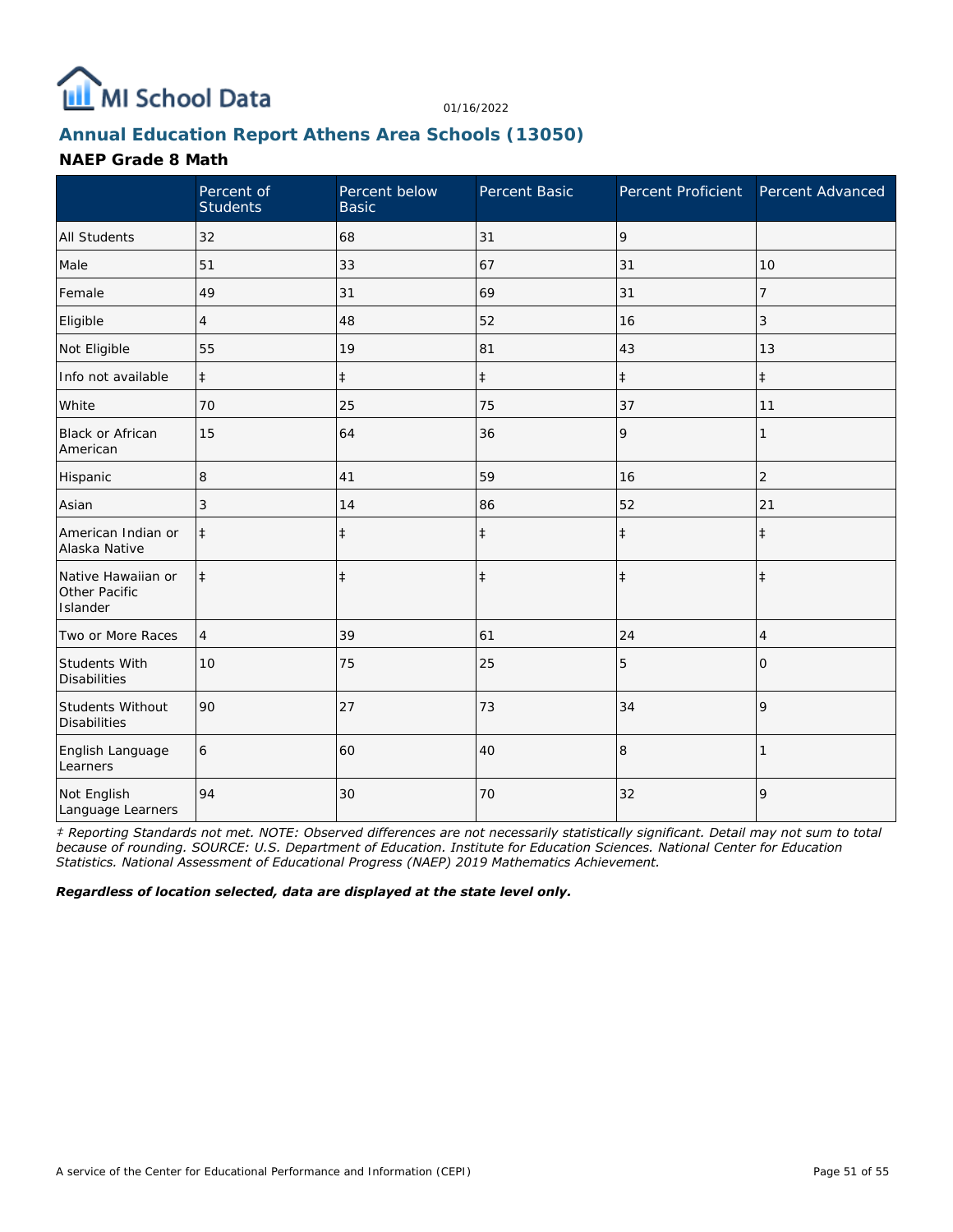# Annual Education Report Athens Area Schools (13050)

## NAEP Grade 8 Math

| | Percent of Students | Percent below Basic | Percent Basic | Percent Proficient | Percent Advanced |
|---|---|---|---|---|---|
| All Students | 32 | 68 | 31 | 9 | |
| Male | 51 | 33 | 67 | 31 | 10 |
| Female | 49 | 31 | 69 | 31 | 7 |
| Eligible | 4 | 48 | 52 | 16 | 3 |
| Not Eligible | 55 | 19 | 81 | 43 | 13 |
| Info not available | ‡ | ‡ | ‡ | ‡ | ‡ |
| White | 70 | 25 | 75 | 37 | 11 |
| Black or African American | 15 | 64 | 36 | 9 | 1 |
| Hispanic | 8 | 41 | 59 | 16 | 2 |
| Asian | 3 | 14 | 86 | 52 | 21 |
| American Indian or Alaska Native | ‡ | ‡ | ‡ | ‡ | ‡ |
| Native Hawaiian or Other Pacific Islander | ‡ | ‡ | ‡ | ‡ | ‡ |
| Two or More Races | 4 | 39 | 61 | 24 | 4 |
| Students With Disabilities | 10 | 75 | 25 | 5 | 0 |
| Students Without Disabilities | 90 | 27 | 73 | 34 | 9 |
| English Language Learners | 6 | 60 | 40 | 8 | 1 |
| Not English Language Learners | 94 | 30 | 70 | 32 | 9 |

*‡ Reporting Standards not met. NOTE: Observed differences are not necessarily statistically significant. Detail may not sum to total because of rounding. SOURCE: U.S. Department of Education. Institute for Education Sciences. National Center for Education Statistics. National Assessment of Educational Progress (NAEP) 2019 Mathematics Achievement.*

***Regardless of location selected, data are displayed at the state level only.***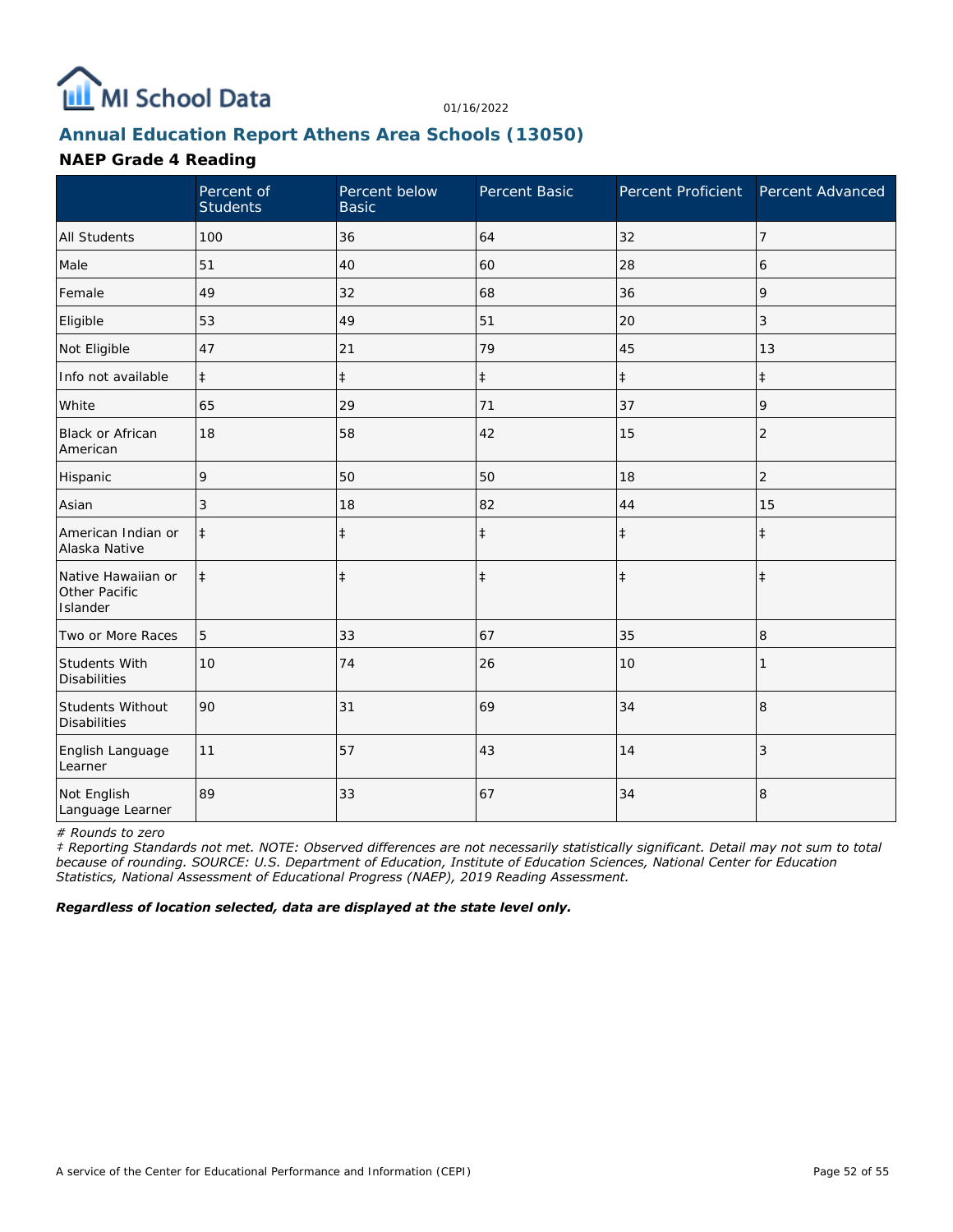## Annual Education Report Athens Area Schools (13050)

### NAEP Grade 4 Reading

| | Percent of Students | Percent below Basic | Percent Basic | Percent Proficient | Percent Advanced |
|---|---|---|---|---|---|
| All Students | 100 | 36 | 64 | 32 | 7 |
| Male | 51 | 40 | 60 | 28 | 6 |
| Female | 49 | 32 | 68 | 36 | 9 |
| Eligible | 53 | 49 | 51 | 20 | 3 |
| Not Eligible | 47 | 21 | 79 | 45 | 13 |
| Info not available | ‡ | ‡ | ‡ | ‡ | ‡ |
| White | 65 | 29 | 71 | 37 | 9 |
| Black or African American | 18 | 58 | 42 | 15 | 2 |
| Hispanic | 9 | 50 | 50 | 18 | 2 |
| Asian | 3 | 18 | 82 | 44 | 15 |
| American Indian or Alaska Native | ‡ | ‡ | ‡ | ‡ | ‡ |
| Native Hawaiian or Other Pacific Islander | ‡ | ‡ | ‡ | ‡ | ‡ |
| Two or More Races | 5 | 33 | 67 | 35 | 8 |
| Students With Disabilities | 10 | 74 | 26 | 10 | 1 |
| Students Without Disabilities | 90 | 31 | 69 | 34 | 8 |
| English Language Learner | 11 | 57 | 43 | 14 | 3 |
| Not English Language Learner | 89 | 33 | 67 | 34 | 8 |

*# Rounds to zero*

*‡ Reporting Standards not met. NOTE: Observed differences are not necessarily statistically significant. Detail may not sum to total because of rounding. SOURCE: U.S. Department of Education, Institute of Education Sciences, National Center for Education Statistics, National Assessment of Educational Progress (NAEP), 2019 Reading Assessment.*

***Regardless of location selected, data are displayed at the state level only.***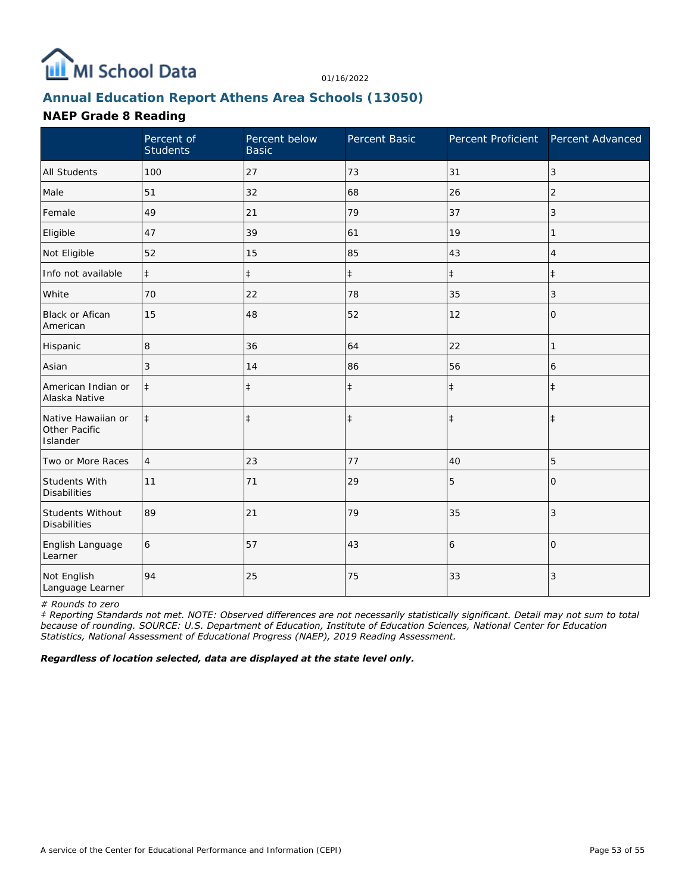MI School Data

01/16/2022

## Annual Education Report Athens Area Schools (13050)

### NAEP Grade 8 Reading

| | Percent of Students | Percent below Basic | Percent Basic | Percent Proficient | Percent Advanced |
|---|---|---|---|---|---|
| All Students | 100 | 27 | 73 | 31 | 3 |
| Male | 51 | 32 | 68 | 26 | 2 |
| Female | 49 | 21 | 79 | 37 | 3 |
| Eligible | 47 | 39 | 61 | 19 | 1 |
| Not Eligible | 52 | 15 | 85 | 43 | 4 |
| Info not available | ‡ | ‡ | ‡ | ‡ | ‡ |
| White | 70 | 22 | 78 | 35 | 3 |
| Black or Afican American | 15 | 48 | 52 | 12 | 0 |
| Hispanic | 8 | 36 | 64 | 22 | 1 |
| Asian | 3 | 14 | 86 | 56 | 6 |
| American Indian or Alaska Native | ‡ | ‡ | ‡ | ‡ | ‡ |
| Native Hawaiian or Other Pacific Islander | ‡ | ‡ | ‡ | ‡ | ‡ |
| Two or More Races | 4 | 23 | 77 | 40 | 5 |
| Students With Disabilities | 11 | 71 | 29 | 5 | 0 |
| Students Without Disabilities | 89 | 21 | 79 | 35 | 3 |
| English Language Learner | 6 | 57 | 43 | 6 | 0 |
| Not English Language Learner | 94 | 25 | 75 | 33 | 3 |

*# Rounds to zero*

*‡ Reporting Standards not met. NOTE: Observed differences are not necessarily statistically significant. Detail may not sum to total because of rounding. SOURCE: U.S. Department of Education, Institute of Education Sciences, National Center for Education Statistics, National Assessment of Educational Progress (NAEP), 2019 Reading Assessment.*

***Regardless of location selected, data are displayed at the state level only.***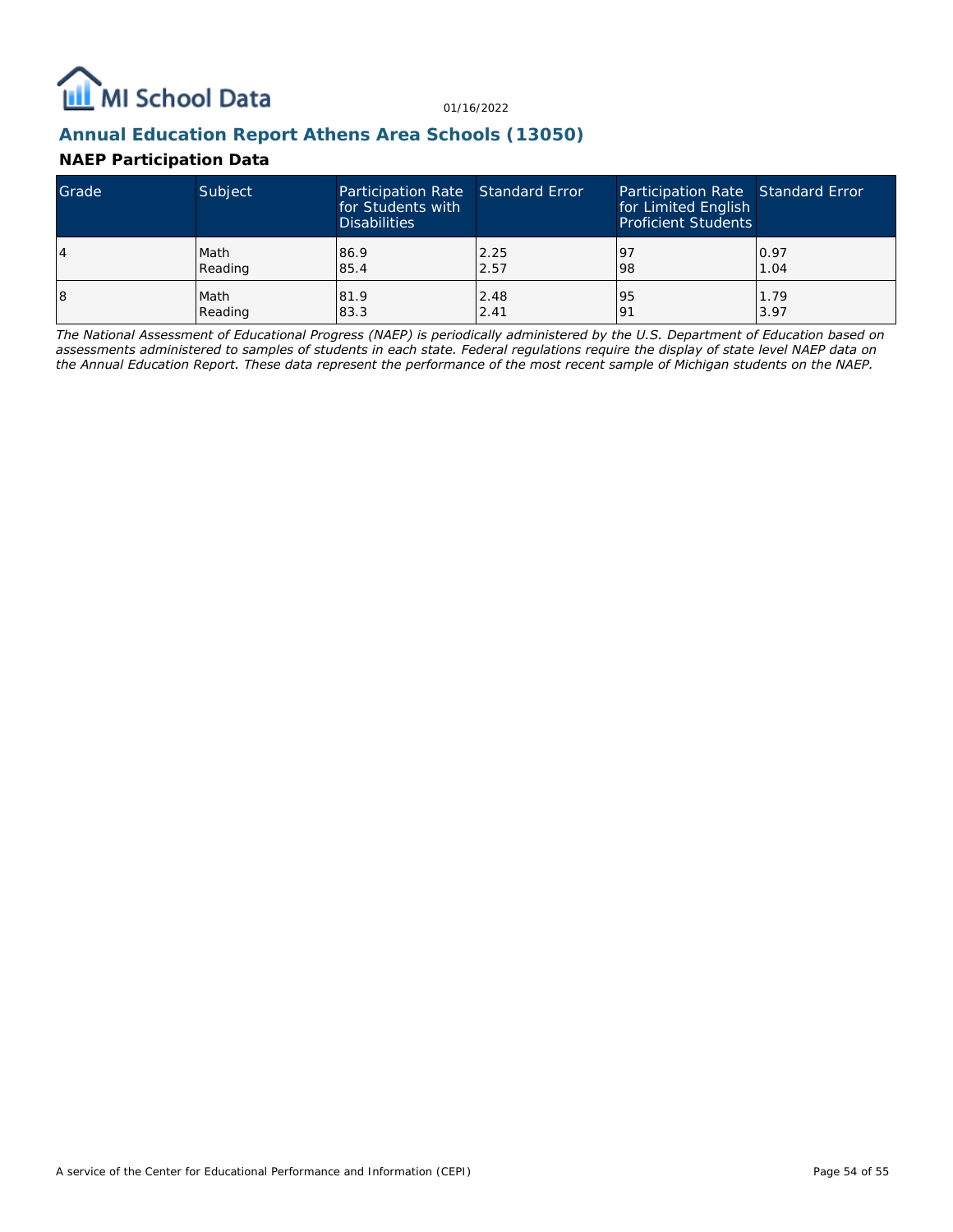## Annual Education Report Athens Area Schools (13050)

### NAEP Participation Data

| Grade | Subject | Participation Rate for Students with Disabilities | Standard Error | Participation Rate for Limited English Proficient Students | Standard Error |
|---|---|---|---|---|---|
| 4 | Math<br>Reading | 86.9<br>85.4 | 2.25<br>2.57 | 97<br>98 | 0.97<br>1.04 |
| 8 | Math<br>Reading | 81.9<br>83.3 | 2.48<br>2.41 | 95<br>91 | 1.79<br>3.97 |

*The National Assessment of Educational Progress (NAEP) is periodically administered by the U.S. Department of Education based on assessments administered to samples of students in each state. Federal regulations require the display of state level NAEP data on the Annual Education Report. These data represent the performance of the most recent sample of Michigan students on the NAEP.*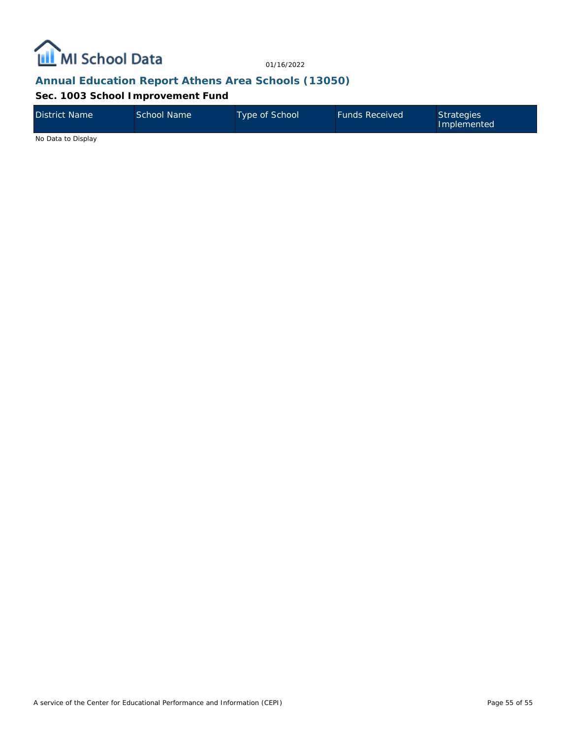## Annual Education Report Athens Area Schools (13050)

### Sec. 1003 School Improvement Fund

| District Name | School Name | Type of School | Funds Received | Strategies Implemented |
| --- | --- | --- | --- | --- |

No Data to Display